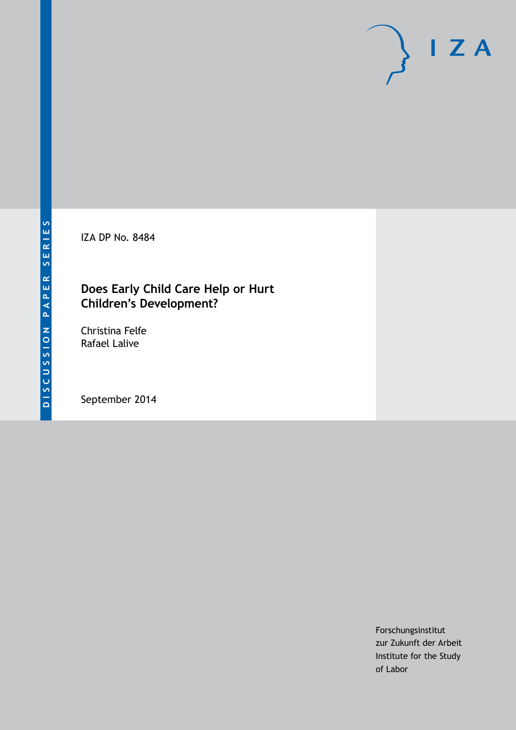DISCUSSION PAPER SERIES

IZA

IZA DP No. 8484

# Does Early Child Care Help or Hurt Children's Development?

Christina Felfe
Rafael Lalive

September 2014

Forschungsinstitut
zur Zukunft der Arbeit
Institute for the Study
of Labor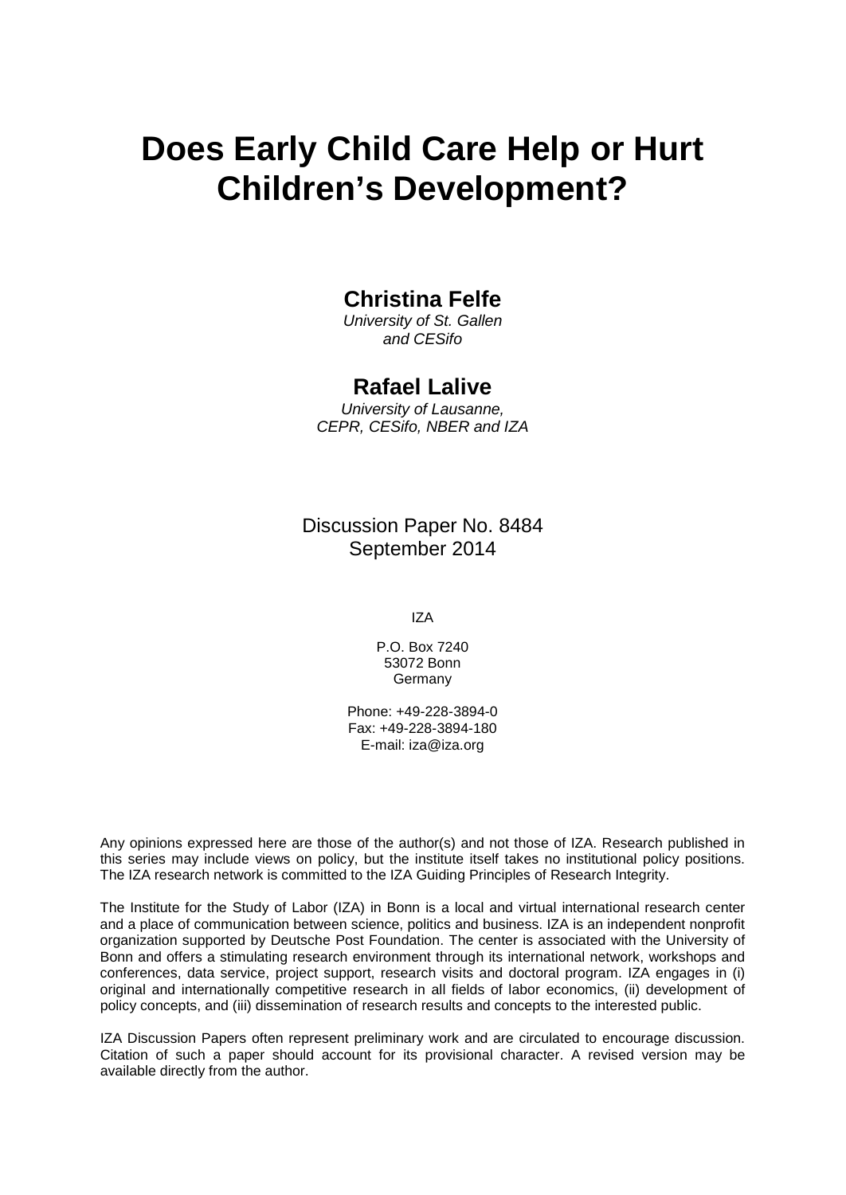# Does Early Child Care Help or Hurt Children's Development?

**Christina Felfe**

*University of St. Gallen and CESifo*

**Rafael Lalive**

*University of Lausanne, CEPR, CESifo, NBER and IZA*

Discussion Paper No. 8484
September 2014

IZA

P.O. Box 7240
53072 Bonn
Germany

Phone: +49-228-3894-0
Fax: +49-228-3894-180
E-mail: iza@iza.org

Any opinions expressed here are those of the author(s) and not those of IZA. Research published in this series may include views on policy, but the institute itself takes no institutional policy positions. The IZA research network is committed to the IZA Guiding Principles of Research Integrity.

The Institute for the Study of Labor (IZA) in Bonn is a local and virtual international research center and a place of communication between science, politics and business. IZA is an independent nonprofit organization supported by Deutsche Post Foundation. The center is associated with the University of Bonn and offers a stimulating research environment through its international network, workshops and conferences, data service, project support, research visits and doctoral program. IZA engages in (i) original and internationally competitive research in all fields of labor economics, (ii) development of policy concepts, and (iii) dissemination of research results and concepts to the interested public.

IZA Discussion Papers often represent preliminary work and are circulated to encourage discussion. Citation of such a paper should account for its provisional character. A revised version may be available directly from the author.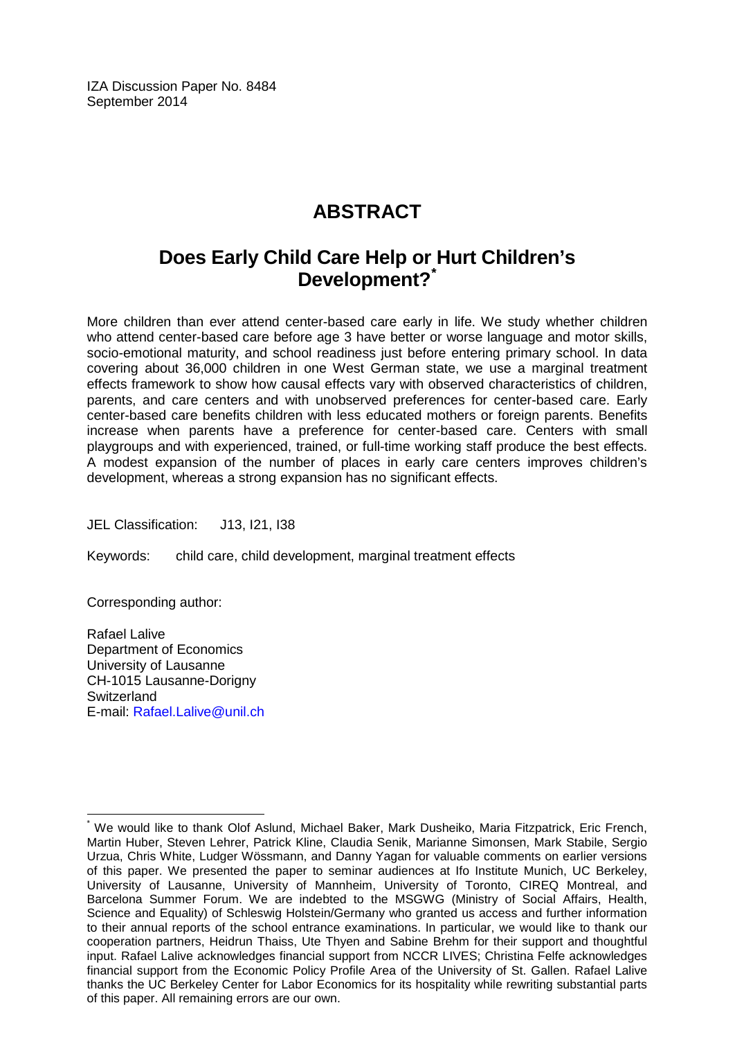IZA Discussion Paper No. 8484
September 2014

# ABSTRACT

## Does Early Child Care Help or Hurt Children's Development?*

More children than ever attend center-based care early in life. We study whether children who attend center-based care before age 3 have better or worse language and motor skills, socio-emotional maturity, and school readiness just before entering primary school. In data covering about 36,000 children in one West German state, we use a marginal treatment effects framework to show how causal effects vary with observed characteristics of children, parents, and care centers and with unobserved preferences for center-based care. Early center-based care benefits children with less educated mothers or foreign parents. Benefits increase when parents have a preference for center-based care. Centers with small playgroups and with experienced, trained, or full-time working staff produce the best effects. A modest expansion of the number of places in early care centers improves children's development, whereas a strong expansion has no significant effects.

JEL Classification: J13, I21, I38

Keywords: child care, child development, marginal treatment effects

Corresponding author:

Rafael Lalive
Department of Economics
University of Lausanne
CH-1015 Lausanne-Dorigny
Switzerland
E-mail: Rafael.Lalive@unil.ch

---

* We would like to thank Olof Aslund, Michael Baker, Mark Dusheiko, Maria Fitzpatrick, Eric French, Martin Huber, Steven Lehrer, Patrick Kline, Claudia Senik, Marianne Simonsen, Mark Stabile, Sergio Urzua, Chris White, Ludger Wössmann, and Danny Yagan for valuable comments on earlier versions of this paper. We presented the paper to seminar audiences at Ifo Institute Munich, UC Berkeley, University of Lausanne, University of Mannheim, University of Toronto, CIREQ Montreal, and Barcelona Summer Forum. We are indebted to the MSGWG (Ministry of Social Affairs, Health, Science and Equality) of Schleswig Holstein/Germany who granted us access and further information to their annual reports of the school entrance examinations. In particular, we would like to thank our cooperation partners, Heidrun Thaiss, Ute Thyen and Sabine Brehm for their support and thoughtful input. Rafael Lalive acknowledges financial support from NCCR LIVES; Christina Felfe acknowledges financial support from the Economic Policy Profile Area of the University of St. Gallen. Rafael Lalive thanks the UC Berkeley Center for Labor Economics for its hospitality while rewriting substantial parts of this paper. All remaining errors are our own.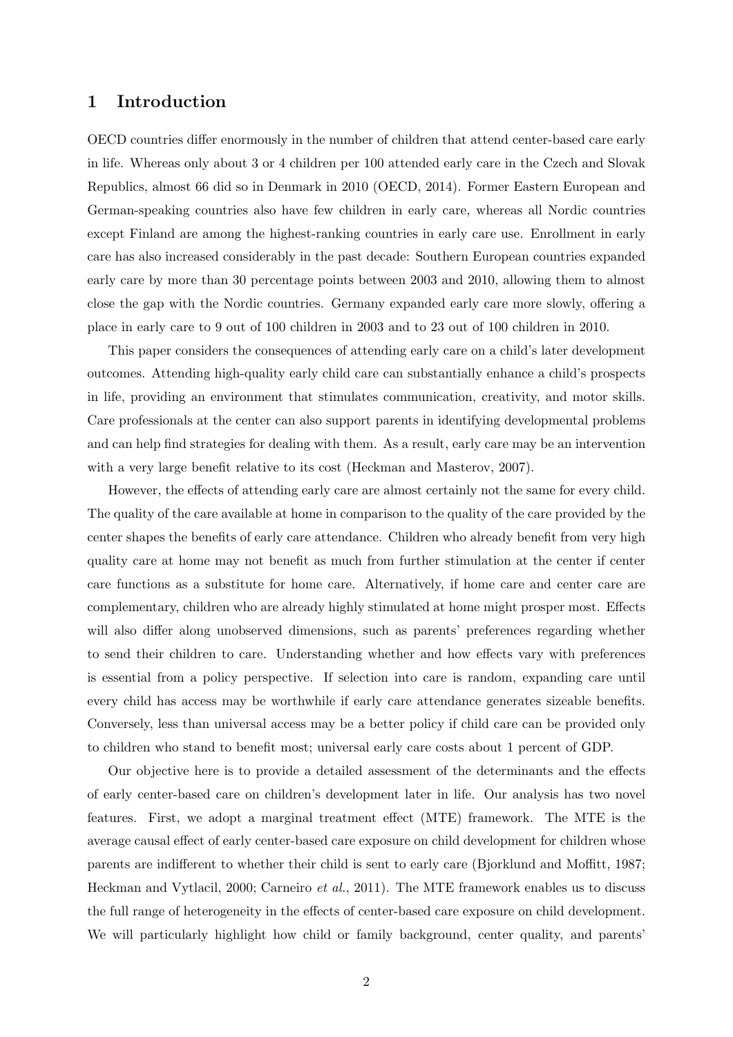# 1 Introduction

OECD countries differ enormously in the number of children that attend center-based care early in life. Whereas only about 3 or 4 children per 100 attended early care in the Czech and Slovak Republics, almost 66 did so in Denmark in 2010 (OECD, 2014). Former Eastern European and German-speaking countries also have few children in early care, whereas all Nordic countries except Finland are among the highest-ranking countries in early care use. Enrollment in early care has also increased considerably in the past decade: Southern European countries expanded early care by more than 30 percentage points between 2003 and 2010, allowing them to almost close the gap with the Nordic countries. Germany expanded early care more slowly, offering a place in early care to 9 out of 100 children in 2003 and to 23 out of 100 children in 2010.

This paper considers the consequences of attending early care on a child's later development outcomes. Attending high-quality early child care can substantially enhance a child's prospects in life, providing an environment that stimulates communication, creativity, and motor skills. Care professionals at the center can also support parents in identifying developmental problems and can help find strategies for dealing with them. As a result, early care may be an intervention with a very large benefit relative to its cost (Heckman and Masterov, 2007).

However, the effects of attending early care are almost certainly not the same for every child. The quality of the care available at home in comparison to the quality of the care provided by the center shapes the benefits of early care attendance. Children who already benefit from very high quality care at home may not benefit as much from further stimulation at the center if center care functions as a substitute for home care. Alternatively, if home care and center care are complementary, children who are already highly stimulated at home might prosper most. Effects will also differ along unobserved dimensions, such as parents' preferences regarding whether to send their children to care. Understanding whether and how effects vary with preferences is essential from a policy perspective. If selection into care is random, expanding care until every child has access may be worthwhile if early care attendance generates sizeable benefits. Conversely, less than universal access may be a better policy if child care can be provided only to children who stand to benefit most; universal early care costs about 1 percent of GDP.

Our objective here is to provide a detailed assessment of the determinants and the effects of early center-based care on children's development later in life. Our analysis has two novel features. First, we adopt a marginal treatment effect (MTE) framework. The MTE is the average causal effect of early center-based care exposure on child development for children whose parents are indifferent to whether their child is sent to early care (Bjorklund and Moffitt, 1987; Heckman and Vytlacil, 2000; Carneiro *et al.*, 2011). The MTE framework enables us to discuss the full range of heterogeneity in the effects of center-based care exposure on child development. We will particularly highlight how child or family background, center quality, and parents'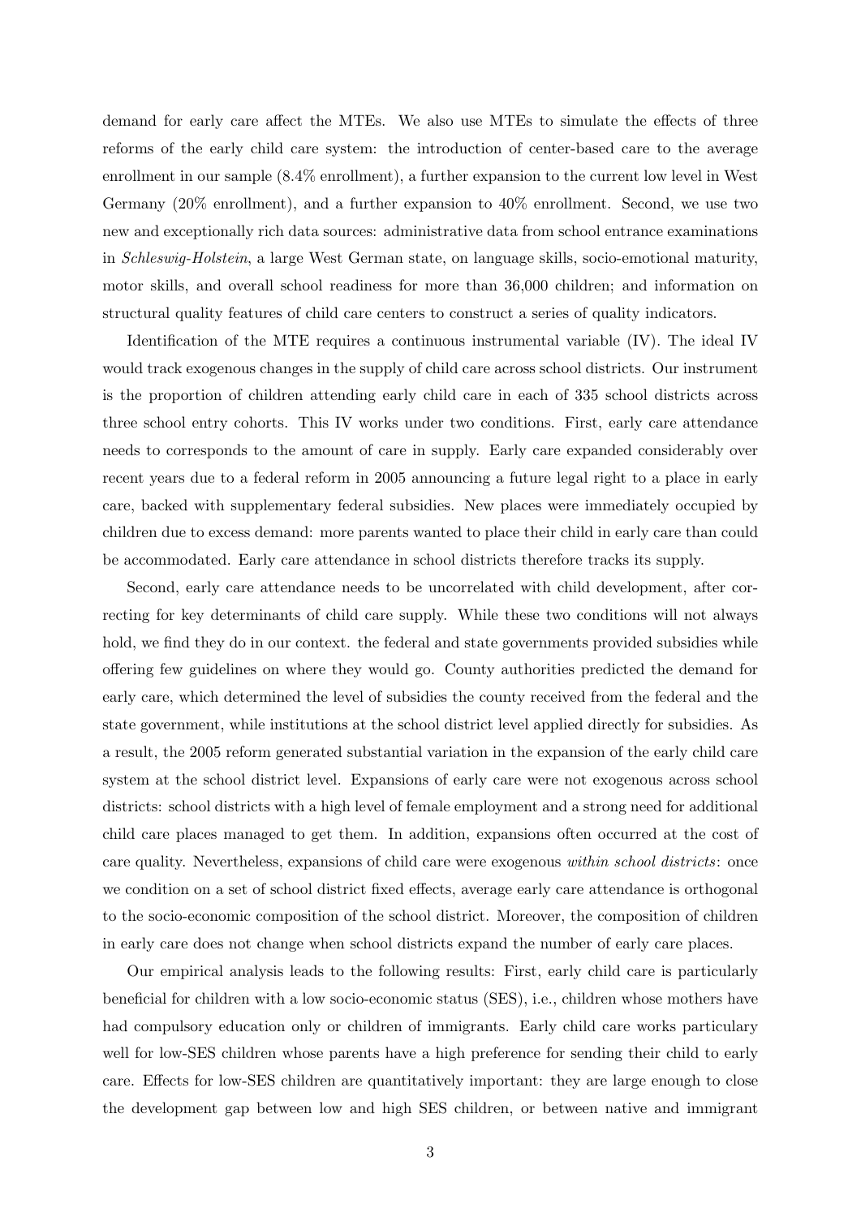demand for early care affect the MTEs. We also use MTEs to simulate the effects of three reforms of the early child care system: the introduction of center-based care to the average enrollment in our sample (8.4% enrollment), a further expansion to the current low level in West Germany (20% enrollment), and a further expansion to 40% enrollment. Second, we use two new and exceptionally rich data sources: administrative data from school entrance examinations in *Schleswig-Holstein*, a large West German state, on language skills, socio-emotional maturity, motor skills, and overall school readiness for more than 36,000 children; and information on structural quality features of child care centers to construct a series of quality indicators.

Identification of the MTE requires a continuous instrumental variable (IV). The ideal IV would track exogenous changes in the supply of child care across school districts. Our instrument is the proportion of children attending early child care in each of 335 school districts across three school entry cohorts. This IV works under two conditions. First, early care attendance needs to corresponds to the amount of care in supply. Early care expanded considerably over recent years due to a federal reform in 2005 announcing a future legal right to a place in early care, backed with supplementary federal subsidies. New places were immediately occupied by children due to excess demand: more parents wanted to place their child in early care than could be accommodated. Early care attendance in school districts therefore tracks its supply.

Second, early care attendance needs to be uncorrelated with child development, after correcting for key determinants of child care supply. While these two conditions will not always hold, we find they do in our context. the federal and state governments provided subsidies while offering few guidelines on where they would go. County authorities predicted the demand for early care, which determined the level of subsidies the county received from the federal and the state government, while institutions at the school district level applied directly for subsidies. As a result, the 2005 reform generated substantial variation in the expansion of the early child care system at the school district level. Expansions of early care were not exogenous across school districts: school districts with a high level of female employment and a strong need for additional child care places managed to get them. In addition, expansions often occurred at the cost of care quality. Nevertheless, expansions of child care were exogenous *within school districts*: once we condition on a set of school district fixed effects, average early care attendance is orthogonal to the socio-economic composition of the school district. Moreover, the composition of children in early care does not change when school districts expand the number of early care places.

Our empirical analysis leads to the following results: First, early child care is particularly beneficial for children with a low socio-economic status (SES), i.e., children whose mothers have had compulsory education only or children of immigrants. Early child care works particulary well for low-SES children whose parents have a high preference for sending their child to early care. Effects for low-SES children are quantitatively important: they are large enough to close the development gap between low and high SES children, or between native and immigrant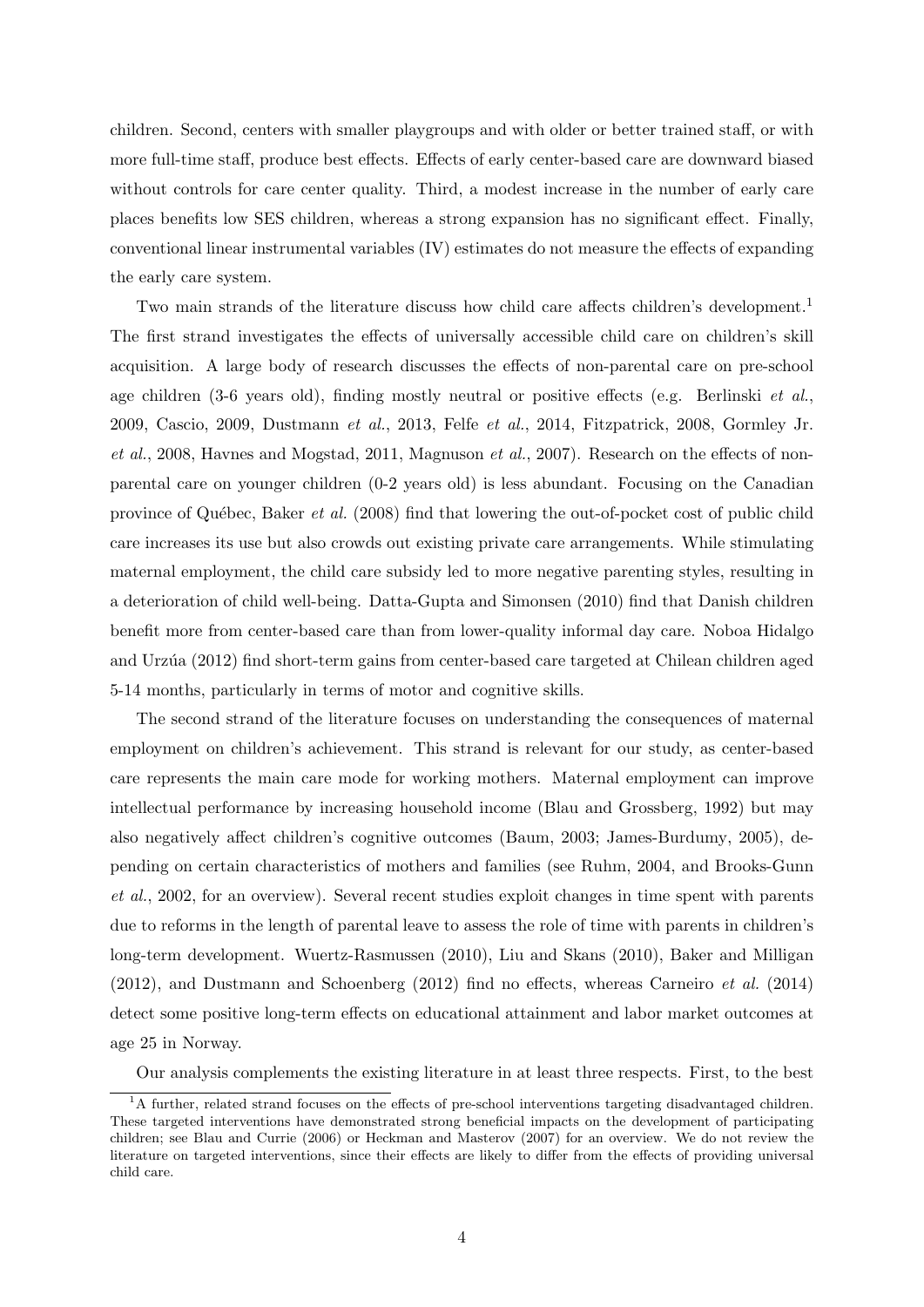children. Second, centers with smaller playgroups and with older or better trained staff, or with more full-time staff, produce best effects. Effects of early center-based care are downward biased without controls for care center quality. Third, a modest increase in the number of early care places benefits low SES children, whereas a strong expansion has no significant effect. Finally, conventional linear instrumental variables (IV) estimates do not measure the effects of expanding the early care system.

Two main strands of the literature discuss how child care affects children's development.[1] The first strand investigates the effects of universally accessible child care on children's skill acquisition. A large body of research discusses the effects of non-parental care on pre-school age children (3-6 years old), finding mostly neutral or positive effects (e.g. Berlinski *et al.*, 2009, Cascio, 2009, Dustmann *et al.*, 2013, Felfe *et al.*, 2014, Fitzpatrick, 2008, Gormley Jr. *et al.*, 2008, Havnes and Mogstad, 2011, Magnuson *et al.*, 2007). Research on the effects of non-parental care on younger children (0-2 years old) is less abundant. Focusing on the Canadian province of Québec, Baker *et al.* (2008) find that lowering the out-of-pocket cost of public child care increases its use but also crowds out existing private care arrangements. While stimulating maternal employment, the child care subsidy led to more negative parenting styles, resulting in a deterioration of child well-being. Datta-Gupta and Simonsen (2010) find that Danish children benefit more from center-based care than from lower-quality informal day care. Noboa Hidalgo and Urzúa (2012) find short-term gains from center-based care targeted at Chilean children aged 5-14 months, particularly in terms of motor and cognitive skills.

The second strand of the literature focuses on understanding the consequences of maternal employment on children's achievement. This strand is relevant for our study, as center-based care represents the main care mode for working mothers. Maternal employment can improve intellectual performance by increasing household income (Blau and Grossberg, 1992) but may also negatively affect children's cognitive outcomes (Baum, 2003; James-Burdumy, 2005), depending on certain characteristics of mothers and families (see Ruhm, 2004, and Brooks-Gunn *et al.*, 2002, for an overview). Several recent studies exploit changes in time spent with parents due to reforms in the length of parental leave to assess the role of time with parents in children's long-term development. Wuertz-Rasmussen (2010), Liu and Skans (2010), Baker and Milligan (2012), and Dustmann and Schoenberg (2012) find no effects, whereas Carneiro *et al.* (2014) detect some positive long-term effects on educational attainment and labor market outcomes at age 25 in Norway.

Our analysis complements the existing literature in at least three respects. First, to the best

[1] A further, related strand focuses on the effects of pre-school interventions targeting disadvantaged children. These targeted interventions have demonstrated strong beneficial impacts on the development of participating children; see Blau and Currie (2006) or Heckman and Masterov (2007) for an overview. We do not review the literature on targeted interventions, since their effects are likely to differ from the effects of providing universal child care.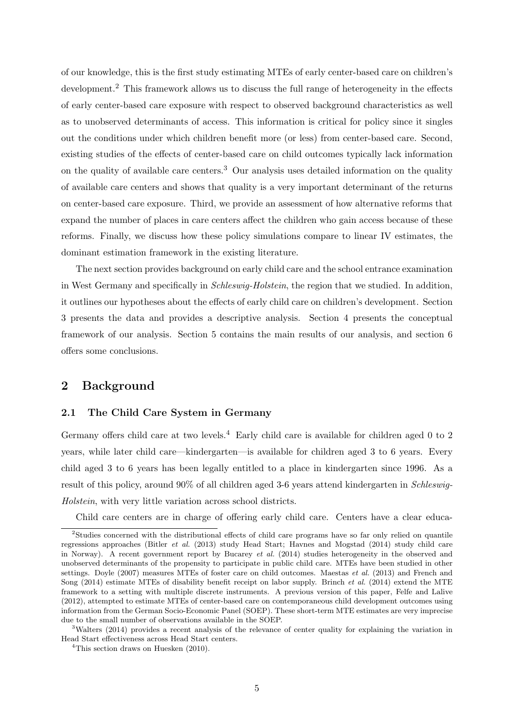of our knowledge, this is the first study estimating MTEs of early center-based care on children's development.[2] This framework allows us to discuss the full range of heterogeneity in the effects of early center-based care exposure with respect to observed background characteristics as well as to unobserved determinants of access. This information is critical for policy since it singles out the conditions under which children benefit more (or less) from center-based care. Second, existing studies of the effects of center-based care on child outcomes typically lack information on the quality of available care centers.[3] Our analysis uses detailed information on the quality of available care centers and shows that quality is a very important determinant of the returns on center-based care exposure. Third, we provide an assessment of how alternative reforms that expand the number of places in care centers affect the children who gain access because of these reforms. Finally, we discuss how these policy simulations compare to linear IV estimates, the dominant estimation framework in the existing literature.

The next section provides background on early child care and the school entrance examination in West Germany and specifically in *Schleswig-Holstein*, the region that we studied. In addition, it outlines our hypotheses about the effects of early child care on children's development. Section 3 presents the data and provides a descriptive analysis. Section 4 presents the conceptual framework of our analysis. Section 5 contains the main results of our analysis, and section 6 offers some conclusions.

## 2 Background

### 2.1 The Child Care System in Germany

Germany offers child care at two levels.[4] Early child care is available for children aged 0 to 2 years, while later child care—kindergarten—is available for children aged 3 to 6 years. Every child aged 3 to 6 years has been legally entitled to a place in kindergarten since 1996. As a result of this policy, around 90% of all children aged 3-6 years attend kindergarten in *Schleswig-Holstein*, with very little variation across school districts.

Child care centers are in charge of offering early child care. Centers have a clear educa-

[2] Studies concerned with the distributional effects of child care programs have so far only relied on quantile regressions approaches (Bitler *et al.* (2013) study Head Start; Havnes and Mogstad (2014) study child care in Norway). A recent government report by Bucarey *et al.* (2014) studies heterogeneity in the observed and unobserved determinants of the propensity to participate in public child care. MTEs have been studied in other settings. Doyle (2007) measures MTEs of foster care on child outcomes. Maestas *et al.* (2013) and French and Song (2014) estimate MTEs of disability benefit receipt on labor supply. Brinch *et al.* (2014) extend the MTE framework to a setting with multiple discrete instruments. A previous version of this paper, Felfe and Lalive (2012), attempted to estimate MTEs of center-based care on contemporaneous child development outcomes using information from the German Socio-Economic Panel (SOEP). These short-term MTE estimates are very imprecise due to the small number of observations available in the SOEP.

[3] Walters (2014) provides a recent analysis of the relevance of center quality for explaining the variation in Head Start effectiveness across Head Start centers.

[4] This section draws on Huesken (2010).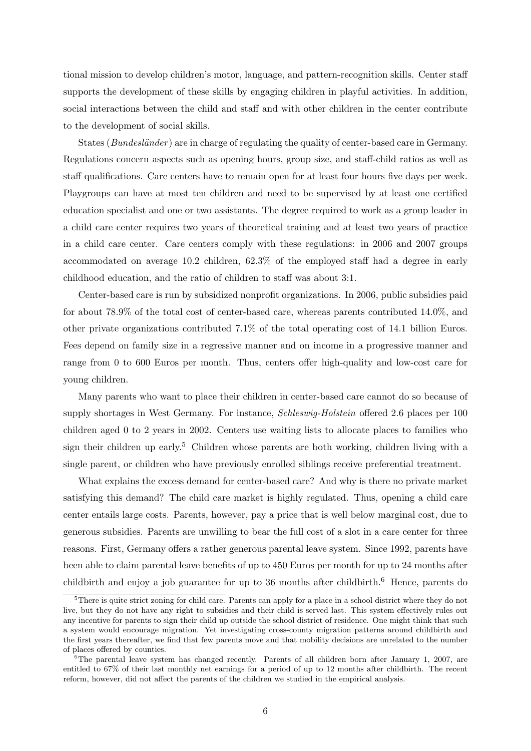tional mission to develop children's motor, language, and pattern-recognition skills. Center staff supports the development of these skills by engaging children in playful activities. In addition, social interactions between the child and staff and with other children in the center contribute to the development of social skills.

States (*Bundesländer*) are in charge of regulating the quality of center-based care in Germany. Regulations concern aspects such as opening hours, group size, and staff-child ratios as well as staff qualifications. Care centers have to remain open for at least four hours five days per week. Playgroups can have at most ten children and need to be supervised by at least one certified education specialist and one or two assistants. The degree required to work as a group leader in a child care center requires two years of theoretical training and at least two years of practice in a child care center. Care centers comply with these regulations: in 2006 and 2007 groups accommodated on average 10.2 children, 62.3% of the employed staff had a degree in early childhood education, and the ratio of children to staff was about 3:1.

Center-based care is run by subsidized nonprofit organizations. In 2006, public subsidies paid for about 78.9% of the total cost of center-based care, whereas parents contributed 14.0%, and other private organizations contributed 7.1% of the total operating cost of 14.1 billion Euros. Fees depend on family size in a regressive manner and on income in a progressive manner and range from 0 to 600 Euros per month. Thus, centers offer high-quality and low-cost care for young children.

Many parents who want to place their children in center-based care cannot do so because of supply shortages in West Germany. For instance, *Schleswig-Holstein* offered 2.6 places per 100 children aged 0 to 2 years in 2002. Centers use waiting lists to allocate places to families who sign their children up early.[5] Children whose parents are both working, children living with a single parent, or children who have previously enrolled siblings receive preferential treatment.

What explains the excess demand for center-based care? And why is there no private market satisfying this demand? The child care market is highly regulated. Thus, opening a child care center entails large costs. Parents, however, pay a price that is well below marginal cost, due to generous subsidies. Parents are unwilling to bear the full cost of a slot in a care center for three reasons. First, Germany offers a rather generous parental leave system. Since 1992, parents have been able to claim parental leave benefits of up to 450 Euros per month for up to 24 months after childbirth and enjoy a job guarantee for up to 36 months after childbirth.[6] Hence, parents do

[5]There is quite strict zoning for child care. Parents can apply for a place in a school district where they do not live, but they do not have any right to subsidies and their child is served last. This system effectively rules out any incentive for parents to sign their child up outside the school district of residence. One might think that such a system would encourage migration. Yet investigating cross-county migration patterns around childbirth and the first years thereafter, we find that few parents move and that mobility decisions are unrelated to the number of places offered by counties.

[6]The parental leave system has changed recently. Parents of all children born after January 1, 2007, are entitled to 67% of their last monthly net earnings for a period of up to 12 months after childbirth. The recent reform, however, did not affect the parents of the children we studied in the empirical analysis.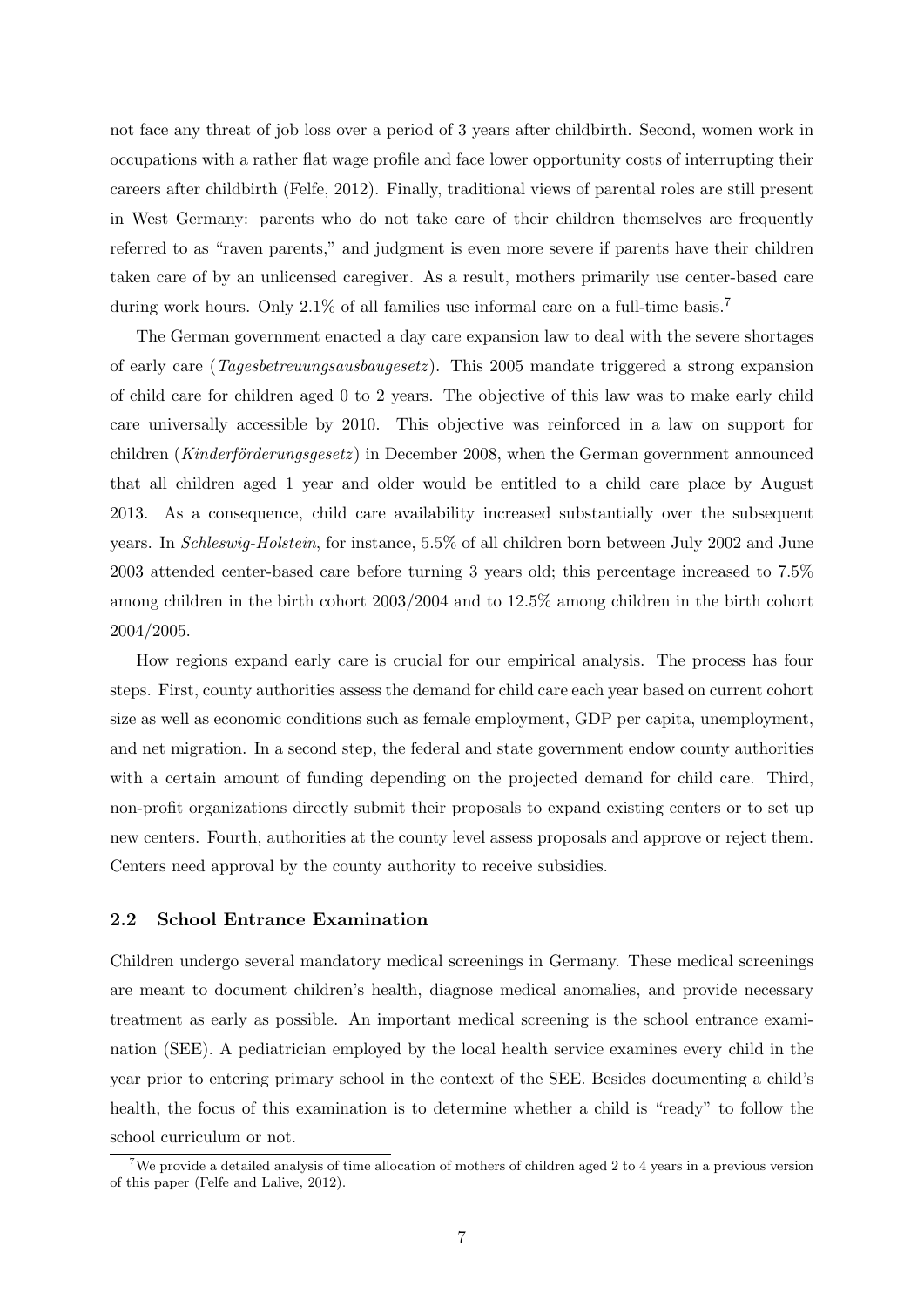not face any threat of job loss over a period of 3 years after childbirth. Second, women work in occupations with a rather flat wage profile and face lower opportunity costs of interrupting their careers after childbirth (Felfe, 2012). Finally, traditional views of parental roles are still present in West Germany: parents who do not take care of their children themselves are frequently referred to as "raven parents," and judgment is even more severe if parents have their children taken care of by an unlicensed caregiver. As a result, mothers primarily use center-based care during work hours. Only 2.1% of all families use informal care on a full-time basis.[7]

The German government enacted a day care expansion law to deal with the severe shortages of early care (*Tagesbetreuungsausbaugesetz*). This 2005 mandate triggered a strong expansion of child care for children aged 0 to 2 years. The objective of this law was to make early child care universally accessible by 2010. This objective was reinforced in a law on support for children (*Kinderförderungsgesetz*) in December 2008, when the German government announced that all children aged 1 year and older would be entitled to a child care place by August 2013. As a consequence, child care availability increased substantially over the subsequent years. In *Schleswig-Holstein*, for instance, 5.5% of all children born between July 2002 and June 2003 attended center-based care before turning 3 years old; this percentage increased to 7.5% among children in the birth cohort 2003/2004 and to 12.5% among children in the birth cohort 2004/2005.

How regions expand early care is crucial for our empirical analysis. The process has four steps. First, county authorities assess the demand for child care each year based on current cohort size as well as economic conditions such as female employment, GDP per capita, unemployment, and net migration. In a second step, the federal and state government endow county authorities with a certain amount of funding depending on the projected demand for child care. Third, non-profit organizations directly submit their proposals to expand existing centers or to set up new centers. Fourth, authorities at the county level assess proposals and approve or reject them. Centers need approval by the county authority to receive subsidies.

### 2.2 School Entrance Examination

Children undergo several mandatory medical screenings in Germany. These medical screenings are meant to document children's health, diagnose medical anomalies, and provide necessary treatment as early as possible. An important medical screening is the school entrance examination (SEE). A pediatrician employed by the local health service examines every child in the year prior to entering primary school in the context of the SEE. Besides documenting a child's health, the focus of this examination is to determine whether a child is "ready" to follow the school curriculum or not.

[7] We provide a detailed analysis of time allocation of mothers of children aged 2 to 4 years in a previous version of this paper (Felfe and Lalive, 2012).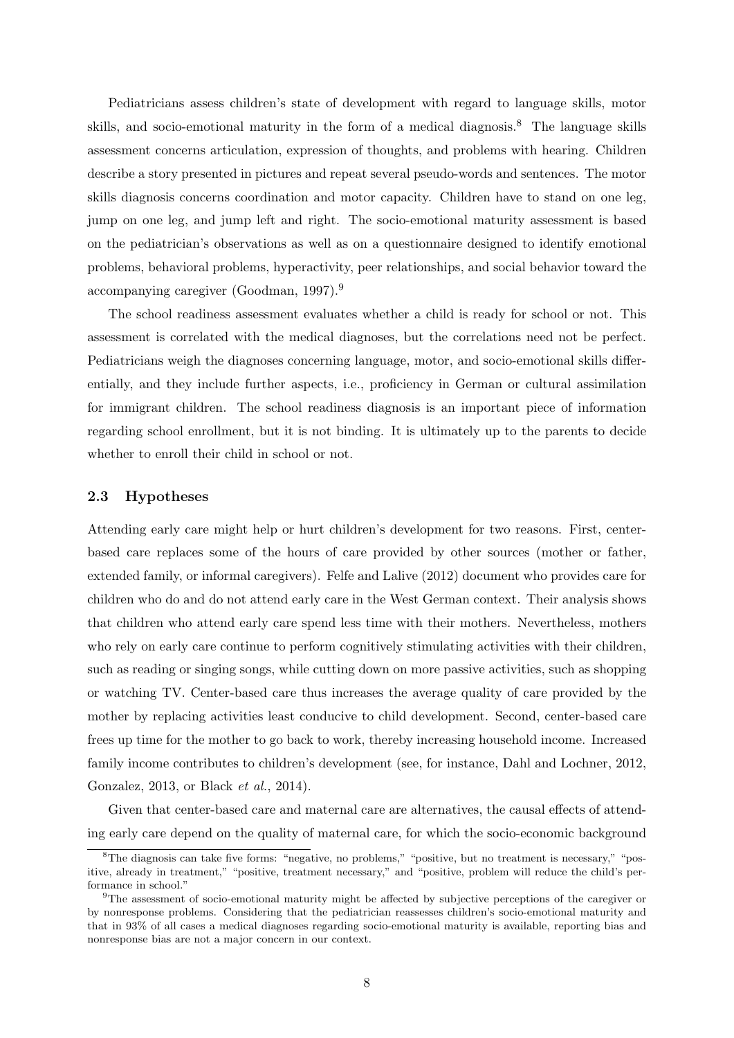Pediatricians assess children's state of development with regard to language skills, motor skills, and socio-emotional maturity in the form of a medical diagnosis.[8] The language skills assessment concerns articulation, expression of thoughts, and problems with hearing. Children describe a story presented in pictures and repeat several pseudo-words and sentences. The motor skills diagnosis concerns coordination and motor capacity. Children have to stand on one leg, jump on one leg, and jump left and right. The socio-emotional maturity assessment is based on the pediatrician's observations as well as on a questionnaire designed to identify emotional problems, behavioral problems, hyperactivity, peer relationships, and social behavior toward the accompanying caregiver (Goodman, 1997).[9]

The school readiness assessment evaluates whether a child is ready for school or not. This assessment is correlated with the medical diagnoses, but the correlations need not be perfect. Pediatricians weigh the diagnoses concerning language, motor, and socio-emotional skills differentially, and they include further aspects, i.e., proficiency in German or cultural assimilation for immigrant children. The school readiness diagnosis is an important piece of information regarding school enrollment, but it is not binding. It is ultimately up to the parents to decide whether to enroll their child in school or not.

### 2.3 Hypotheses

Attending early care might help or hurt children's development for two reasons. First, center-based care replaces some of the hours of care provided by other sources (mother or father, extended family, or informal caregivers). Felfe and Lalive (2012) document who provides care for children who do and do not attend early care in the West German context. Their analysis shows that children who attend early care spend less time with their mothers. Nevertheless, mothers who rely on early care continue to perform cognitively stimulating activities with their children, such as reading or singing songs, while cutting down on more passive activities, such as shopping or watching TV. Center-based care thus increases the average quality of care provided by the mother by replacing activities least conducive to child development. Second, center-based care frees up time for the mother to go back to work, thereby increasing household income. Increased family income contributes to children's development (see, for instance, Dahl and Lochner, 2012, Gonzalez, 2013, or Black *et al.*, 2014).

Given that center-based care and maternal care are alternatives, the causal effects of attending early care depend on the quality of maternal care, for which the socio-economic background

[8] The diagnosis can take five forms: "negative, no problems," "positive, but no treatment is necessary," "positive, already in treatment," "positive, treatment necessary," and "positive, problem will reduce the child's performance in school."

[9] The assessment of socio-emotional maturity might be affected by subjective perceptions of the caregiver or by nonresponse problems. Considering that the pediatrician reassesses children's socio-emotional maturity and that in 93% of all cases a medical diagnoses regarding socio-emotional maturity is available, reporting bias and nonresponse bias are not a major concern in our context.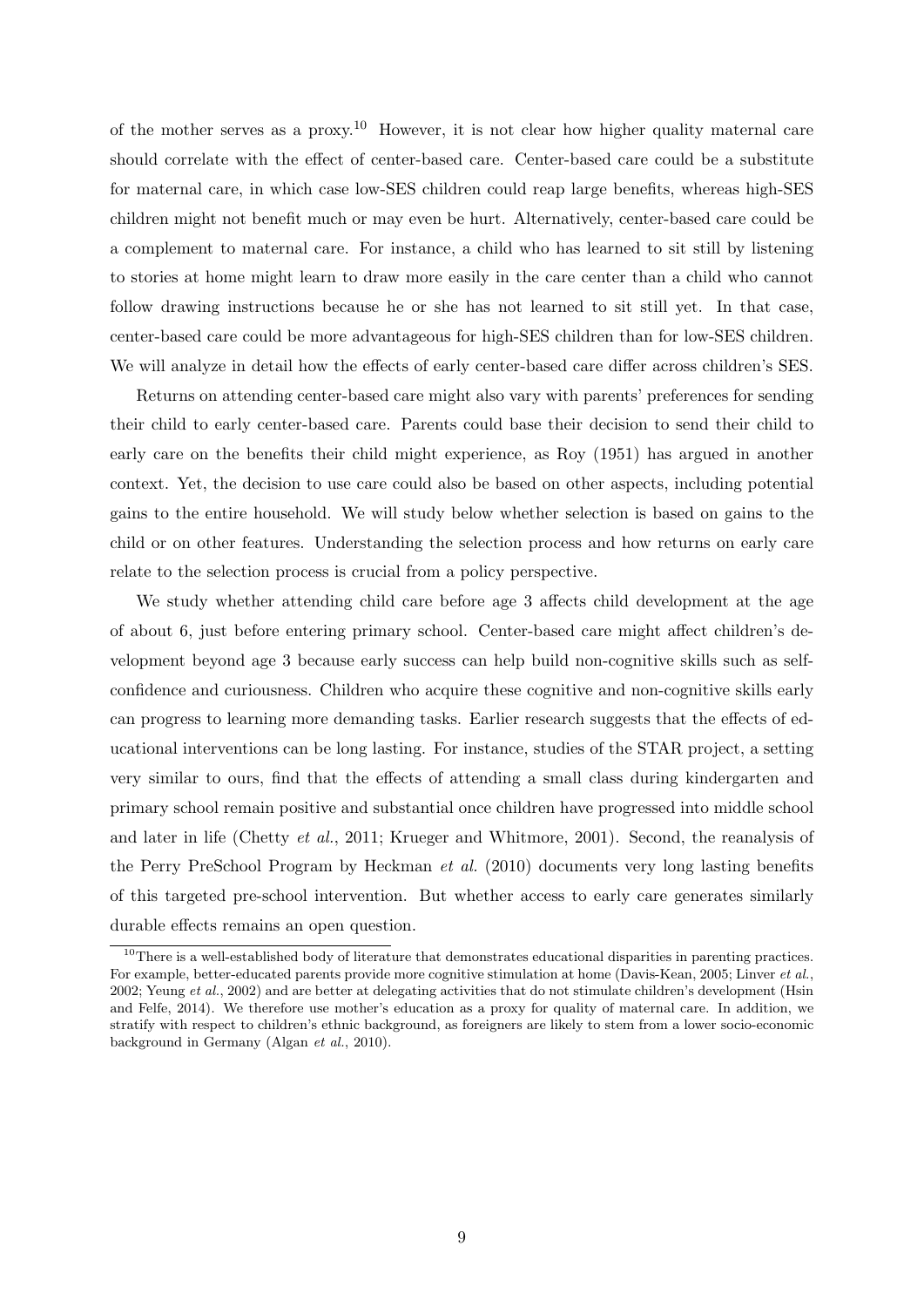of the mother serves as a proxy.[10] However, it is not clear how higher quality maternal care should correlate with the effect of center-based care. Center-based care could be a substitute for maternal care, in which case low-SES children could reap large benefits, whereas high-SES children might not benefit much or may even be hurt. Alternatively, center-based care could be a complement to maternal care. For instance, a child who has learned to sit still by listening to stories at home might learn to draw more easily in the care center than a child who cannot follow drawing instructions because he or she has not learned to sit still yet. In that case, center-based care could be more advantageous for high-SES children than for low-SES children. We will analyze in detail how the effects of early center-based care differ across children's SES.

Returns on attending center-based care might also vary with parents' preferences for sending their child to early center-based care. Parents could base their decision to send their child to early care on the benefits their child might experience, as Roy (1951) has argued in another context. Yet, the decision to use care could also be based on other aspects, including potential gains to the entire household. We will study below whether selection is based on gains to the child or on other features. Understanding the selection process and how returns on early care relate to the selection process is crucial from a policy perspective.

We study whether attending child care before age 3 affects child development at the age of about 6, just before entering primary school. Center-based care might affect children's development beyond age 3 because early success can help build non-cognitive skills such as self-confidence and curiousness. Children who acquire these cognitive and non-cognitive skills early can progress to learning more demanding tasks. Earlier research suggests that the effects of educational interventions can be long lasting. For instance, studies of the STAR project, a setting very similar to ours, find that the effects of attending a small class during kindergarten and primary school remain positive and substantial once children have progressed into middle school and later in life (Chetty *et al.*, 2011; Krueger and Whitmore, 2001). Second, the reanalysis of the Perry PreSchool Program by Heckman *et al.* (2010) documents very long lasting benefits of this targeted pre-school intervention. But whether access to early care generates similarly durable effects remains an open question.

[10] There is a well-established body of literature that demonstrates educational disparities in parenting practices. For example, better-educated parents provide more cognitive stimulation at home (Davis-Kean, 2005; Linver *et al.*, 2002; Yeung *et al.*, 2002) and are better at delegating activities that do not stimulate children's development (Hsin and Felfe, 2014). We therefore use mother's education as a proxy for quality of maternal care. In addition, we stratify with respect to children's ethnic background, as foreigners are likely to stem from a lower socio-economic background in Germany (Algan *et al.*, 2010).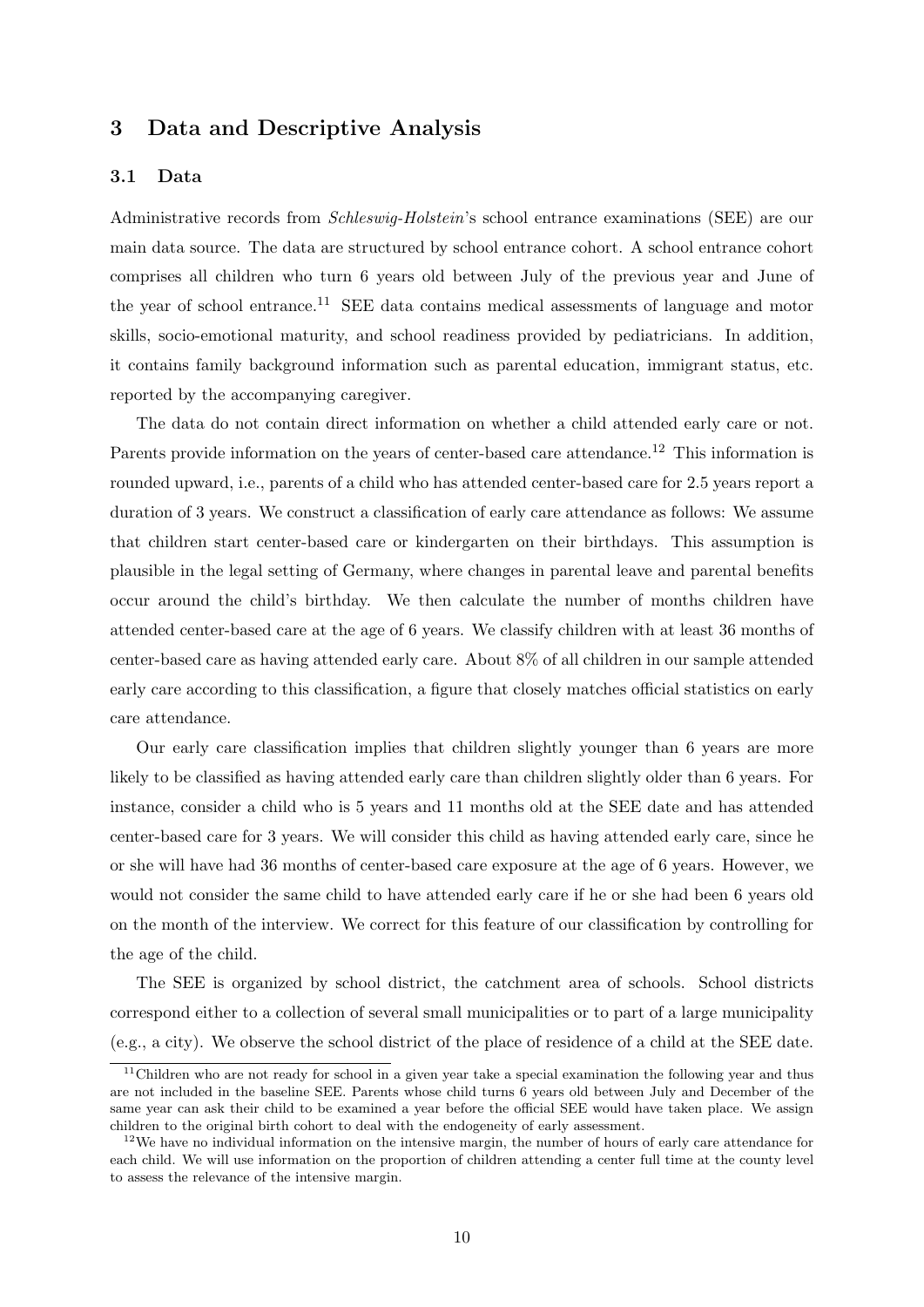## 3 Data and Descriptive Analysis

### 3.1 Data

Administrative records from *Schleswig-Holstein*'s school entrance examinations (SEE) are our main data source. The data are structured by school entrance cohort. A school entrance cohort comprises all children who turn 6 years old between July of the previous year and June of the year of school entrance.[11] SEE data contains medical assessments of language and motor skills, socio-emotional maturity, and school readiness provided by pediatricians. In addition, it contains family background information such as parental education, immigrant status, etc. reported by the accompanying caregiver.

The data do not contain direct information on whether a child attended early care or not. Parents provide information on the years of center-based care attendance.[12] This information is rounded upward, i.e., parents of a child who has attended center-based care for 2.5 years report a duration of 3 years. We construct a classification of early care attendance as follows: We assume that children start center-based care or kindergarten on their birthdays. This assumption is plausible in the legal setting of Germany, where changes in parental leave and parental benefits occur around the child's birthday. We then calculate the number of months children have attended center-based care at the age of 6 years. We classify children with at least 36 months of center-based care as having attended early care. About 8% of all children in our sample attended early care according to this classification, a figure that closely matches official statistics on early care attendance.

Our early care classification implies that children slightly younger than 6 years are more likely to be classified as having attended early care than children slightly older than 6 years. For instance, consider a child who is 5 years and 11 months old at the SEE date and has attended center-based care for 3 years. We will consider this child as having attended early care, since he or she will have had 36 months of center-based care exposure at the age of 6 years. However, we would not consider the same child to have attended early care if he or she had been 6 years old on the month of the interview. We correct for this feature of our classification by controlling for the age of the child.

The SEE is organized by school district, the catchment area of schools. School districts correspond either to a collection of several small municipalities or to part of a large municipality (e.g., a city). We observe the school district of the place of residence of a child at the SEE date.

[11] Children who are not ready for school in a given year take a special examination the following year and thus are not included in the baseline SEE. Parents whose child turns 6 years old between July and December of the same year can ask their child to be examined a year before the official SEE would have taken place. We assign children to the original birth cohort to deal with the endogeneity of early assessment.

[12] We have no individual information on the intensive margin, the number of hours of early care attendance for each child. We will use information on the proportion of children attending a center full time at the county level to assess the relevance of the intensive margin.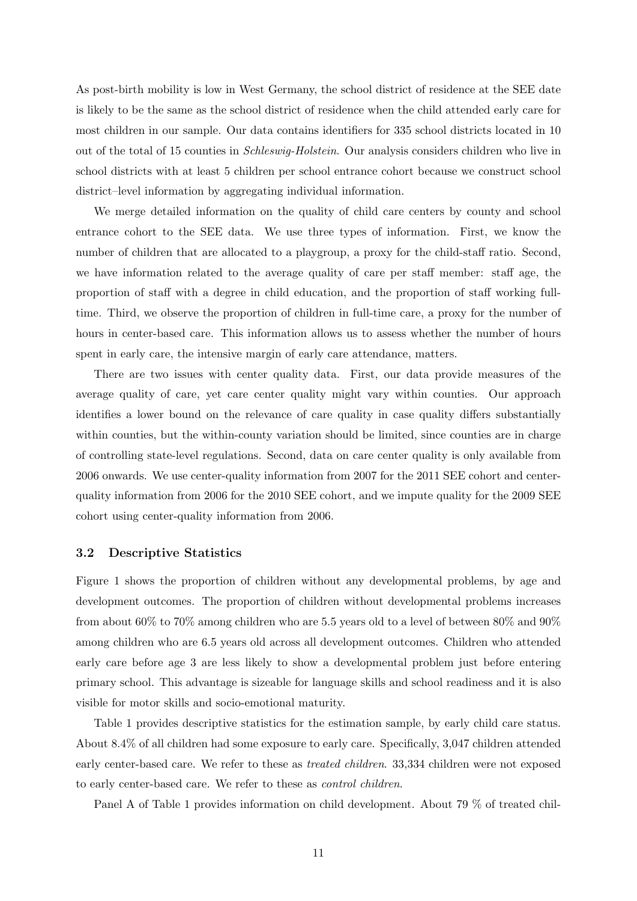As post-birth mobility is low in West Germany, the school district of residence at the SEE date is likely to be the same as the school district of residence when the child attended early care for most children in our sample. Our data contains identifiers for 335 school districts located in 10 out of the total of 15 counties in *Schleswig-Holstein*. Our analysis considers children who live in school districts with at least 5 children per school entrance cohort because we construct school district–level information by aggregating individual information.

We merge detailed information on the quality of child care centers by county and school entrance cohort to the SEE data. We use three types of information. First, we know the number of children that are allocated to a playgroup, a proxy for the child-staff ratio. Second, we have information related to the average quality of care per staff member: staff age, the proportion of staff with a degree in child education, and the proportion of staff working full-time. Third, we observe the proportion of children in full-time care, a proxy for the number of hours in center-based care. This information allows us to assess whether the number of hours spent in early care, the intensive margin of early care attendance, matters.

There are two issues with center quality data. First, our data provide measures of the average quality of care, yet care center quality might vary within counties. Our approach identifies a lower bound on the relevance of care quality in case quality differs substantially within counties, but the within-county variation should be limited, since counties are in charge of controlling state-level regulations. Second, data on care center quality is only available from 2006 onwards. We use center-quality information from 2007 for the 2011 SEE cohort and center-quality information from 2006 for the 2010 SEE cohort, and we impute quality for the 2009 SEE cohort using center-quality information from 2006.

### 3.2 Descriptive Statistics

Figure 1 shows the proportion of children without any developmental problems, by age and development outcomes. The proportion of children without developmental problems increases from about 60% to 70% among children who are 5.5 years old to a level of between 80% and 90% among children who are 6.5 years old across all development outcomes. Children who attended early care before age 3 are less likely to show a developmental problem just before entering primary school. This advantage is sizeable for language skills and school readiness and it is also visible for motor skills and socio-emotional maturity.

Table 1 provides descriptive statistics for the estimation sample, by early child care status. About 8.4% of all children had some exposure to early care. Specifically, 3,047 children attended early center-based care. We refer to these as *treated children*. 33,334 children were not exposed to early center-based care. We refer to these as *control children*.

Panel A of Table 1 provides information on child development. About 79 % of treated chil-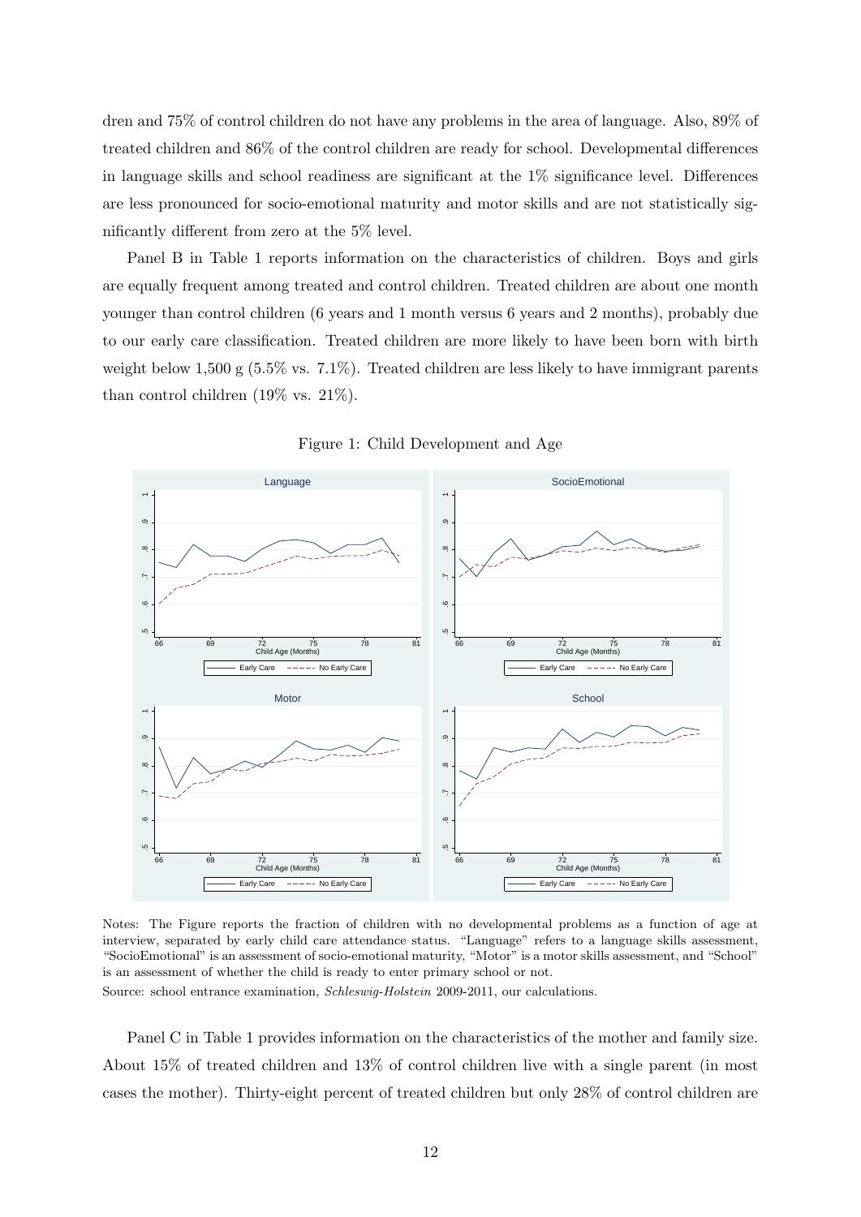dren and 75% of control children do not have any problems in the area of language. Also, 89% of treated children and 86% of the control children are ready for school. Developmental differences in language skills and school readiness are significant at the 1% significance level. Differences are less pronounced for socio-emotional maturity and motor skills and are not statistically significantly different from zero at the 5% level.

Panel B in Table 1 reports information on the characteristics of children. Boys and girls are equally frequent among treated and control children. Treated children are about one month younger than control children (6 years and 1 month versus 6 years and 2 months), probably due to our early care classification. Treated children are more likely to have been born with birth weight below 1,500 g (5.5% vs. 7.1%). Treated children are less likely to have immigrant parents than control children (19% vs. 21%).

Figure 1: Child Development and Age

Notes: The Figure reports the fraction of children with no developmental problems as a function of age at interview, separated by early child care attendance status. "Language" refers to a language skills assessment, "SocioEmotional" is an assessment of socio-emotional maturity, "Motor" is a motor skills assessment, and "School" is an assessment of whether the child is ready to enter primary school or not.

Source: school entrance examination, *Schleswig-Holstein* 2009-2011, our calculations.

Panel C in Table 1 provides information on the characteristics of the mother and family size. About 15% of treated children and 13% of control children live with a single parent (in most cases the mother). Thirty-eight percent of treated children but only 28% of control children are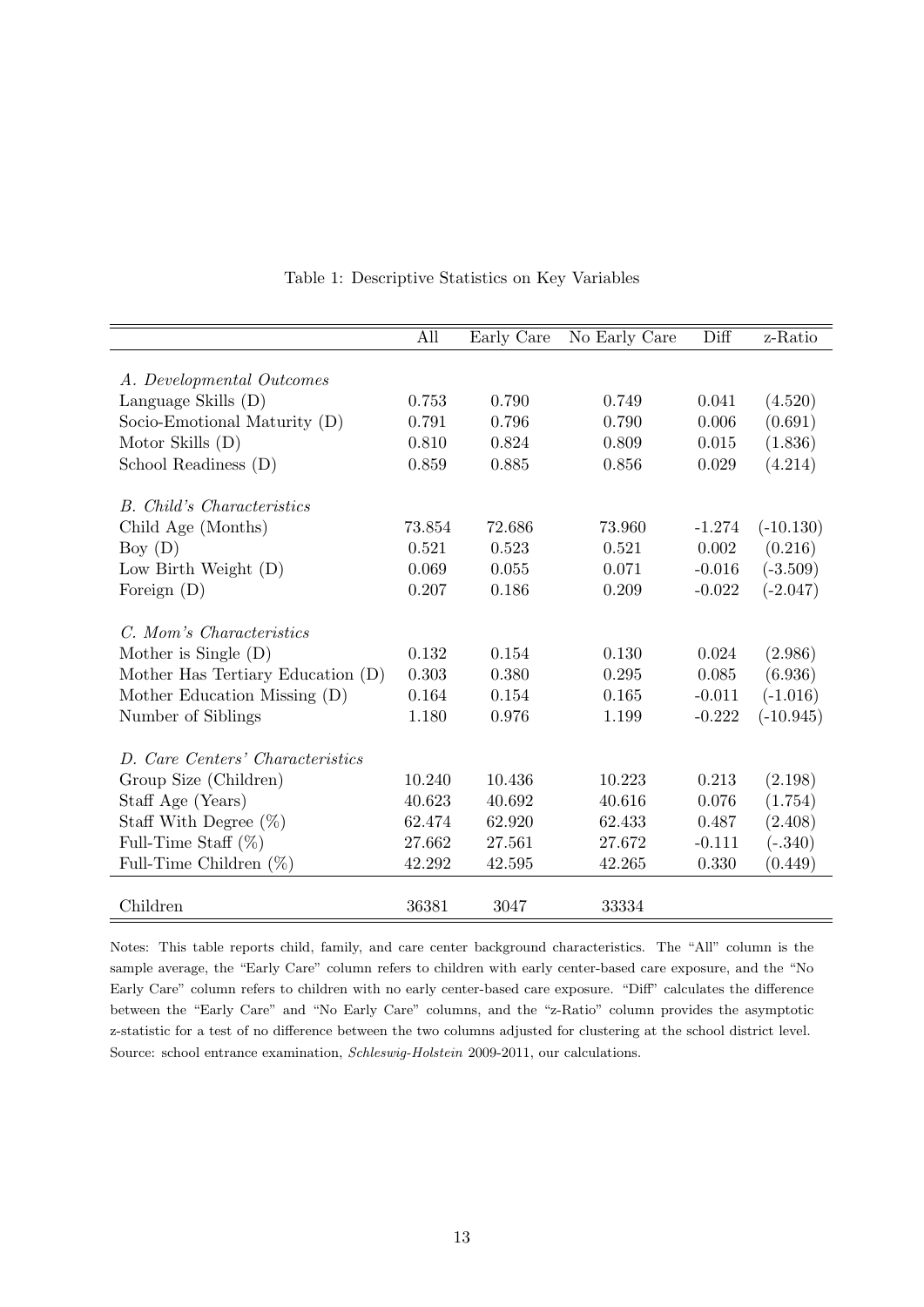Table 1: Descriptive Statistics on Key Variables

| | All | Early Care | No Early Care | Diff | z-Ratio |
|---|---|---|---|---|---|
| *A. Developmental Outcomes* | | | | | |
| Language Skills (D) | 0.753 | 0.790 | 0.749 | 0.041 | (4.520) |
| Socio-Emotional Maturity (D) | 0.791 | 0.796 | 0.790 | 0.006 | (0.691) |
| Motor Skills (D) | 0.810 | 0.824 | 0.809 | 0.015 | (1.836) |
| School Readiness (D) | 0.859 | 0.885 | 0.856 | 0.029 | (4.214) |
| *B. Child's Characteristics* | | | | | |
| Child Age (Months) | 73.854 | 72.686 | 73.960 | -1.274 | (-10.130) |
| Boy (D) | 0.521 | 0.523 | 0.521 | 0.002 | (0.216) |
| Low Birth Weight (D) | 0.069 | 0.055 | 0.071 | -0.016 | (-3.509) |
| Foreign (D) | 0.207 | 0.186 | 0.209 | -0.022 | (-2.047) |
| *C. Mom's Characteristics* | | | | | |
| Mother is Single (D) | 0.132 | 0.154 | 0.130 | 0.024 | (2.986) |
| Mother Has Tertiary Education (D) | 0.303 | 0.380 | 0.295 | 0.085 | (6.936) |
| Mother Education Missing (D) | 0.164 | 0.154 | 0.165 | -0.011 | (-1.016) |
| Number of Siblings | 1.180 | 0.976 | 1.199 | -0.222 | (-10.945) |
| *D. Care Centers' Characteristics* | | | | | |
| Group Size (Children) | 10.240 | 10.436 | 10.223 | 0.213 | (2.198) |
| Staff Age (Years) | 40.623 | 40.692 | 40.616 | 0.076 | (1.754) |
| Staff With Degree (%) | 62.474 | 62.920 | 62.433 | 0.487 | (2.408) |
| Full-Time Staff (%) | 27.662 | 27.561 | 27.672 | -0.111 | (-.340) |
| Full-Time Children (%) | 42.292 | 42.595 | 42.265 | 0.330 | (0.449) |
| Children | 36381 | 3047 | 33334 | | |

Notes: This table reports child, family, and care center background characteristics. The "All" column is the sample average, the "Early Care" column refers to children with early center-based care exposure, and the "No Early Care" column refers to children with no early center-based care exposure. "Diff" calculates the difference between the "Early Care" and "No Early Care" columns, and the "z-Ratio" column provides the asymptotic z-statistic for a test of no difference between the two columns adjusted for clustering at the school district level. Source: school entrance examination, *Schleswig-Holstein* 2009-2011, our calculations.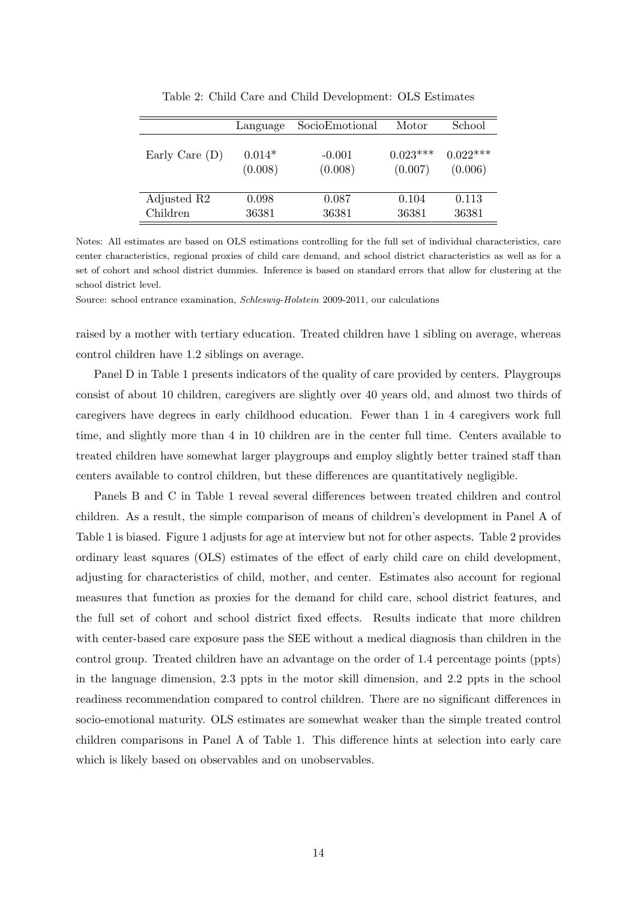Table 2: Child Care and Child Development: OLS Estimates

| | Language | SocioEmotional | Motor | School |
|---|---|---|---|---|
| Early Care (D) | 0.014* | -0.001 | 0.023*** | 0.022*** |
| | (0.008) | (0.008) | (0.007) | (0.006) |
| Adjusted R2 | 0.098 | 0.087 | 0.104 | 0.113 |
| Children | 36381 | 36381 | 36381 | 36381 |

Notes: All estimates are based on OLS estimations controlling for the full set of individual characteristics, care center characteristics, regional proxies of child care demand, and school district characteristics as well as for a set of cohort and school district dummies. Inference is based on standard errors that allow for clustering at the school district level.

Source: school entrance examination, *Schleswig-Holstein* 2009-2011, our calculations

raised by a mother with tertiary education. Treated children have 1 sibling on average, whereas control children have 1.2 siblings on average.

Panel D in Table 1 presents indicators of the quality of care provided by centers. Playgroups consist of about 10 children, caregivers are slightly over 40 years old, and almost two thirds of caregivers have degrees in early childhood education. Fewer than 1 in 4 caregivers work full time, and slightly more than 4 in 10 children are in the center full time. Centers available to treated children have somewhat larger playgroups and employ slightly better trained staff than centers available to control children, but these differences are quantitatively negligible.

Panels B and C in Table 1 reveal several differences between treated children and control children. As a result, the simple comparison of means of children's development in Panel A of Table 1 is biased. Figure 1 adjusts for age at interview but not for other aspects. Table 2 provides ordinary least squares (OLS) estimates of the effect of early child care on child development, adjusting for characteristics of child, mother, and center. Estimates also account for regional measures that function as proxies for the demand for child care, school district features, and the full set of cohort and school district fixed effects. Results indicate that more children with center-based care exposure pass the SEE without a medical diagnosis than children in the control group. Treated children have an advantage on the order of 1.4 percentage points (ppts) in the language dimension, 2.3 ppts in the motor skill dimension, and 2.2 ppts in the school readiness recommendation compared to control children. There are no significant differences in socio-emotional maturity. OLS estimates are somewhat weaker than the simple treated control children comparisons in Panel A of Table 1. This difference hints at selection into early care which is likely based on observables and on unobservables.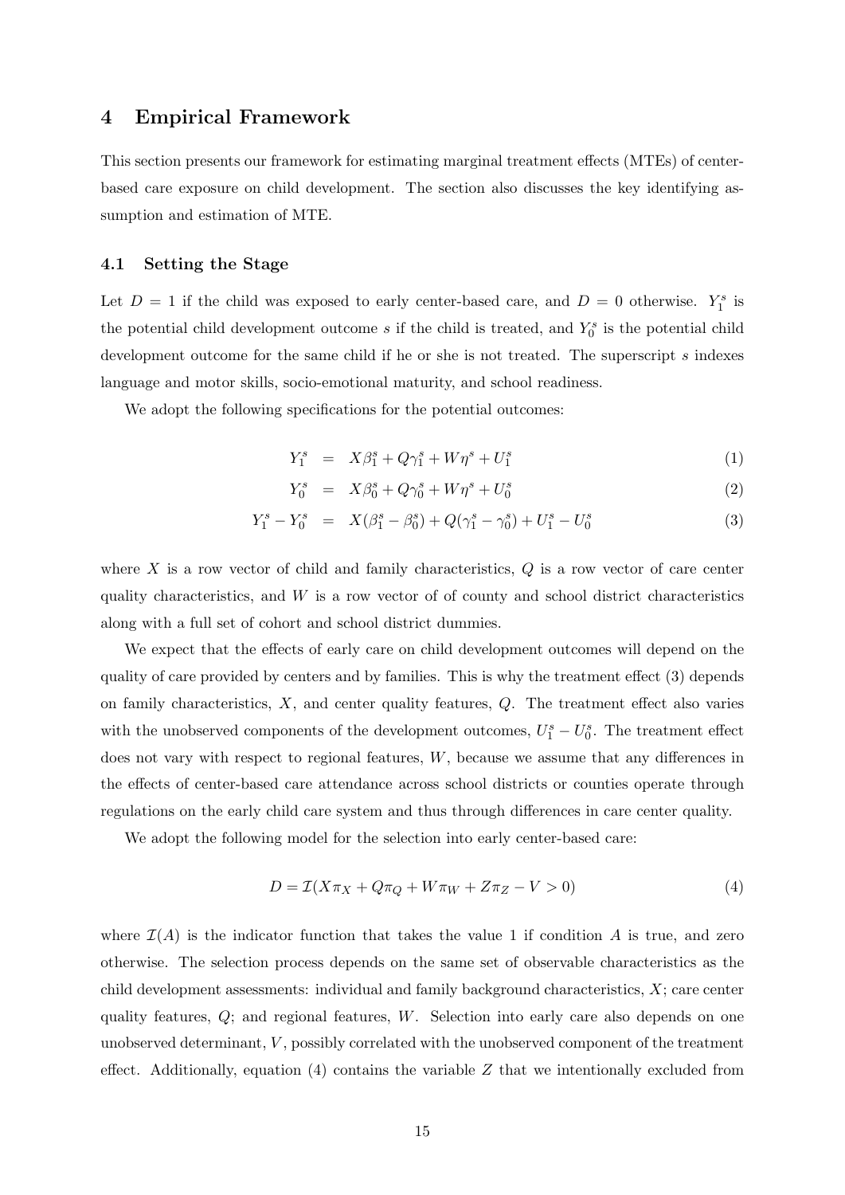## 4 Empirical Framework

This section presents our framework for estimating marginal treatment effects (MTEs) of center-based care exposure on child development. The section also discusses the key identifying assumption and estimation of MTE.

### 4.1 Setting the Stage

Let $D = 1$ if the child was exposed to early center-based care, and $D = 0$ otherwise. $Y_1^s$ is the potential child development outcome $s$ if the child is treated, and $Y_0^s$ is the potential child development outcome for the same child if he or she is not treated. The superscript $s$ indexes language and motor skills, socio-emotional maturity, and school readiness.

We adopt the following specifications for the potential outcomes:

$$Y_1^s = X\beta_1^s + Q\gamma_1^s + W\eta^s + U_1^s \tag{1}$$

$$Y_0^s = X\beta_0^s + Q\gamma_0^s + W\eta^s + U_0^s \tag{2}$$

$$Y_1^s - Y_0^s = X(\beta_1^s - \beta_0^s) + Q(\gamma_1^s - \gamma_0^s) + U_1^s - U_0^s \tag{3}$$

where $X$ is a row vector of child and family characteristics, $Q$ is a row vector of care center quality characteristics, and $W$ is a row vector of of county and school district characteristics along with a full set of cohort and school district dummies.

We expect that the effects of early care on child development outcomes will depend on the quality of care provided by centers and by families. This is why the treatment effect (3) depends on family characteristics, $X$, and center quality features, $Q$. The treatment effect also varies with the unobserved components of the development outcomes, $U_1^s - U_0^s$. The treatment effect does not vary with respect to regional features, $W$, because we assume that any differences in the effects of center-based care attendance across school districts or counties operate through regulations on the early child care system and thus through differences in care center quality.

We adopt the following model for the selection into early center-based care:

$$D = \mathcal{I}(X\pi_X + Q\pi_Q + W\pi_W + Z\pi_Z - V > 0) \tag{4}$$

where $\mathcal{I}(A)$ is the indicator function that takes the value 1 if condition $A$ is true, and zero otherwise. The selection process depends on the same set of observable characteristics as the child development assessments: individual and family background characteristics, $X$; care center quality features, $Q$; and regional features, $W$. Selection into early care also depends on one unobserved determinant, $V$, possibly correlated with the unobserved component of the treatment effect. Additionally, equation (4) contains the variable $Z$ that we intentionally excluded from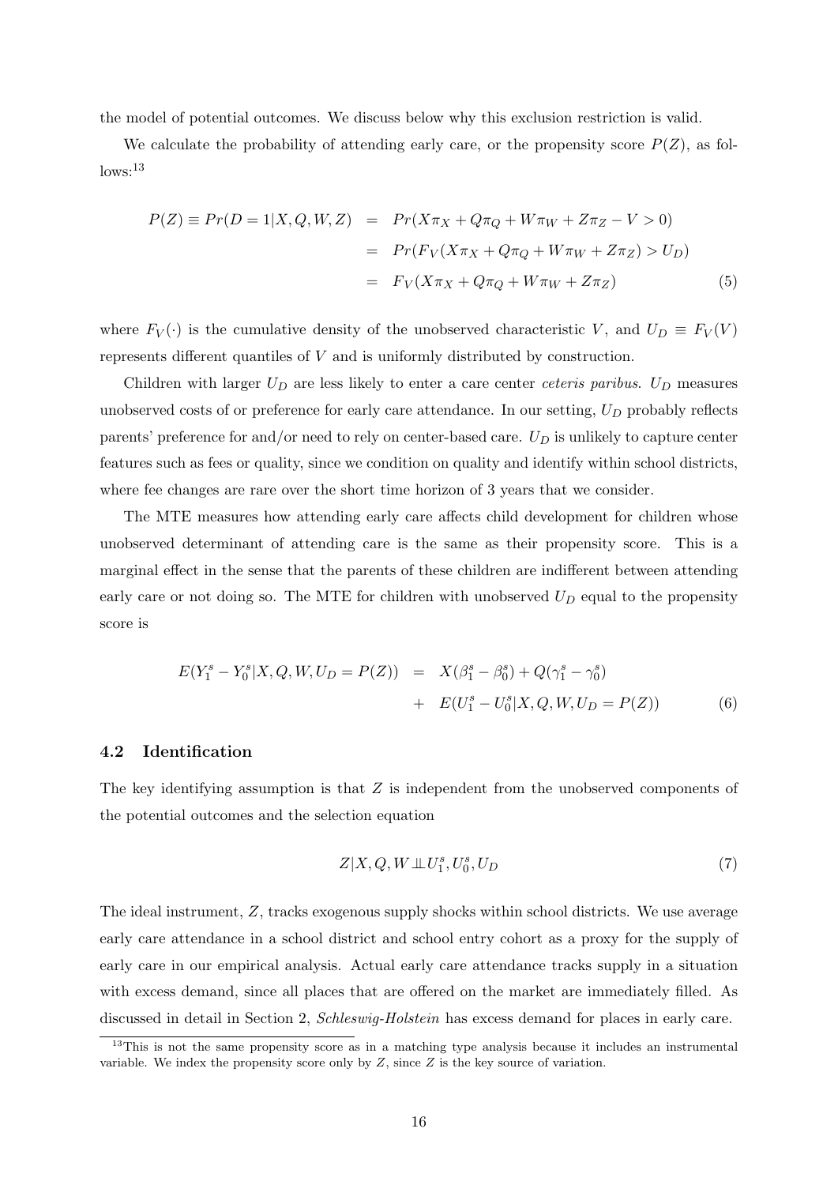the model of potential outcomes. We discuss below why this exclusion restriction is valid.

We calculate the probability of attending early care, or the propensity score $P(Z)$, as follows:[13]

$$
\begin{aligned}
P(Z) \equiv Pr(D=1|X,Q,W,Z) &= Pr(X\pi_X + Q\pi_Q + W\pi_W + Z\pi_Z - V > 0) \\
&= Pr(F_V(X\pi_X + Q\pi_Q + W\pi_W + Z\pi_Z) > U_D) \\
&= F_V(X\pi_X + Q\pi_Q + W\pi_W + Z\pi_Z) \qquad (5)
\end{aligned}
$$

where $F_V(\cdot)$ is the cumulative density of the unobserved characteristic $V$, and $U_D \equiv F_V(V)$ represents different quantiles of $V$ and is uniformly distributed by construction.

Children with larger $U_D$ are less likely to enter a care center *ceteris paribus*. $U_D$ measures unobserved costs of or preference for early care attendance. In our setting, $U_D$ probably reflects parents' preference for and/or need to rely on center-based care. $U_D$ is unlikely to capture center features such as fees or quality, since we condition on quality and identify within school districts, where fee changes are rare over the short time horizon of 3 years that we consider.

The MTE measures how attending early care affects child development for children whose unobserved determinant of attending care is the same as their propensity score. This is a marginal effect in the sense that the parents of these children are indifferent between attending early care or not doing so. The MTE for children with unobserved $U_D$ equal to the propensity score is

$$
\begin{aligned}
E(Y_1^s - Y_0^s|X,Q,W,U_D = P(Z)) &= X(\beta_1^s - \beta_0^s) + Q(\gamma_1^s - \gamma_0^s) \\
&+ E(U_1^s - U_0^s|X,Q,W,U_D = P(Z)) \qquad (6)
\end{aligned}
$$

### 4.2 Identification

The key identifying assumption is that $Z$ is independent from the unobserved components of the potential outcomes and the selection equation

$$
Z|X,Q,W \perp\!\!\!\perp U_1^s, U_0^s, U_D \qquad (7)
$$

The ideal instrument, $Z$, tracks exogenous supply shocks within school districts. We use average early care attendance in a school district and school entry cohort as a proxy for the supply of early care in our empirical analysis. Actual early care attendance tracks supply in a situation with excess demand, since all places that are offered on the market are immediately filled. As discussed in detail in Section 2, *Schleswig-Holstein* has excess demand for places in early care.

[13] This is not the same propensity score as in a matching type analysis because it includes an instrumental variable. We index the propensity score only by $Z$, since $Z$ is the key source of variation.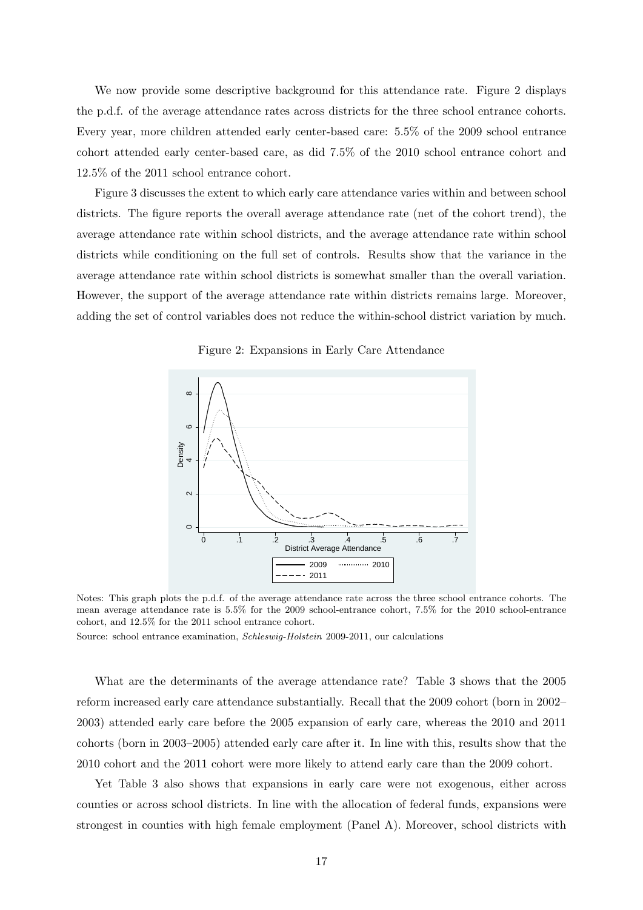We now provide some descriptive background for this attendance rate. Figure 2 displays the p.d.f. of the average attendance rates across districts for the three school entrance cohorts. Every year, more children attended early center-based care: 5.5% of the 2009 school entrance cohort attended early center-based care, as did 7.5% of the 2010 school entrance cohort and 12.5% of the 2011 school entrance cohort.

Figure 3 discusses the extent to which early care attendance varies within and between school districts. The figure reports the overall average attendance rate (net of the cohort trend), the average attendance rate within school districts, and the average attendance rate within school districts while conditioning on the full set of controls. Results show that the variance in the average attendance rate within school districts is somewhat smaller than the overall variation. However, the support of the average attendance rate within districts remains large. Moreover, adding the set of control variables does not reduce the within-school district variation by much.

Figure 2: Expansions in Early Care Attendance

Notes: This graph plots the p.d.f. of the average attendance rate across the three school entrance cohorts. The mean average attendance rate is 5.5% for the 2009 school-entrance cohort, 7.5% for the 2010 school-entrance cohort, and 12.5% for the 2011 school entrance cohort.

Source: school entrance examination, *Schleswig-Holstein* 2009-2011, our calculations

What are the determinants of the average attendance rate? Table 3 shows that the 2005 reform increased early care attendance substantially. Recall that the 2009 cohort (born in 2002–2003) attended early care before the 2005 expansion of early care, whereas the 2010 and 2011 cohorts (born in 2003–2005) attended early care after it. In line with this, results show that the 2010 cohort and the 2011 cohort were more likely to attend early care than the 2009 cohort.

Yet Table 3 also shows that expansions in early care were not exogenous, either across counties or across school districts. In line with the allocation of federal funds, expansions were strongest in counties with high female employment (Panel A). Moreover, school districts with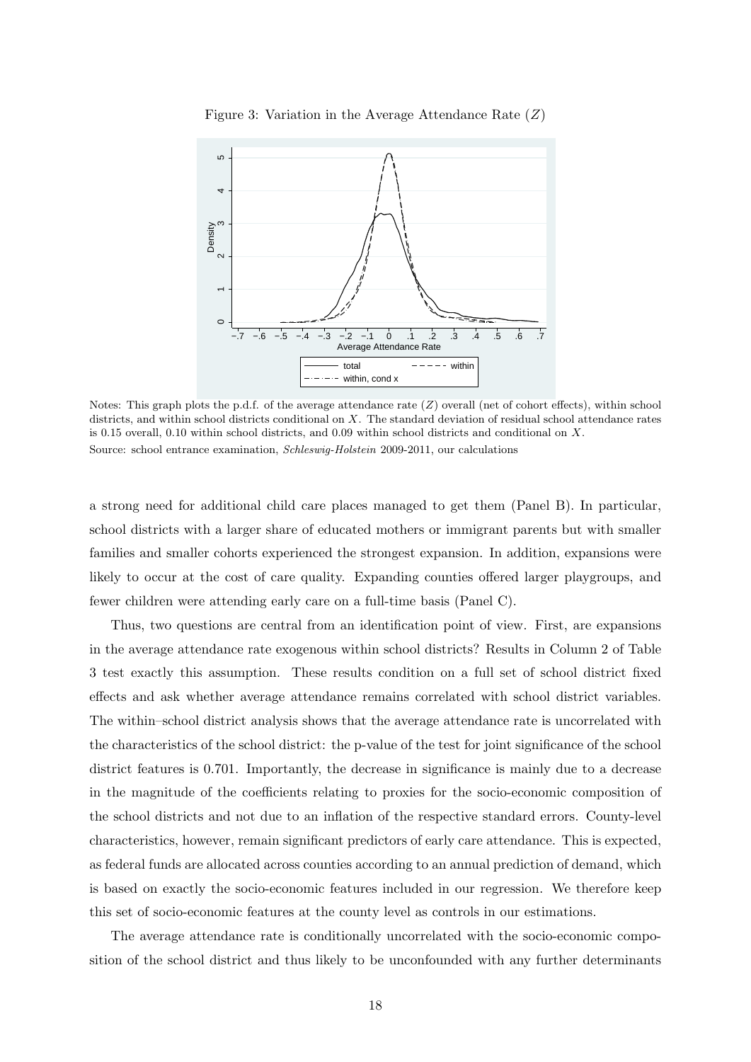Figure 3: Variation in the Average Attendance Rate ($Z$)

Notes: This graph plots the p.d.f. of the average attendance rate ($Z$) overall (net of cohort effects), within school districts, and within school districts conditional on $X$. The standard deviation of residual school attendance rates is 0.15 overall, 0.10 within school districts, and 0.09 within school districts and conditional on $X$.

Source: school entrance examination, *Schleswig-Holstein* 2009-2011, our calculations

a strong need for additional child care places managed to get them (Panel B). In particular, school districts with a larger share of educated mothers or immigrant parents but with smaller families and smaller cohorts experienced the strongest expansion. In addition, expansions were likely to occur at the cost of care quality. Expanding counties offered larger playgroups, and fewer children were attending early care on a full-time basis (Panel C).

Thus, two questions are central from an identification point of view. First, are expansions in the average attendance rate exogenous within school districts? Results in Column 2 of Table 3 test exactly this assumption. These results condition on a full set of school district fixed effects and ask whether average attendance remains correlated with school district variables. The within–school district analysis shows that the average attendance rate is uncorrelated with the characteristics of the school district: the p-value of the test for joint significance of the school district features is 0.701. Importantly, the decrease in significance is mainly due to a decrease in the magnitude of the coefficients relating to proxies for the socio-economic composition of the school districts and not due to an inflation of the respective standard errors. County-level characteristics, however, remain significant predictors of early care attendance. This is expected, as federal funds are allocated across counties according to an annual prediction of demand, which is based on exactly the socio-economic features included in our regression. We therefore keep this set of socio-economic features at the county level as controls in our estimations.

The average attendance rate is conditionally uncorrelated with the socio-economic composition of the school district and thus likely to be unconfounded with any further determinants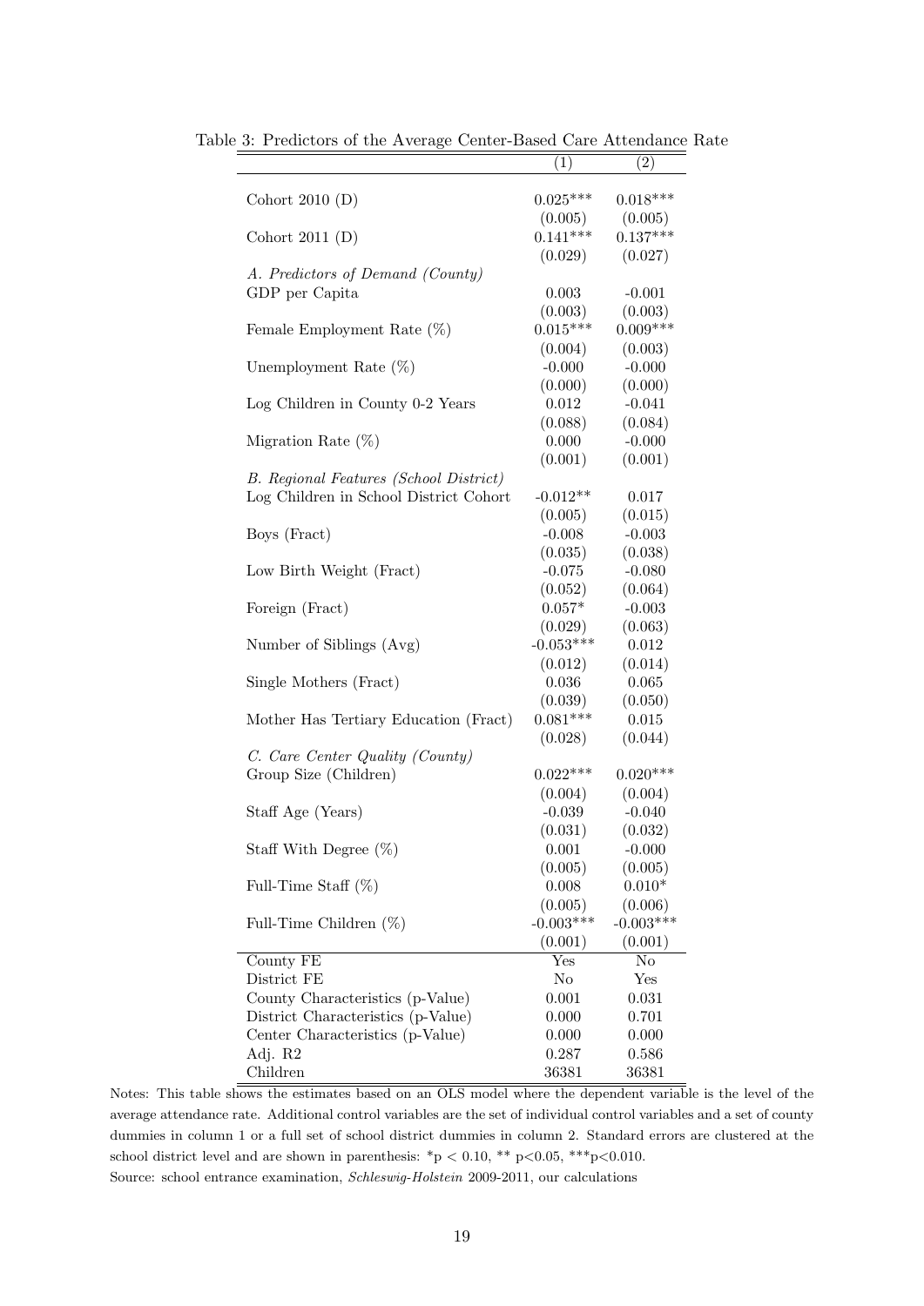Table 3: Predictors of the Average Center-Based Care Attendance Rate

| | (1) | (2) |
|---|---|---|
| Cohort 2010 (D) | 0.025*** | 0.018*** |
| | (0.005) | (0.005) |
| Cohort 2011 (D) | 0.141*** | 0.137*** |
| | (0.029) | (0.027) |
| *A. Predictors of Demand (County)* | | |
| GDP per Capita | 0.003 | -0.001 |
| | (0.003) | (0.003) |
| Female Employment Rate (%) | 0.015*** | 0.009*** |
| | (0.004) | (0.003) |
| Unemployment Rate (%) | -0.000 | -0.000 |
| | (0.000) | (0.000) |
| Log Children in County 0-2 Years | 0.012 | -0.041 |
| | (0.088) | (0.084) |
| Migration Rate (%) | 0.000 | -0.000 |
| | (0.001) | (0.001) |
| *B. Regional Features (School District)* | | |
| Log Children in School District Cohort | -0.012** | 0.017 |
| | (0.005) | (0.015) |
| Boys (Fract) | -0.008 | -0.003 |
| | (0.035) | (0.038) |
| Low Birth Weight (Fract) | -0.075 | -0.080 |
| | (0.052) | (0.064) |
| Foreign (Fract) | 0.057* | -0.003 |
| | (0.029) | (0.063) |
| Number of Siblings (Avg) | -0.053*** | 0.012 |
| | (0.012) | (0.014) |
| Single Mothers (Fract) | 0.036 | 0.065 |
| | (0.039) | (0.050) |
| Mother Has Tertiary Education (Fract) | 0.081*** | 0.015 |
| | (0.028) | (0.044) |
| *C. Care Center Quality (County)* | | |
| Group Size (Children) | 0.022*** | 0.020*** |
| | (0.004) | (0.004) |
| Staff Age (Years) | -0.039 | -0.040 |
| | (0.031) | (0.032) |
| Staff With Degree (%) | 0.001 | -0.000 |
| | (0.005) | (0.005) |
| Full-Time Staff (%) | 0.008 | 0.010* |
| | (0.005) | (0.006) |
| Full-Time Children (%) | -0.003*** | -0.003*** |
| | (0.001) | (0.001) |
| County FE | Yes | No |
| District FE | No | Yes |
| County Characteristics (p-Value) | 0.001 | 0.031 |
| District Characteristics (p-Value) | 0.000 | 0.701 |
| Center Characteristics (p-Value) | 0.000 | 0.000 |
| Adj. R2 | 0.287 | 0.586 |
| Children | 36381 | 36381 |

Notes: This table shows the estimates based on an OLS model where the dependent variable is the level of the average attendance rate. Additional control variables are the set of individual control variables and a set of county dummies in column 1 or a full set of school district dummies in column 2. Standard errors are clustered at the school district level and are shown in parenthesis: *p < 0.10, ** p<0.05, ***p<0.010.

Source: school entrance examination, *Schleswig-Holstein* 2009-2011, our calculations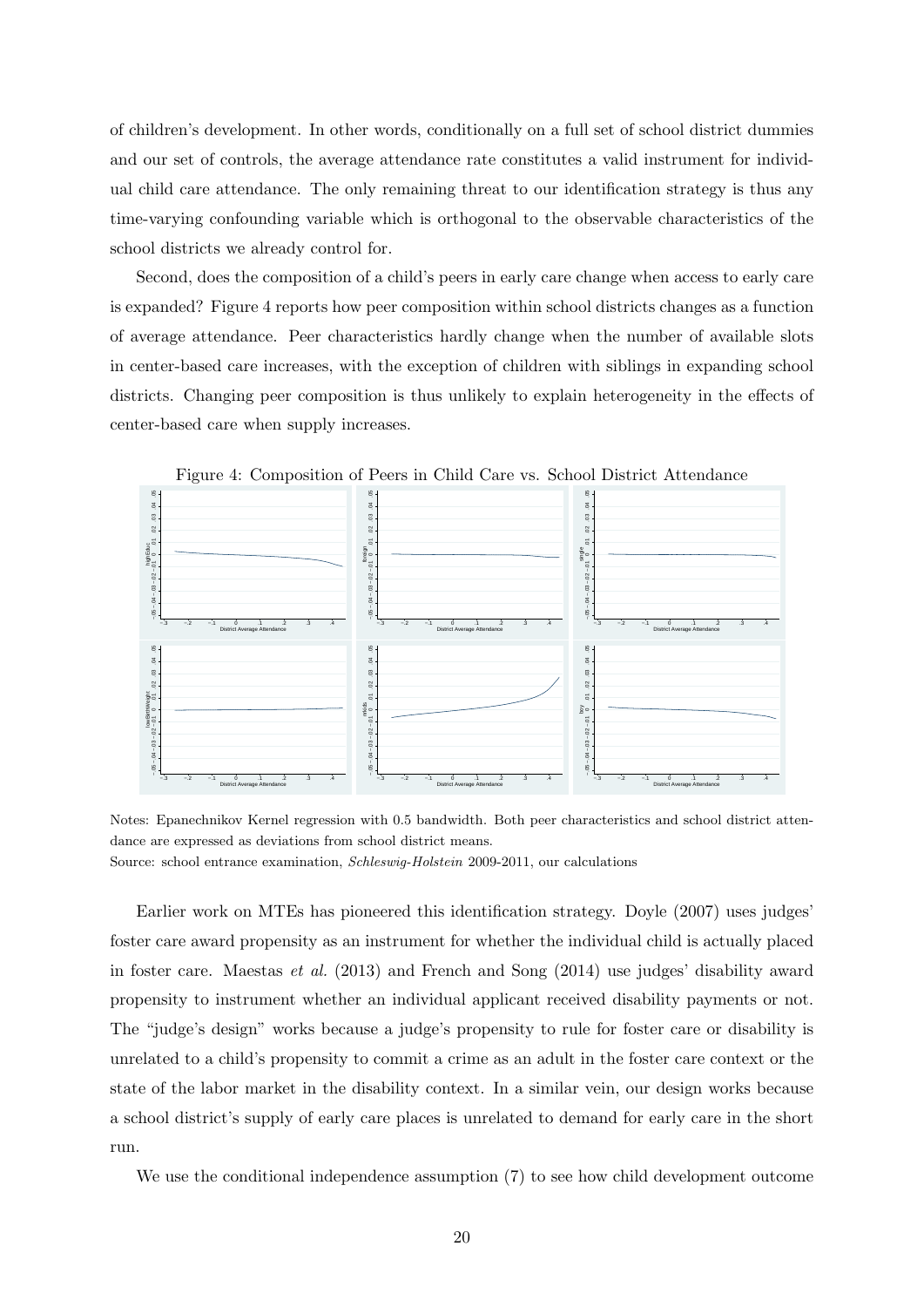of children's development. In other words, conditionally on a full set of school district dummies and our set of controls, the average attendance rate constitutes a valid instrument for individual child care attendance. The only remaining threat to our identification strategy is thus any time-varying confounding variable which is orthogonal to the observable characteristics of the school districts we already control for.

Second, does the composition of a child's peers in early care change when access to early care is expanded? Figure 4 reports how peer composition within school districts changes as a function of average attendance. Peer characteristics hardly change when the number of available slots in center-based care increases, with the exception of children with siblings in expanding school districts. Changing peer composition is thus unlikely to explain heterogeneity in the effects of center-based care when supply increases.

Figure 4: Composition of Peers in Child Care vs. School District Attendance

Notes: Epanechnikov Kernel regression with 0.5 bandwidth. Both peer characteristics and school district attendance are expressed as deviations from school district means.

Source: school entrance examination, *Schleswig-Holstein* 2009-2011, our calculations

Earlier work on MTEs has pioneered this identification strategy. Doyle (2007) uses judges' foster care award propensity as an instrument for whether the individual child is actually placed in foster care. Maestas *et al.* (2013) and French and Song (2014) use judges' disability award propensity to instrument whether an individual applicant received disability payments or not. The "judge's design" works because a judge's propensity to rule for foster care or disability is unrelated to a child's propensity to commit a crime as an adult in the foster care context or the state of the labor market in the disability context. In a similar vein, our design works because a school district's supply of early care places is unrelated to demand for early care in the short run.

We use the conditional independence assumption (7) to see how child development outcome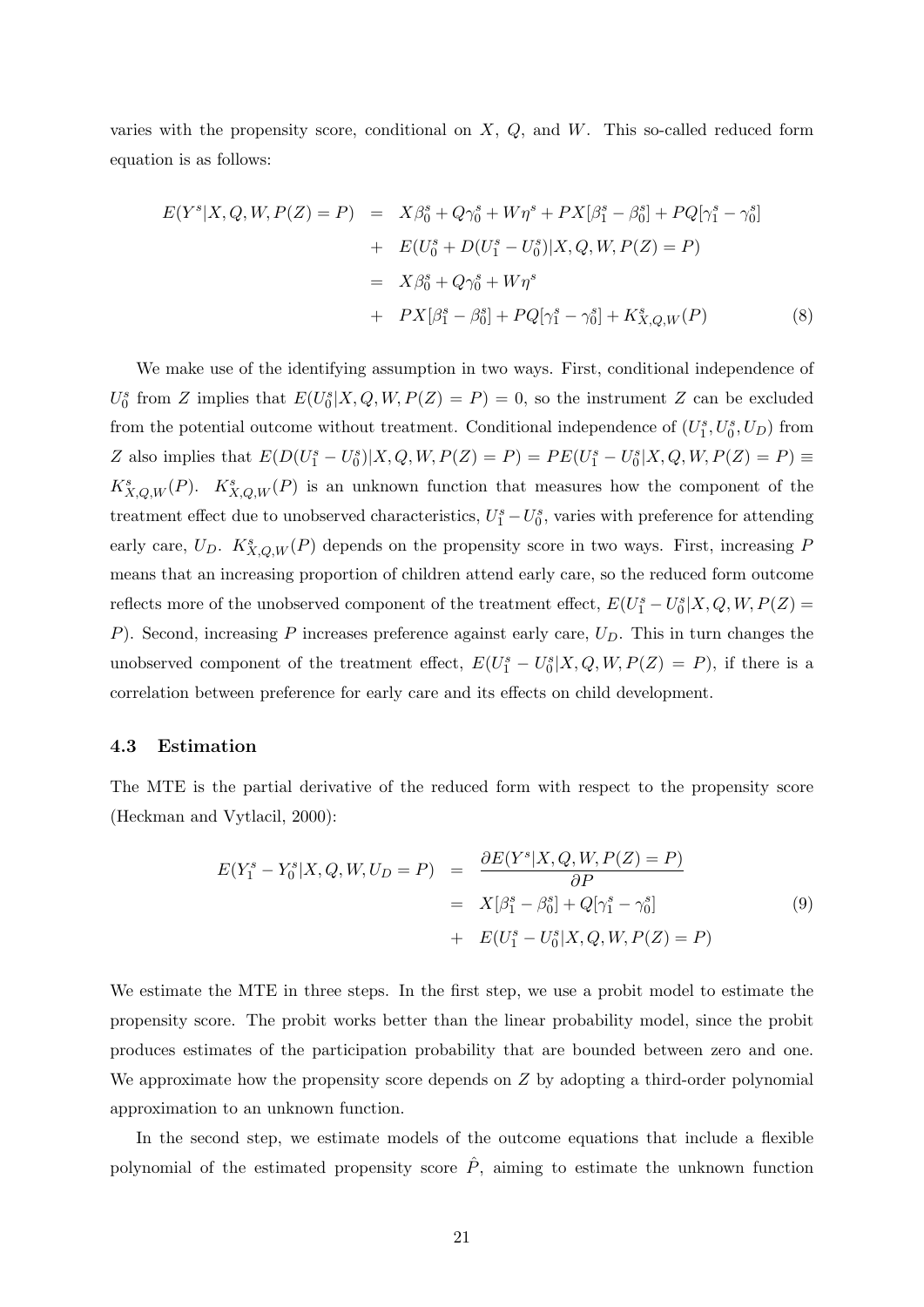varies with the propensity score, conditional on $X$, $Q$, and $W$. This so-called reduced form equation is as follows:

$$
\begin{aligned}
E(Y^s|X,Q,W,P(Z)=P) &= X\beta_0^s + Q\gamma_0^s + W\eta^s + PX[\beta_1^s - \beta_0^s] + PQ[\gamma_1^s - \gamma_0^s] \\
&+ E(U_0^s + D(U_1^s - U_0^s)|X,Q,W,P(Z)=P) \\
&= X\beta_0^s + Q\gamma_0^s + W\eta^s \\
&+ PX[\beta_1^s - \beta_0^s] + PQ[\gamma_1^s - \gamma_0^s] + K_{X,Q,W}^s(P) \qquad (8)
\end{aligned}
$$

We make use of the identifying assumption in two ways. First, conditional independence of $U_0^s$ from $Z$ implies that $E(U_0^s|X,Q,W,P(Z)=P)=0$, so the instrument $Z$ can be excluded from the potential outcome without treatment. Conditional independence of $(U_1^s, U_0^s, U_D)$ from $Z$ also implies that $E(D(U_1^s - U_0^s)|X,Q,W,P(Z)=P) = PE(U_1^s - U_0^s|X,Q,W,P(Z)=P) \equiv K_{X,Q,W}^s(P)$. $K_{X,Q,W}^s(P)$ is an unknown function that measures how the component of the treatment effect due to unobserved characteristics, $U_1^s - U_0^s$, varies with preference for attending early care, $U_D$. $K_{X,Q,W}^s(P)$ depends on the propensity score in two ways. First, increasing $P$ means that an increasing proportion of children attend early care, so the reduced form outcome reflects more of the unobserved component of the treatment effect, $E(U_1^s - U_0^s|X,Q,W,P(Z)=P)$. Second, increasing $P$ increases preference against early care, $U_D$. This in turn changes the unobserved component of the treatment effect, $E(U_1^s - U_0^s|X,Q,W,P(Z)=P)$, if there is a correlation between preference for early care and its effects on child development.

### 4.3 Estimation

The MTE is the partial derivative of the reduced form with respect to the propensity score (Heckman and Vytlacil, 2000):

$$
\begin{aligned}
E(Y_1^s - Y_0^s|X,Q,W,U_D=P) &= \frac{\partial E(Y^s|X,Q,W,P(Z)=P)}{\partial P} \\
&= X[\beta_1^s - \beta_0^s] + Q[\gamma_1^s - \gamma_0^s] \qquad (9) \\
&+ E(U_1^s - U_0^s|X,Q,W,P(Z)=P)
\end{aligned}
$$

We estimate the MTE in three steps. In the first step, we use a probit model to estimate the propensity score. The probit works better than the linear probability model, since the probit produces estimates of the participation probability that are bounded between zero and one. We approximate how the propensity score depends on $Z$ by adopting a third-order polynomial approximation to an unknown function.

In the second step, we estimate models of the outcome equations that include a flexible polynomial of the estimated propensity score $\hat{P}$, aiming to estimate the unknown function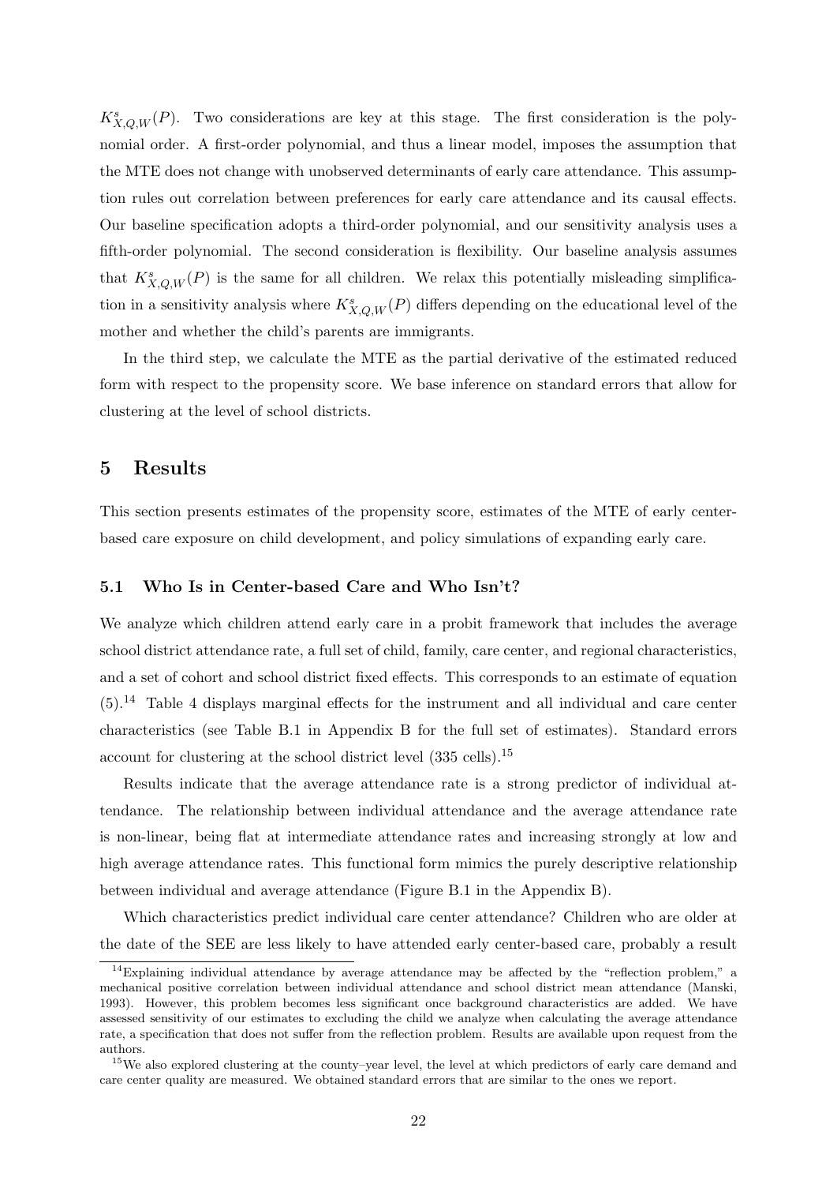$K^s_{X,Q,W}(P)$. Two considerations are key at this stage. The first consideration is the polynomial order. A first-order polynomial, and thus a linear model, imposes the assumption that the MTE does not change with unobserved determinants of early care attendance. This assumption rules out correlation between preferences for early care attendance and its causal effects. Our baseline specification adopts a third-order polynomial, and our sensitivity analysis uses a fifth-order polynomial. The second consideration is flexibility. Our baseline analysis assumes that $K^s_{X,Q,W}(P)$ is the same for all children. We relax this potentially misleading simplification in a sensitivity analysis where $K^s_{X,Q,W}(P)$ differs depending on the educational level of the mother and whether the child's parents are immigrants.

In the third step, we calculate the MTE as the partial derivative of the estimated reduced form with respect to the propensity score. We base inference on standard errors that allow for clustering at the level of school districts.

# 5 Results

This section presents estimates of the propensity score, estimates of the MTE of early center-based care exposure on child development, and policy simulations of expanding early care.

## 5.1 Who Is in Center-based Care and Who Isn't?

We analyze which children attend early care in a probit framework that includes the average school district attendance rate, a full set of child, family, care center, and regional characteristics, and a set of cohort and school district fixed effects. This corresponds to an estimate of equation (5).[14] Table 4 displays marginal effects for the instrument and all individual and care center characteristics (see Table B.1 in Appendix B for the full set of estimates). Standard errors account for clustering at the school district level (335 cells).[15]

Results indicate that the average attendance rate is a strong predictor of individual attendance. The relationship between individual attendance and the average attendance rate is non-linear, being flat at intermediate attendance rates and increasing strongly at low and high average attendance rates. This functional form mimics the purely descriptive relationship between individual and average attendance (Figure B.1 in the Appendix B).

Which characteristics predict individual care center attendance? Children who are older at the date of the SEE are less likely to have attended early center-based care, probably a result

[14] Explaining individual attendance by average attendance may be affected by the "reflection problem," a mechanical positive correlation between individual attendance and school district mean attendance (Manski, 1993). However, this problem becomes less significant once background characteristics are added. We have assessed sensitivity of our estimates to excluding the child we analyze when calculating the average attendance rate, a specification that does not suffer from the reflection problem. Results are available upon request from the authors.

[15] We also explored clustering at the county–year level, the level at which predictors of early care demand and care center quality are measured. We obtained standard errors that are similar to the ones we report.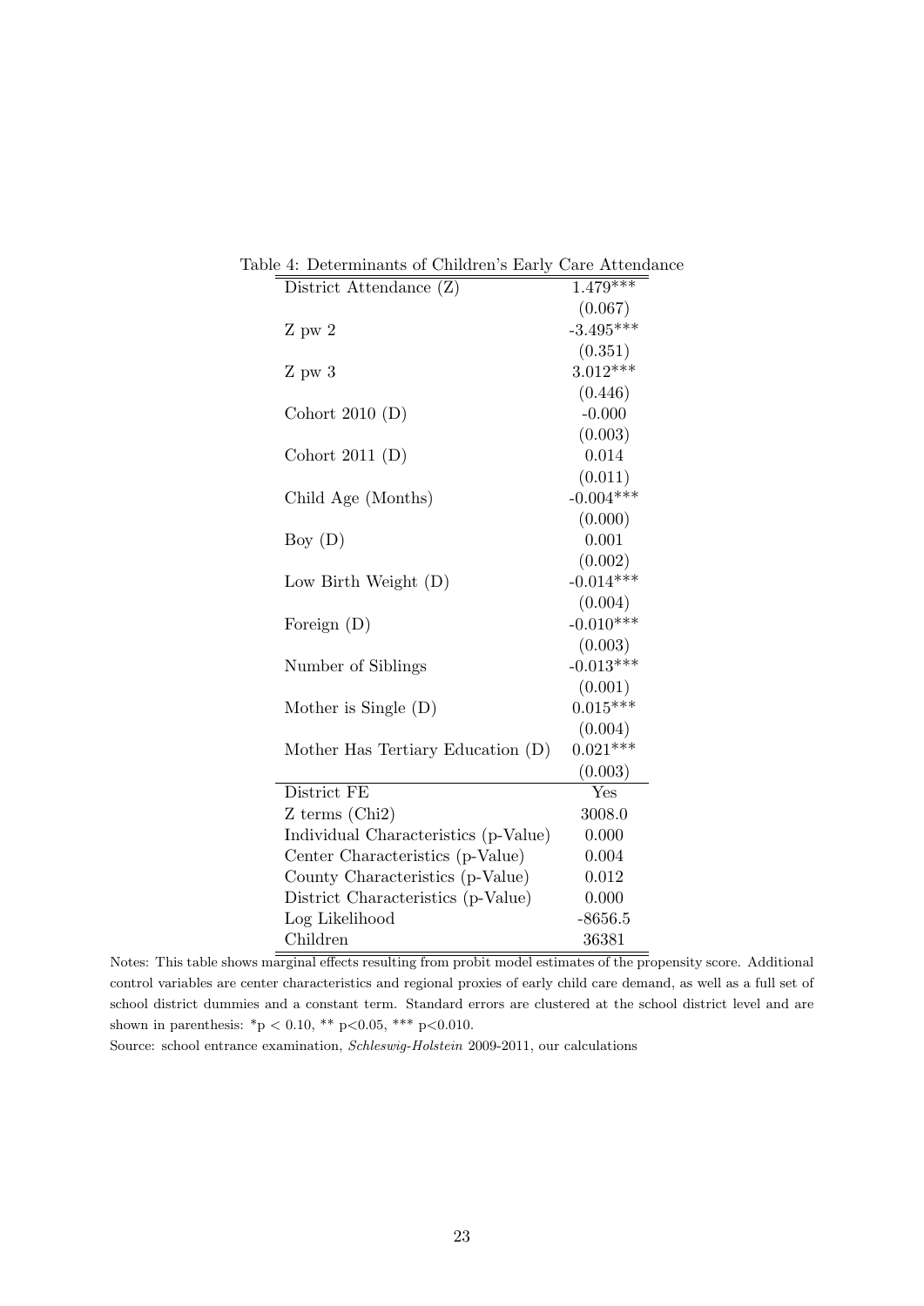Table 4: Determinants of Children's Early Care Attendance

| | |
|---|---|
| District Attendance (Z) | 1.479*** |
| | (0.067) |
| Z pw 2 | -3.495*** |
| | (0.351) |
| Z pw 3 | 3.012*** |
| | (0.446) |
| Cohort 2010 (D) | -0.000 |
| | (0.003) |
| Cohort 2011 (D) | 0.014 |
| | (0.011) |
| Child Age (Months) | -0.004*** |
| | (0.000) |
| Boy (D) | 0.001 |
| | (0.002) |
| Low Birth Weight (D) | -0.014*** |
| | (0.004) |
| Foreign (D) | -0.010*** |
| | (0.003) |
| Number of Siblings | -0.013*** |
| | (0.001) |
| Mother is Single (D) | 0.015*** |
| | (0.004) |
| Mother Has Tertiary Education (D) | 0.021*** |
| | (0.003) |
| District FE | Yes |
| Z terms (Chi2) | 3008.0 |
| Individual Characteristics (p-Value) | 0.000 |
| Center Characteristics (p-Value) | 0.004 |
| County Characteristics (p-Value) | 0.012 |
| District Characteristics (p-Value) | 0.000 |
| Log Likelihood | -8656.5 |
| Children | 36381 |

Notes: This table shows marginal effects resulting from probit model estimates of the propensity score. Additional control variables are center characteristics and regional proxies of early child care demand, as well as a full set of school district dummies and a constant term. Standard errors are clustered at the school district level and are shown in parenthesis: *p $<$ 0.10, ** p$<$0.05, *** p$<$0.010.

Source: school entrance examination, *Schleswig-Holstein* 2009-2011, our calculations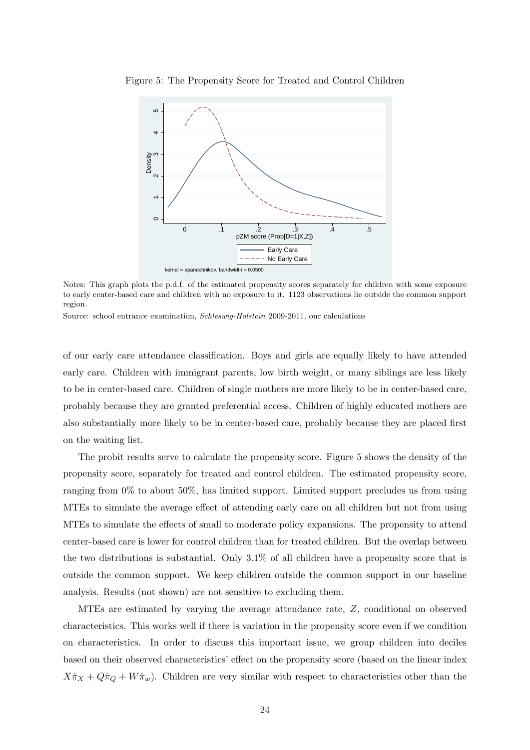Figure 5: The Propensity Score for Treated and Control Children

Notes: This graph plots the p.d.f. of the estimated propensity scores separately for children with some exposure to early center-based care and children with no exposure to it. 1123 observations lie outside the common support region.

Source: school entrance examination, *Schleswig-Holstein* 2009-2011, our calculations

of our early care attendance classification. Boys and girls are equally likely to have attended early care. Children with immigrant parents, low birth weight, or many siblings are less likely to be in center-based care. Children of single mothers are more likely to be in center-based care, probably because they are granted preferential access. Children of highly educated mothers are also substantially more likely to be in center-based care, probably because they are placed first on the waiting list.

The probit results serve to calculate the propensity score. Figure 5 shows the density of the propensity score, separately for treated and control children. The estimated propensity score, ranging from 0% to about 50%, has limited support. Limited support precludes us from using MTEs to simulate the average effect of attending early care on all children but not from using MTEs to simulate the effects of small to moderate policy expansions. The propensity to attend center-based care is lower for control children than for treated children. But the overlap between the two distributions is substantial. Only 3.1% of all children have a propensity score that is outside the common support. We keep children outside the common support in our baseline analysis. Results (not shown) are not sensitive to excluding them.

MTEs are estimated by varying the average attendance rate, $Z$, conditional on observed characteristics. This works well if there is variation in the propensity score even if we condition on characteristics. In order to discuss this important issue, we group children into deciles based on their observed characteristics' effect on the propensity score (based on the linear index $X\hat{\pi}_X + Q\hat{\pi}_Q + W\hat{\pi}_w$). Children are very similar with respect to characteristics other than the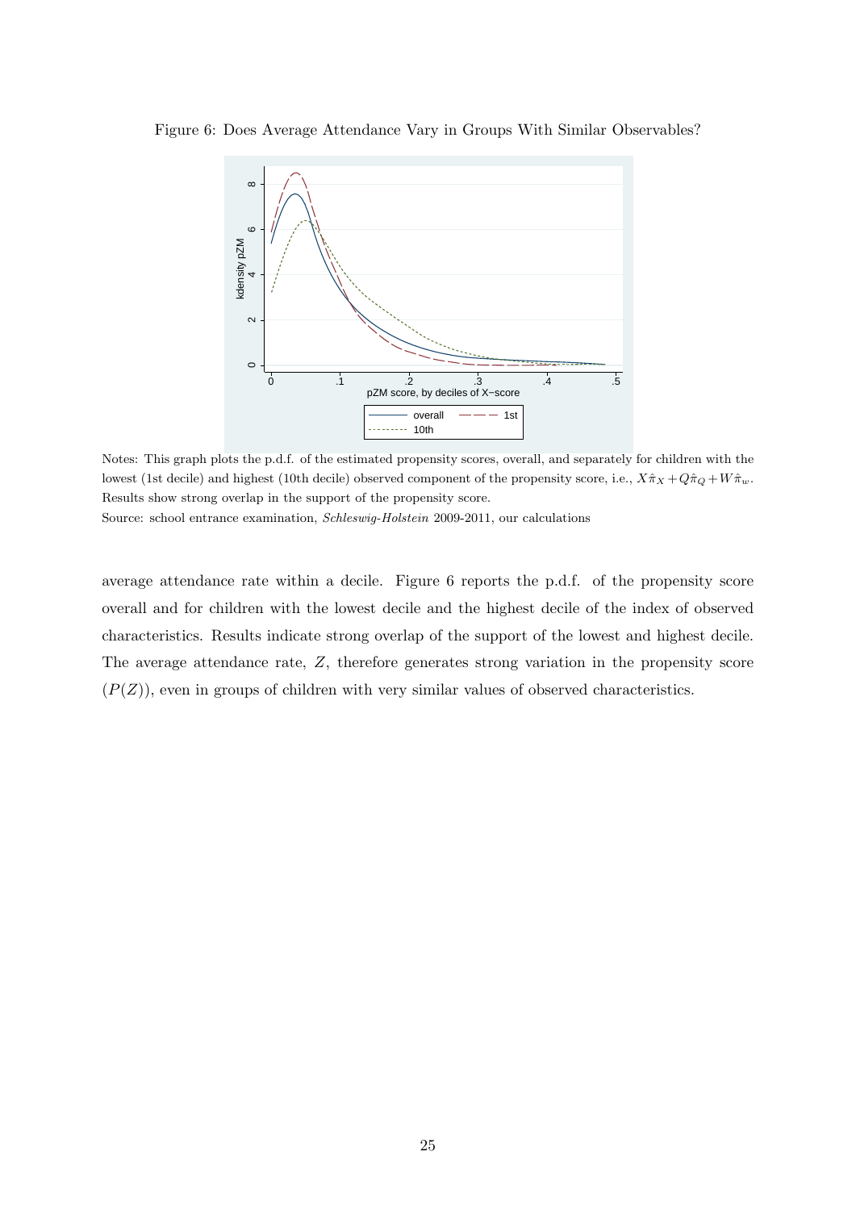Figure 6: Does Average Attendance Vary in Groups With Similar Observables?

Notes: This graph plots the p.d.f. of the estimated propensity scores, overall, and separately for children with the lowest (1st decile) and highest (10th decile) observed component of the propensity score, i.e., $X\hat{\pi}_X + Q\hat{\pi}_Q + W\hat{\pi}_w$. Results show strong overlap in the support of the propensity score.

Source: school entrance examination, *Schleswig-Holstein* 2009-2011, our calculations

average attendance rate within a decile. Figure 6 reports the p.d.f. of the propensity score overall and for children with the lowest decile and the highest decile of the index of observed characteristics. Results indicate strong overlap of the support of the lowest and highest decile. The average attendance rate, $Z$, therefore generates strong variation in the propensity score ($P(Z)$), even in groups of children with very similar values of observed characteristics.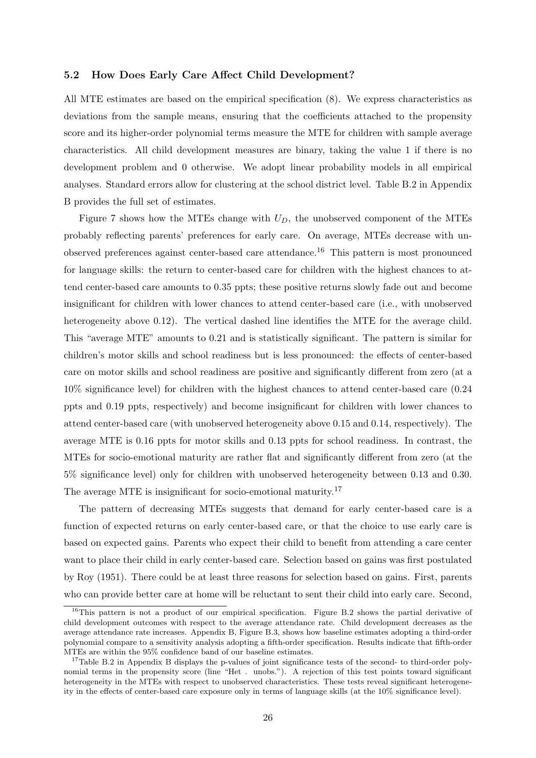### 5.2 How Does Early Care Affect Child Development?

All MTE estimates are based on the empirical specification (8). We express characteristics as deviations from the sample means, ensuring that the coefficients attached to the propensity score and its higher-order polynomial terms measure the MTE for children with sample average characteristics. All child development measures are binary, taking the value 1 if there is no development problem and 0 otherwise. We adopt linear probability models in all empirical analyses. Standard errors allow for clustering at the school district level. Table B.2 in Appendix B provides the full set of estimates.

Figure 7 shows how the MTEs change with $U_D$, the unobserved component of the MTEs probably reflecting parents' preferences for early care. On average, MTEs decrease with unobserved preferences against center-based care attendance.[16] This pattern is most pronounced for language skills: the return to center-based care for children with the highest chances to attend center-based care amounts to 0.35 ppts; these positive returns slowly fade out and become insignificant for children with lower chances to attend center-based care (i.e., with unobserved heterogeneity above 0.12). The vertical dashed line identifies the MTE for the average child. This "average MTE" amounts to 0.21 and is statistically significant. The pattern is similar for children's motor skills and school readiness but is less pronounced: the effects of center-based care on motor skills and school readiness are positive and significantly different from zero (at a 10% significance level) for children with the highest chances to attend center-based care (0.24 ppts and 0.19 ppts, respectively) and become insignificant for children with lower chances to attend center-based care (with unobserved heterogeneity above 0.15 and 0.14, respectively). The average MTE is 0.16 ppts for motor skills and 0.13 ppts for school readiness. In contrast, the MTEs for socio-emotional maturity are rather flat and significantly different from zero (at the 5% significance level) only for children with unobserved heterogeneity between 0.13 and 0.30. The average MTE is insignificant for socio-emotional maturity.[17]

The pattern of decreasing MTEs suggests that demand for early center-based care is a function of expected returns on early center-based care, or that the choice to use early care is based on expected gains. Parents who expect their child to benefit from attending a care center want to place their child in early center-based care. Selection based on gains was first postulated by Roy (1951). There could be at least three reasons for selection based on gains. First, parents who can provide better care at home will be reluctant to sent their child into early care. Second,

[16] This pattern is not a product of our empirical specification. Figure B.2 shows the partial derivative of child development outcomes with respect to the average attendance rate. Child development decreases as the average attendance rate increases. Appendix B, Figure B.3, shows how baseline estimates adopting a third-order polynomial compare to a sensitivity analysis adopting a fifth-order specification. Results indicate that fifth-order MTEs are within the 95% confidence band of our baseline estimates.

[17] Table B.2 in Appendix B displays the p-values of joint significance tests of the second- to third-order polynomial terms in the propensity score (line "Het . unobs."). A rejection of this test points toward significant heterogeneity in the MTEs with respect to unobserved characteristics. These tests reveal significant heterogeneity in the effects of center-based care exposure only in terms of language skills (at the 10% significance level).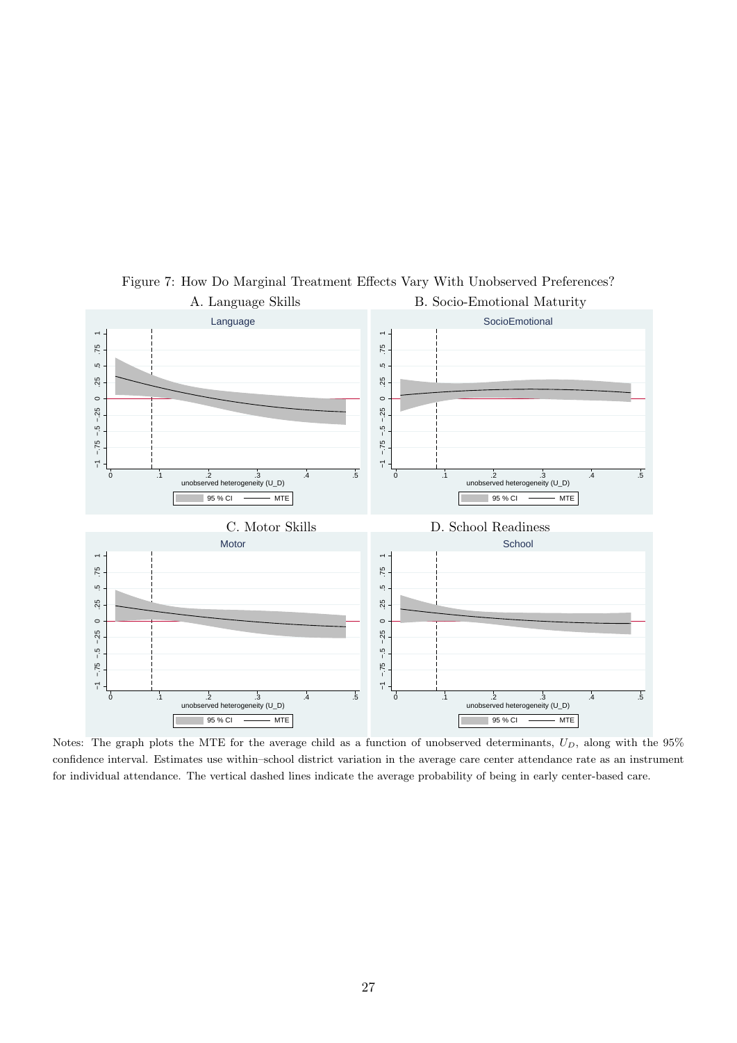Figure 7: How Do Marginal Treatment Effects Vary With Unobserved Preferences?

A. Language Skills

B. Socio-Emotional Maturity

C. Motor Skills

D. School Readiness

Notes: The graph plots the MTE for the average child as a function of unobserved determinants, $U_D$, along with the 95% confidence interval. Estimates use within–school district variation in the average care center attendance rate as an instrument for individual attendance. The vertical dashed lines indicate the average probability of being in early center-based care.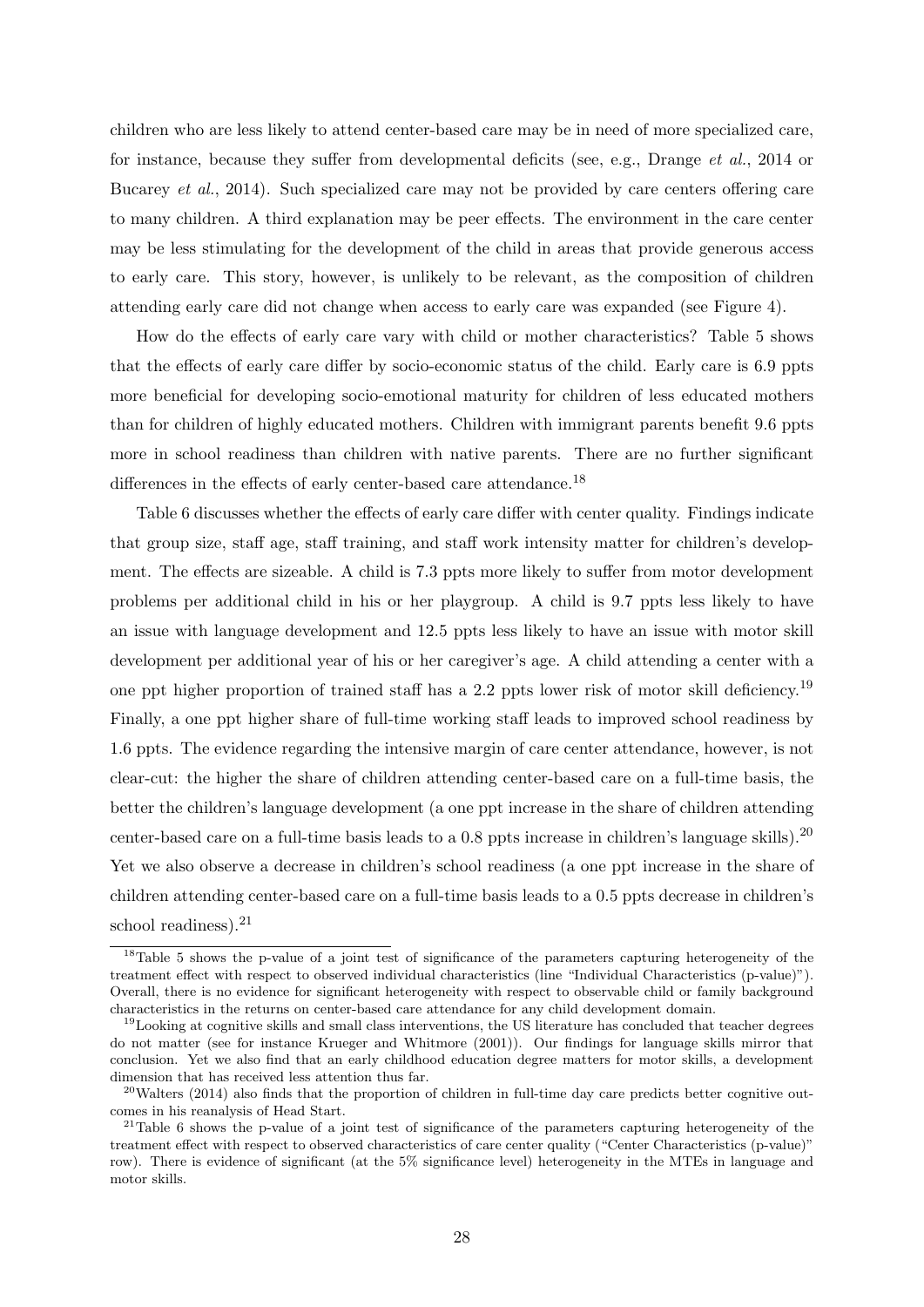children who are less likely to attend center-based care may be in need of more specialized care, for instance, because they suffer from developmental deficits (see, e.g., Drange *et al.*, 2014 or Bucarey *et al.*, 2014). Such specialized care may not be provided by care centers offering care to many children. A third explanation may be peer effects. The environment in the care center may be less stimulating for the development of the child in areas that provide generous access to early care. This story, however, is unlikely to be relevant, as the composition of children attending early care did not change when access to early care was expanded (see Figure 4).

How do the effects of early care vary with child or mother characteristics? Table 5 shows that the effects of early care differ by socio-economic status of the child. Early care is 6.9 ppts more beneficial for developing socio-emotional maturity for children of less educated mothers than for children of highly educated mothers. Children with immigrant parents benefit 9.6 ppts more in school readiness than children with native parents. There are no further significant differences in the effects of early center-based care attendance.[18]

Table 6 discusses whether the effects of early care differ with center quality. Findings indicate that group size, staff age, staff training, and staff work intensity matter for children's development. The effects are sizeable. A child is 7.3 ppts more likely to suffer from motor development problems per additional child in his or her playgroup. A child is 9.7 ppts less likely to have an issue with language development and 12.5 ppts less likely to have an issue with motor skill development per additional year of his or her caregiver's age. A child attending a center with a one ppt higher proportion of trained staff has a 2.2 ppts lower risk of motor skill deficiency.[19] Finally, a one ppt higher share of full-time working staff leads to improved school readiness by 1.6 ppts. The evidence regarding the intensive margin of care center attendance, however, is not clear-cut: the higher the share of children attending center-based care on a full-time basis, the better the children's language development (a one ppt increase in the share of children attending center-based care on a full-time basis leads to a 0.8 ppts increase in children's language skills).[20] Yet we also observe a decrease in children's school readiness (a one ppt increase in the share of children attending center-based care on a full-time basis leads to a 0.5 ppts decrease in children's school readiness).[21]

---

[18] Table 5 shows the p-value of a joint test of significance of the parameters capturing heterogeneity of the treatment effect with respect to observed individual characteristics (line "Individual Characteristics (p-value)"). Overall, there is no evidence for significant heterogeneity with respect to observable child or family background characteristics in the returns on center-based care attendance for any child development domain.

[19] Looking at cognitive skills and small class interventions, the US literature has concluded that teacher degrees do not matter (see for instance Krueger and Whitmore (2001)). Our findings for language skills mirror that conclusion. Yet we also find that an early childhood education degree matters for motor skills, a development dimension that has received less attention thus far.

[20] Walters (2014) also finds that the proportion of children in full-time day care predicts better cognitive outcomes in his reanalysis of Head Start.

[21] Table 6 shows the p-value of a joint test of significance of the parameters capturing heterogeneity of the treatment effect with respect to observed characteristics of care center quality ("Center Characteristics (p-value)" row). There is evidence of significant (at the 5% significance level) heterogeneity in the MTEs in language and motor skills.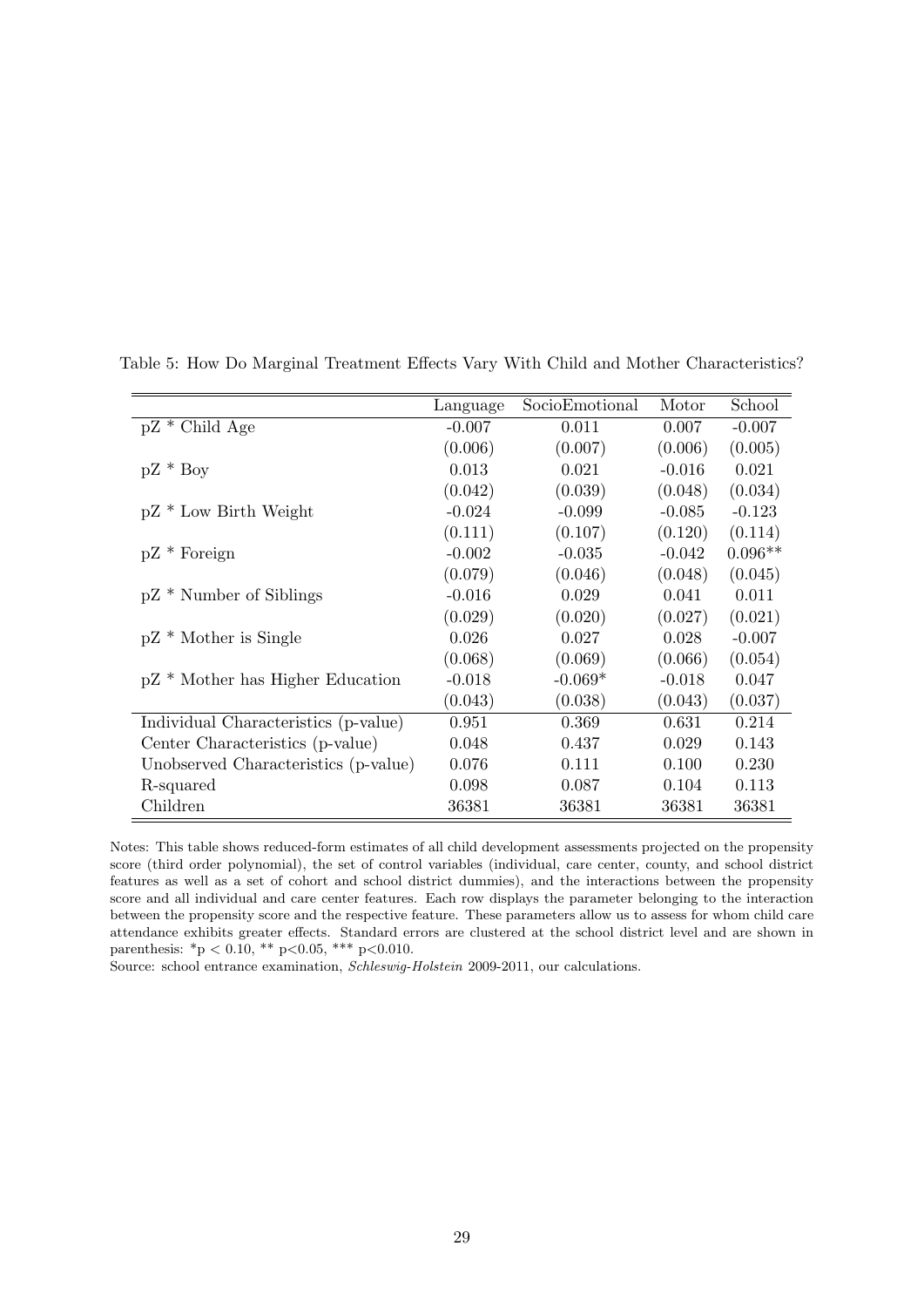Table 5: How Do Marginal Treatment Effects Vary With Child and Mother Characteristics?

| | Language | SocioEmotional | Motor | School |
|---|---|---|---|---|
| pZ * Child Age | -0.007 | 0.011 | 0.007 | -0.007 |
| | (0.006) | (0.007) | (0.006) | (0.005) |
| pZ * Boy | 0.013 | 0.021 | -0.016 | 0.021 |
| | (0.042) | (0.039) | (0.048) | (0.034) |
| pZ * Low Birth Weight | -0.024 | -0.099 | -0.085 | -0.123 |
| | (0.111) | (0.107) | (0.120) | (0.114) |
| pZ * Foreign | -0.002 | -0.035 | -0.042 | 0.096** |
| | (0.079) | (0.046) | (0.048) | (0.045) |
| pZ * Number of Siblings | -0.016 | 0.029 | 0.041 | 0.011 |
| | (0.029) | (0.020) | (0.027) | (0.021) |
| pZ * Mother is Single | 0.026 | 0.027 | 0.028 | -0.007 |
| | (0.068) | (0.069) | (0.066) | (0.054) |
| pZ * Mother has Higher Education | -0.018 | -0.069* | -0.018 | 0.047 |
| | (0.043) | (0.038) | (0.043) | (0.037) |
| Individual Characteristics (p-value) | 0.951 | 0.369 | 0.631 | 0.214 |
| Center Characteristics (p-value) | 0.048 | 0.437 | 0.029 | 0.143 |
| Unobserved Characteristics (p-value) | 0.076 | 0.111 | 0.100 | 0.230 |
| R-squared | 0.098 | 0.087 | 0.104 | 0.113 |
| Children | 36381 | 36381 | 36381 | 36381 |

Notes: This table shows reduced-form estimates of all child development assessments projected on the propensity score (third order polynomial), the set of control variables (individual, care center, county, and school district features as well as a set of cohort and school district dummies), and the interactions between the propensity score and all individual and care center features. Each row displays the parameter belonging to the interaction between the propensity score and the respective feature. These parameters allow us to assess for whom child care attendance exhibits greater effects. Standard errors are clustered at the school district level and are shown in parenthesis: *p $< 0.10$, ** p$<0.05$, *** p$<0.010$.

Source: school entrance examination, *Schleswig-Holstein* 2009-2011, our calculations.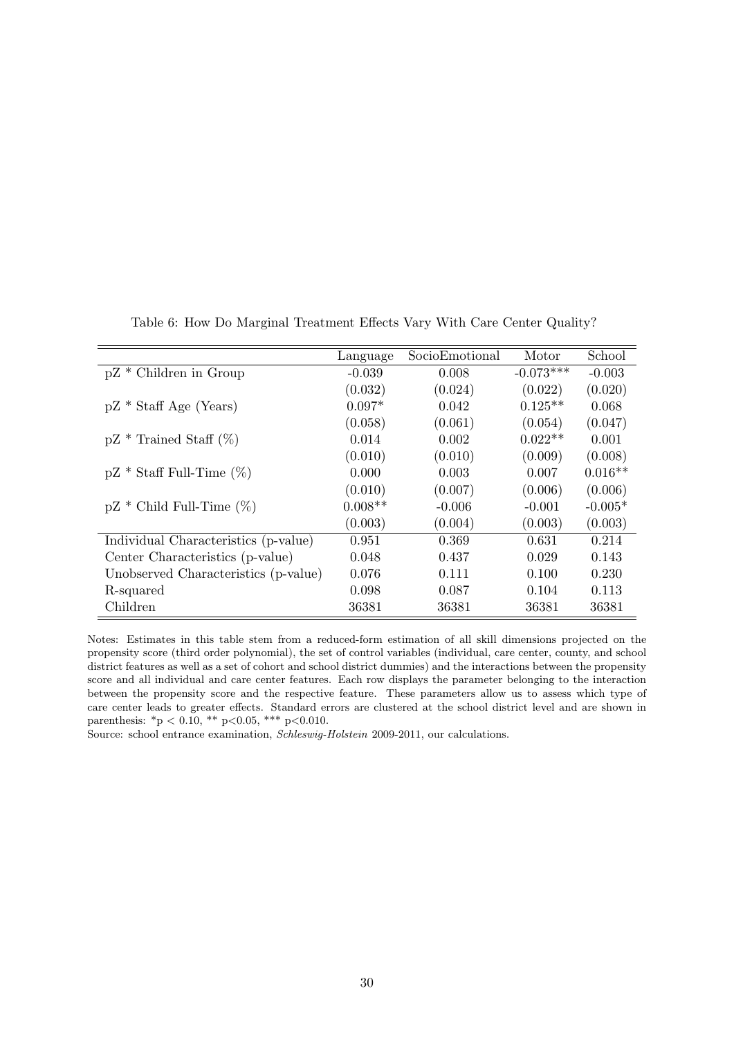Table 6: How Do Marginal Treatment Effects Vary With Care Center Quality?

| | Language | SocioEmotional | Motor | School |
|---|---|---|---|---|
| pZ * Children in Group | -0.039 | 0.008 | -0.073*** | -0.003 |
| | (0.032) | (0.024) | (0.022) | (0.020) |
| pZ * Staff Age (Years) | 0.097* | 0.042 | 0.125** | 0.068 |
| | (0.058) | (0.061) | (0.054) | (0.047) |
| pZ * Trained Staff (%) | 0.014 | 0.002 | 0.022** | 0.001 |
| | (0.010) | (0.010) | (0.009) | (0.008) |
| pZ * Staff Full-Time (%) | 0.000 | 0.003 | 0.007 | 0.016** |
| | (0.010) | (0.007) | (0.006) | (0.006) |
| pZ * Child Full-Time (%) | 0.008** | -0.006 | -0.001 | -0.005* |
| | (0.003) | (0.004) | (0.003) | (0.003) |
| Individual Characteristics (p-value) | 0.951 | 0.369 | 0.631 | 0.214 |
| Center Characteristics (p-value) | 0.048 | 0.437 | 0.029 | 0.143 |
| Unobserved Characteristics (p-value) | 0.076 | 0.111 | 0.100 | 0.230 |
| R-squared | 0.098 | 0.087 | 0.104 | 0.113 |
| Children | 36381 | 36381 | 36381 | 36381 |

Notes: Estimates in this table stem from a reduced-form estimation of all skill dimensions projected on the propensity score (third order polynomial), the set of control variables (individual, care center, county, and school district features as well as a set of cohort and school district dummies) and the interactions between the propensity score and all individual and care center features. Each row displays the parameter belonging to the interaction between the propensity score and the respective feature. These parameters allow us to assess which type of care center leads to greater effects. Standard errors are clustered at the school district level and are shown in parenthesis: *$p < 0.10$, ** $p<0.05$, *** $p<0.010$.

Source: school entrance examination, *Schleswig-Holstein* 2009-2011, our calculations.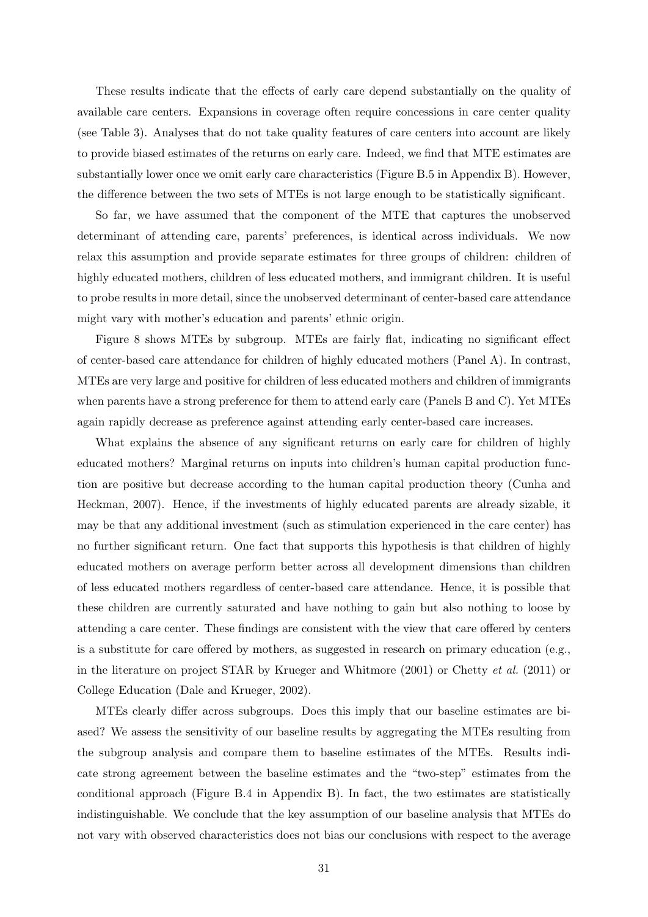These results indicate that the effects of early care depend substantially on the quality of available care centers. Expansions in coverage often require concessions in care center quality (see Table 3). Analyses that do not take quality features of care centers into account are likely to provide biased estimates of the returns on early care. Indeed, we find that MTE estimates are substantially lower once we omit early care characteristics (Figure B.5 in Appendix B). However, the difference between the two sets of MTEs is not large enough to be statistically significant.

So far, we have assumed that the component of the MTE that captures the unobserved determinant of attending care, parents' preferences, is identical across individuals. We now relax this assumption and provide separate estimates for three groups of children: children of highly educated mothers, children of less educated mothers, and immigrant children. It is useful to probe results in more detail, since the unobserved determinant of center-based care attendance might vary with mother's education and parents' ethnic origin.

Figure 8 shows MTEs by subgroup. MTEs are fairly flat, indicating no significant effect of center-based care attendance for children of highly educated mothers (Panel A). In contrast, MTEs are very large and positive for children of less educated mothers and children of immigrants when parents have a strong preference for them to attend early care (Panels B and C). Yet MTEs again rapidly decrease as preference against attending early center-based care increases.

What explains the absence of any significant returns on early care for children of highly educated mothers? Marginal returns on inputs into children's human capital production function are positive but decrease according to the human capital production theory (Cunha and Heckman, 2007). Hence, if the investments of highly educated parents are already sizable, it may be that any additional investment (such as stimulation experienced in the care center) has no further significant return. One fact that supports this hypothesis is that children of highly educated mothers on average perform better across all development dimensions than children of less educated mothers regardless of center-based care attendance. Hence, it is possible that these children are currently saturated and have nothing to gain but also nothing to loose by attending a care center. These findings are consistent with the view that care offered by centers is a substitute for care offered by mothers, as suggested in research on primary education (e.g., in the literature on project STAR by Krueger and Whitmore (2001) or Chetty *et al.* (2011) or College Education (Dale and Krueger, 2002).

MTEs clearly differ across subgroups. Does this imply that our baseline estimates are biased? We assess the sensitivity of our baseline results by aggregating the MTEs resulting from the subgroup analysis and compare them to baseline estimates of the MTEs. Results indicate strong agreement between the baseline estimates and the "two-step" estimates from the conditional approach (Figure B.4 in Appendix B). In fact, the two estimates are statistically indistinguishable. We conclude that the key assumption of our baseline analysis that MTEs do not vary with observed characteristics does not bias our conclusions with respect to the average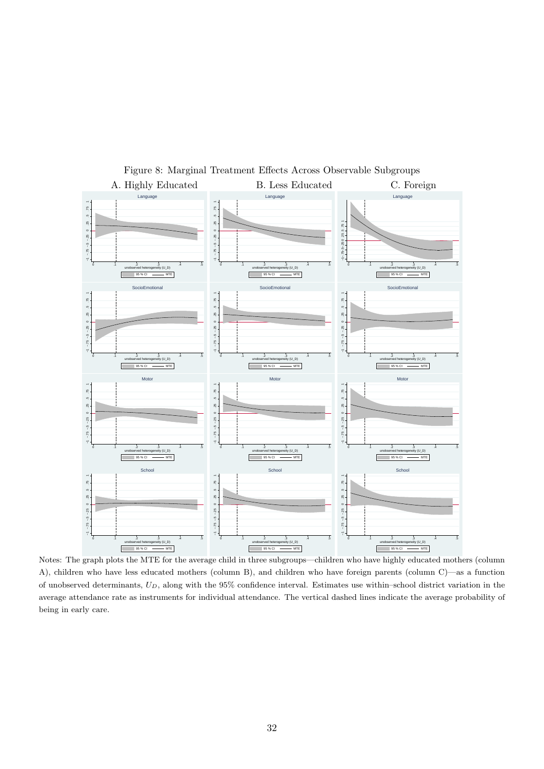Figure 8: Marginal Treatment Effects Across Observable Subgroups

A. Highly Educated B. Less Educated C. Foreign

Notes: The graph plots the MTE for the average child in three subgroups—children who have highly educated mothers (column A), children who have less educated mothers (column B), and children who have foreign parents (column C)—as a function of unobserved determinants, $U_D$, along with the 95% confidence interval. Estimates use within–school district variation in the average attendance rate as instruments for individual attendance. The vertical dashed lines indicate the average probability of being in early care.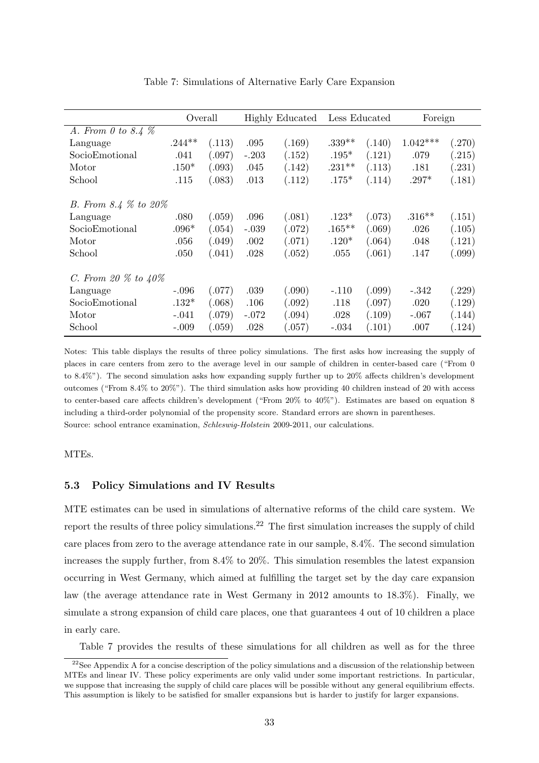Table 7: Simulations of Alternative Early Care Expansion

| | Overall | | Highly Educated | | Less Educated | | Foreign | |
|---|---|---|---|---|---|---|---|---|
| *A. From 0 to 8.4 %* | | | | | | | | |
| Language | .244** | (.113) | .095 | (.169) | .339** | (.140) | 1.042*** | (.270) |
| SocioEmotional | .041 | (.097) | -.203 | (.152) | .195* | (.121) | .079 | (.215) |
| Motor | .150* | (.093) | .045 | (.142) | .231** | (.113) | .181 | (.231) |
| School | .115 | (.083) | .013 | (.112) | .175* | (.114) | .297* | (.181) |
| *B. From 8.4 % to 20%* | | | | | | | | |
| Language | .080 | (.059) | .096 | (.081) | .123* | (.073) | .316** | (.151) |
| SocioEmotional | .096* | (.054) | -.039 | (.072) | .165** | (.069) | .026 | (.105) |
| Motor | .056 | (.049) | .002 | (.071) | .120* | (.064) | .048 | (.121) |
| School | .050 | (.041) | .028 | (.052) | .055 | (.061) | .147 | (.099) |
| *C. From 20 % to 40%* | | | | | | | | |
| Language | -.096 | (.077) | .039 | (.090) | -.110 | (.099) | -.342 | (.229) |
| SocioEmotional | .132* | (.068) | .106 | (.092) | .118 | (.097) | .020 | (.129) |
| Motor | -.041 | (.079) | -.072 | (.094) | .028 | (.109) | -.067 | (.144) |
| School | -.009 | (.059) | .028 | (.057) | -.034 | (.101) | .007 | (.124) |

Notes: This table displays the results of three policy simulations. The first asks how increasing the supply of places in care centers from zero to the average level in our sample of children in center-based care ("From 0 to 8.4%"). The second simulation asks how expanding supply further up to 20% affects children's development outcomes ("From 8.4% to 20%"). The third simulation asks how providing 40 children instead of 20 with access to center-based care affects children's development ("From 20% to 40%"). Estimates are based on equation 8 including a third-order polynomial of the propensity score. Standard errors are shown in parentheses.
Source: school entrance examination, *Schleswig-Holstein* 2009-2011, our calculations.

MTEs.

### 5.3 Policy Simulations and IV Results

MTE estimates can be used in simulations of alternative reforms of the child care system. We report the results of three policy simulations.[22] The first simulation increases the supply of child care places from zero to the average attendance rate in our sample, 8.4%. The second simulation increases the supply further, from 8.4% to 20%. This simulation resembles the latest expansion occurring in West Germany, which aimed at fulfilling the target set by the day care expansion law (the average attendance rate in West Germany in 2012 amounts to 18.3%). Finally, we simulate a strong expansion of child care places, one that guarantees 4 out of 10 children a place in early care.

Table 7 provides the results of these simulations for all children as well as for the three

[22] See Appendix A for a concise description of the policy simulations and a discussion of the relationship between MTEs and linear IV. These policy experiments are only valid under some important restrictions. In particular, we suppose that increasing the supply of child care places will be possible without any general equilibrium effects. This assumption is likely to be satisfied for smaller expansions but is harder to justify for larger expansions.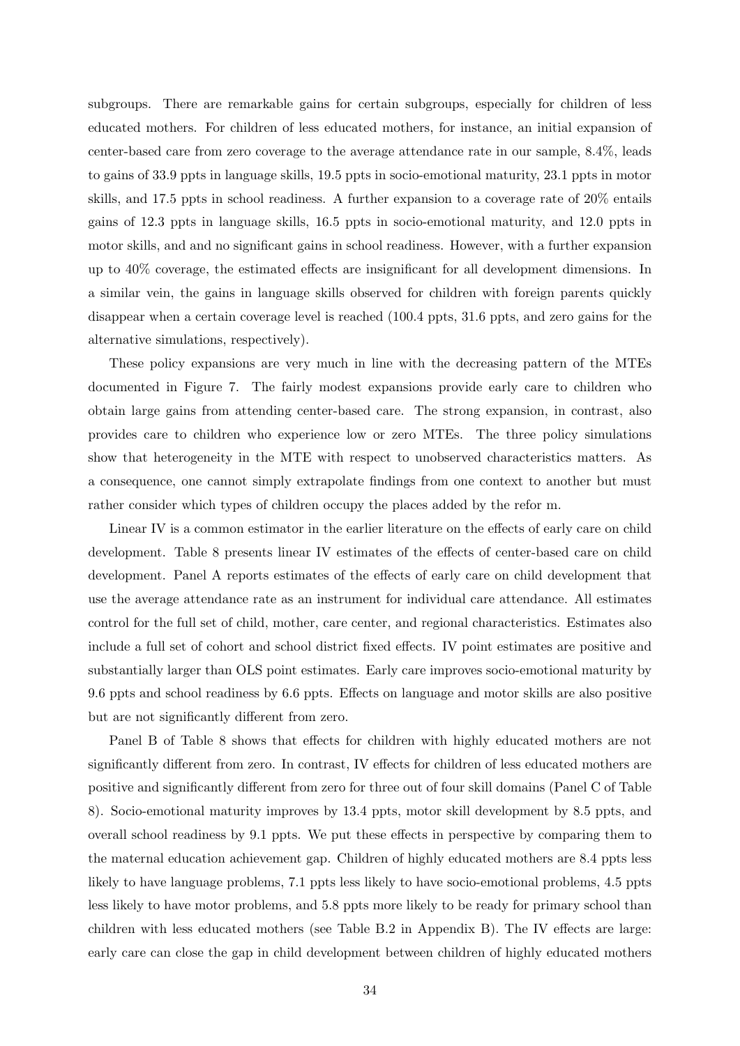subgroups. There are remarkable gains for certain subgroups, especially for children of less educated mothers. For children of less educated mothers, for instance, an initial expansion of center-based care from zero coverage to the average attendance rate in our sample, 8.4%, leads to gains of 33.9 ppts in language skills, 19.5 ppts in socio-emotional maturity, 23.1 ppts in motor skills, and 17.5 ppts in school readiness. A further expansion to a coverage rate of 20% entails gains of 12.3 ppts in language skills, 16.5 ppts in socio-emotional maturity, and 12.0 ppts in motor skills, and and no significant gains in school readiness. However, with a further expansion up to 40% coverage, the estimated effects are insignificant for all development dimensions. In a similar vein, the gains in language skills observed for children with foreign parents quickly disappear when a certain coverage level is reached (100.4 ppts, 31.6 ppts, and zero gains for the alternative simulations, respectively).

These policy expansions are very much in line with the decreasing pattern of the MTEs documented in Figure 7. The fairly modest expansions provide early care to children who obtain large gains from attending center-based care. The strong expansion, in contrast, also provides care to children who experience low or zero MTEs. The three policy simulations show that heterogeneity in the MTE with respect to unobserved characteristics matters. As a consequence, one cannot simply extrapolate findings from one context to another but must rather consider which types of children occupy the places added by the refor m.

Linear IV is a common estimator in the earlier literature on the effects of early care on child development. Table 8 presents linear IV estimates of the effects of center-based care on child development. Panel A reports estimates of the effects of early care on child development that use the average attendance rate as an instrument for individual care attendance. All estimates control for the full set of child, mother, care center, and regional characteristics. Estimates also include a full set of cohort and school district fixed effects. IV point estimates are positive and substantially larger than OLS point estimates. Early care improves socio-emotional maturity by 9.6 ppts and school readiness by 6.6 ppts. Effects on language and motor skills are also positive but are not significantly different from zero.

Panel B of Table 8 shows that effects for children with highly educated mothers are not significantly different from zero. In contrast, IV effects for children of less educated mothers are positive and significantly different from zero for three out of four skill domains (Panel C of Table 8). Socio-emotional maturity improves by 13.4 ppts, motor skill development by 8.5 ppts, and overall school readiness by 9.1 ppts. We put these effects in perspective by comparing them to the maternal education achievement gap. Children of highly educated mothers are 8.4 ppts less likely to have language problems, 7.1 ppts less likely to have socio-emotional problems, 4.5 ppts less likely to have motor problems, and 5.8 ppts more likely to be ready for primary school than children with less educated mothers (see Table B.2 in Appendix B). The IV effects are large: early care can close the gap in child development between children of highly educated mothers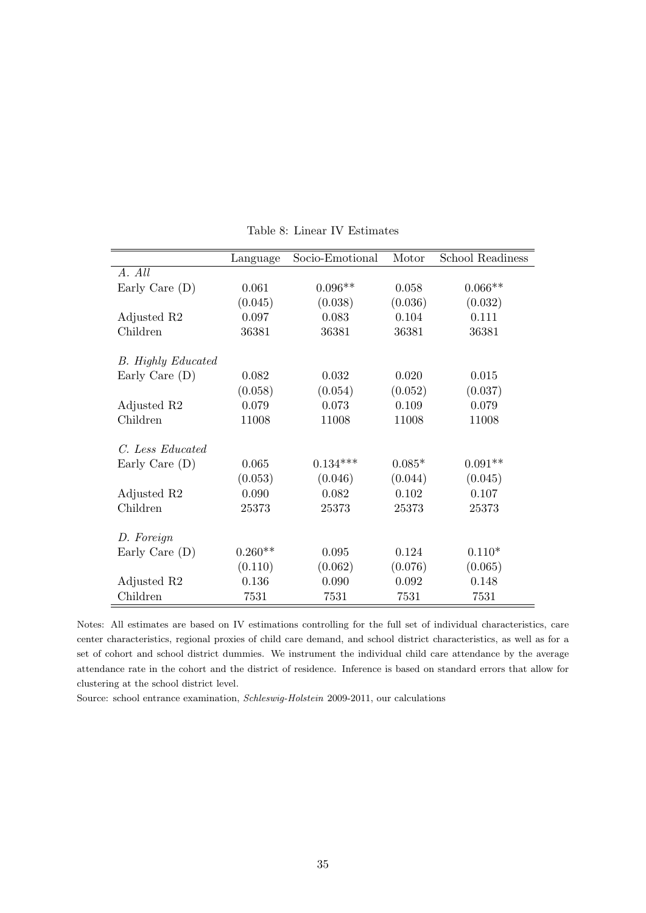Table 8: Linear IV Estimates

| | Language | Socio-Emotional | Motor | School Readiness |
|---|---|---|---|---|
| *A. All* | | | | |
| Early Care (D) | 0.061 | 0.096** | 0.058 | 0.066** |
| | (0.045) | (0.038) | (0.036) | (0.032) |
| Adjusted R2 | 0.097 | 0.083 | 0.104 | 0.111 |
| Children | 36381 | 36381 | 36381 | 36381 |
| *B. Highly Educated* | | | | |
| Early Care (D) | 0.082 | 0.032 | 0.020 | 0.015 |
| | (0.058) | (0.054) | (0.052) | (0.037) |
| Adjusted R2 | 0.079 | 0.073 | 0.109 | 0.079 |
| Children | 11008 | 11008 | 11008 | 11008 |
| *C. Less Educated* | | | | |
| Early Care (D) | 0.065 | 0.134*** | 0.085* | 0.091** |
| | (0.053) | (0.046) | (0.044) | (0.045) |
| Adjusted R2 | 0.090 | 0.082 | 0.102 | 0.107 |
| Children | 25373 | 25373 | 25373 | 25373 |
| *D. Foreign* | | | | |
| Early Care (D) | 0.260** | 0.095 | 0.124 | 0.110* |
| | (0.110) | (0.062) | (0.076) | (0.065) |
| Adjusted R2 | 0.136 | 0.090 | 0.092 | 0.148 |
| Children | 7531 | 7531 | 7531 | 7531 |

Notes: All estimates are based on IV estimations controlling for the full set of individual characteristics, care center characteristics, regional proxies of child care demand, and school district characteristics, as well as for a set of cohort and school district dummies. We instrument the individual child care attendance by the average attendance rate in the cohort and the district of residence. Inference is based on standard errors that allow for clustering at the school district level.

Source: school entrance examination, *Schleswig-Holstein* 2009-2011, our calculations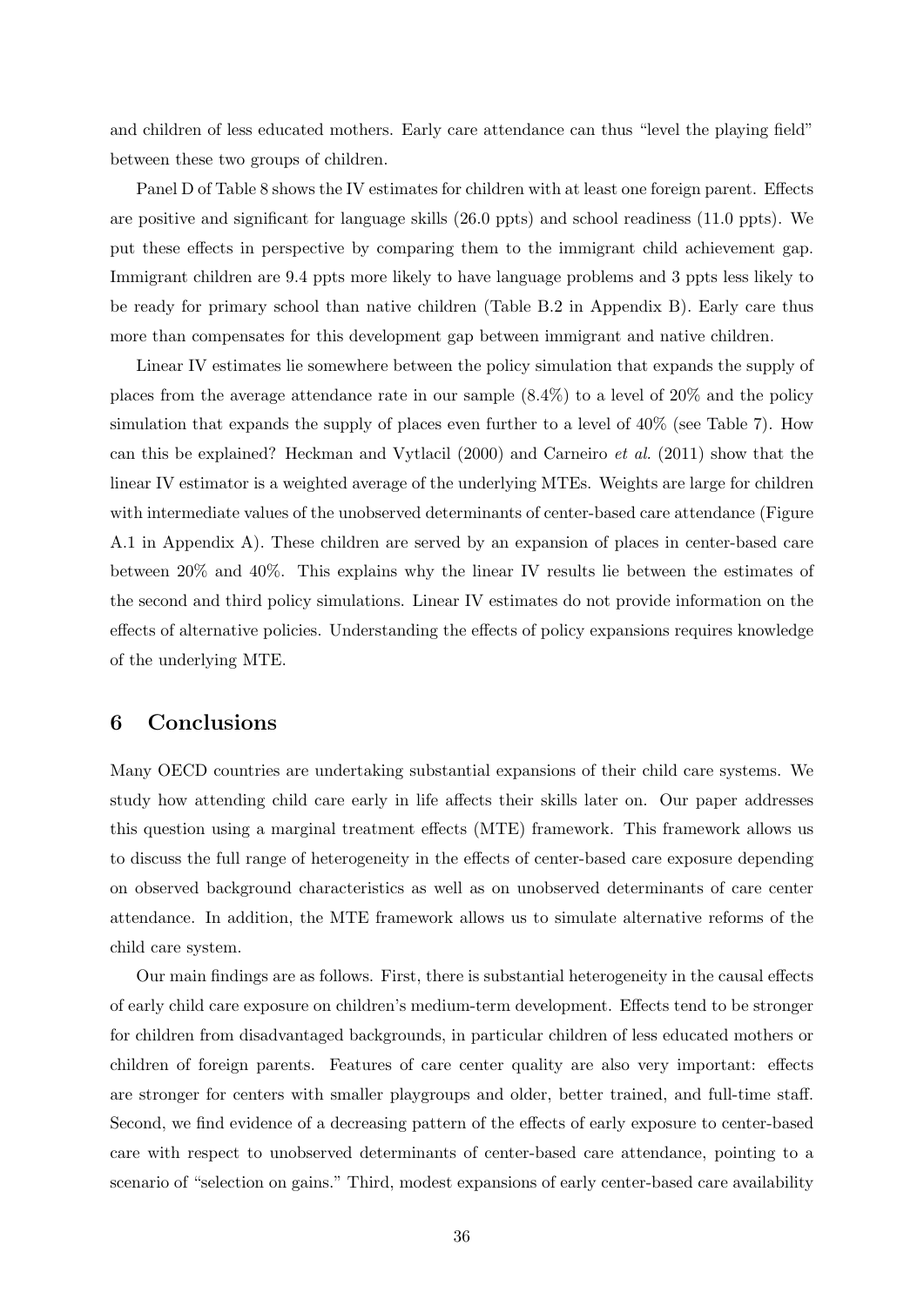and children of less educated mothers. Early care attendance can thus "level the playing field" between these two groups of children.

Panel D of Table 8 shows the IV estimates for children with at least one foreign parent. Effects are positive and significant for language skills (26.0 ppts) and school readiness (11.0 ppts). We put these effects in perspective by comparing them to the immigrant child achievement gap. Immigrant children are 9.4 ppts more likely to have language problems and 3 ppts less likely to be ready for primary school than native children (Table B.2 in Appendix B). Early care thus more than compensates for this development gap between immigrant and native children.

Linear IV estimates lie somewhere between the policy simulation that expands the supply of places from the average attendance rate in our sample (8.4%) to a level of 20% and the policy simulation that expands the supply of places even further to a level of 40% (see Table 7). How can this be explained? Heckman and Vytlacil (2000) and Carneiro *et al.* (2011) show that the linear IV estimator is a weighted average of the underlying MTEs. Weights are large for children with intermediate values of the unobserved determinants of center-based care attendance (Figure A.1 in Appendix A). These children are served by an expansion of places in center-based care between 20% and 40%. This explains why the linear IV results lie between the estimates of the second and third policy simulations. Linear IV estimates do not provide information on the effects of alternative policies. Understanding the effects of policy expansions requires knowledge of the underlying MTE.

# 6 Conclusions

Many OECD countries are undertaking substantial expansions of their child care systems. We study how attending child care early in life affects their skills later on. Our paper addresses this question using a marginal treatment effects (MTE) framework. This framework allows us to discuss the full range of heterogeneity in the effects of center-based care exposure depending on observed background characteristics as well as on unobserved determinants of care center attendance. In addition, the MTE framework allows us to simulate alternative reforms of the child care system.

Our main findings are as follows. First, there is substantial heterogeneity in the causal effects of early child care exposure on children's medium-term development. Effects tend to be stronger for children from disadvantaged backgrounds, in particular children of less educated mothers or children of foreign parents. Features of care center quality are also very important: effects are stronger for centers with smaller playgroups and older, better trained, and full-time staff. Second, we find evidence of a decreasing pattern of the effects of early exposure to center-based care with respect to unobserved determinants of center-based care attendance, pointing to a scenario of "selection on gains." Third, modest expansions of early center-based care availability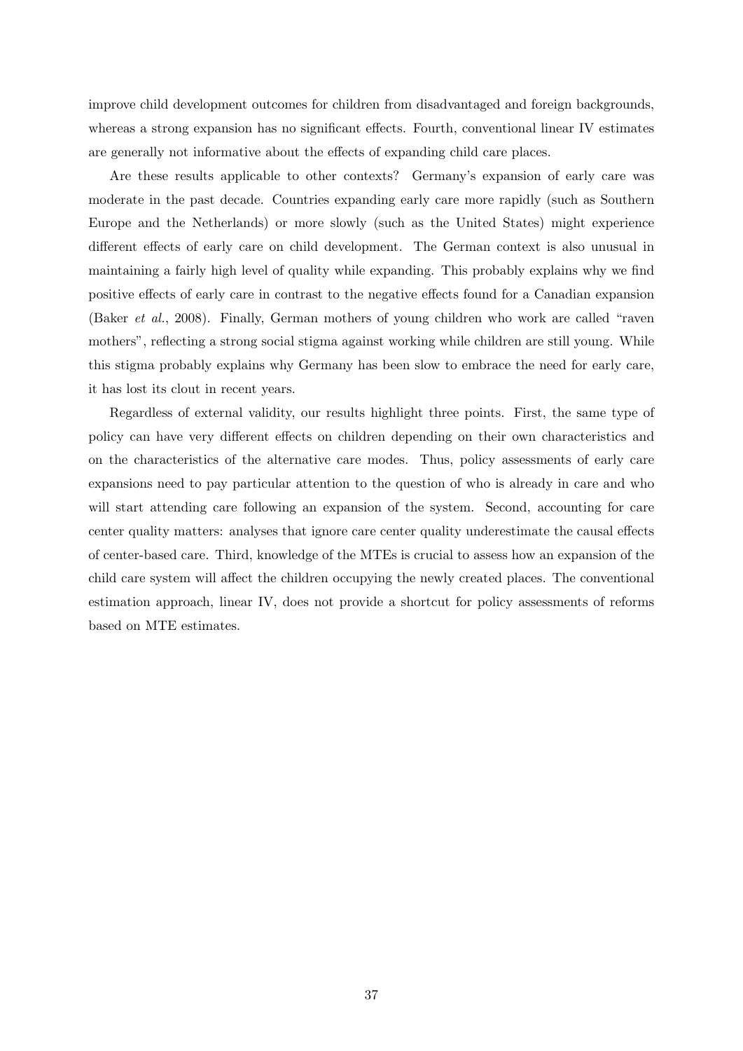improve child development outcomes for children from disadvantaged and foreign backgrounds, whereas a strong expansion has no significant effects. Fourth, conventional linear IV estimates are generally not informative about the effects of expanding child care places.

Are these results applicable to other contexts? Germany's expansion of early care was moderate in the past decade. Countries expanding early care more rapidly (such as Southern Europe and the Netherlands) or more slowly (such as the United States) might experience different effects of early care on child development. The German context is also unusual in maintaining a fairly high level of quality while expanding. This probably explains why we find positive effects of early care in contrast to the negative effects found for a Canadian expansion (Baker *et al.*, 2008). Finally, German mothers of young children who work are called "raven mothers", reflecting a strong social stigma against working while children are still young. While this stigma probably explains why Germany has been slow to embrace the need for early care, it has lost its clout in recent years.

Regardless of external validity, our results highlight three points. First, the same type of policy can have very different effects on children depending on their own characteristics and on the characteristics of the alternative care modes. Thus, policy assessments of early care expansions need to pay particular attention to the question of who is already in care and who will start attending care following an expansion of the system. Second, accounting for care center quality matters: analyses that ignore care center quality underestimate the causal effects of center-based care. Third, knowledge of the MTEs is crucial to assess how an expansion of the child care system will affect the children occupying the newly created places. The conventional estimation approach, linear IV, does not provide a shortcut for policy assessments of reforms based on MTE estimates.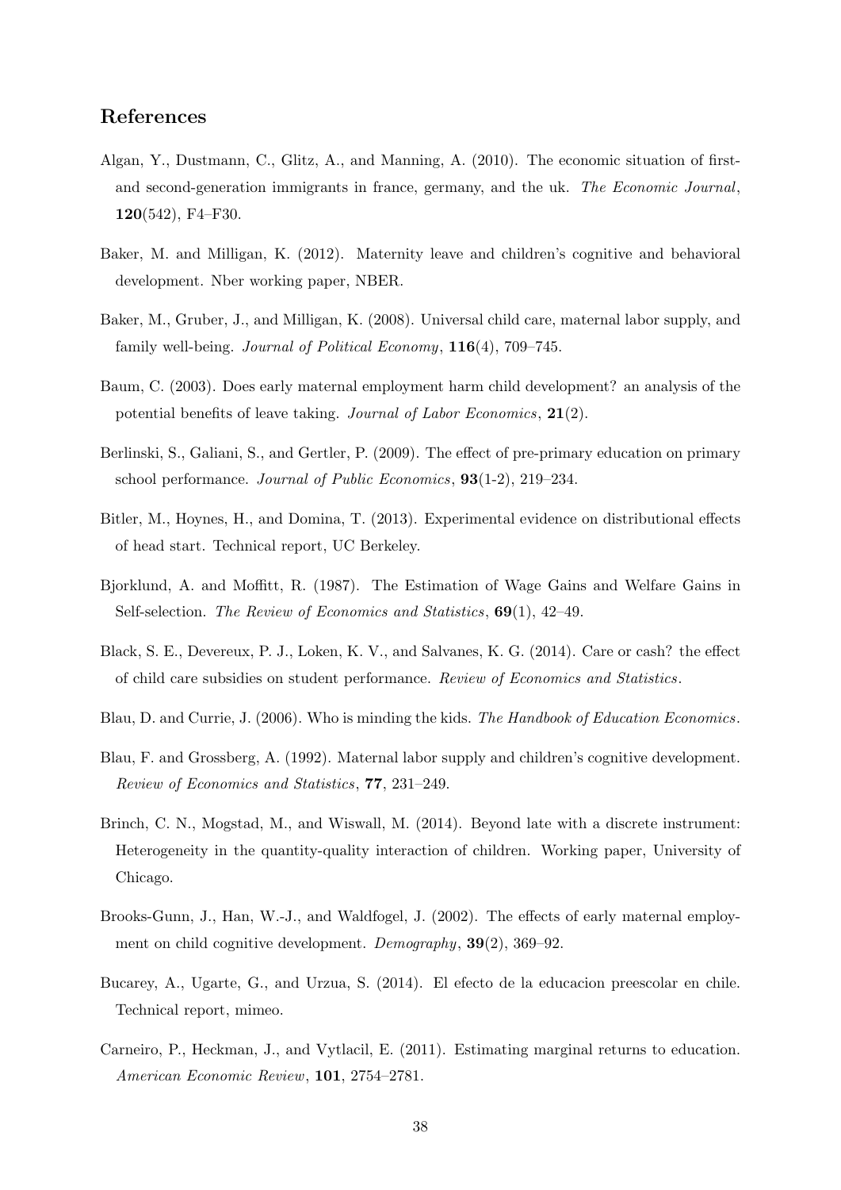## References

Algan, Y., Dustmann, C., Glitz, A., and Manning, A. (2010). The economic situation of first- and second-generation immigrants in france, germany, and the uk. *The Economic Journal*, **120**(542), F4–F30.

Baker, M. and Milligan, K. (2012). Maternity leave and children's cognitive and behavioral development. Nber working paper, NBER.

Baker, M., Gruber, J., and Milligan, K. (2008). Universal child care, maternal labor supply, and family well-being. *Journal of Political Economy*, **116**(4), 709–745.

Baum, C. (2003). Does early maternal employment harm child development? an analysis of the potential benefits of leave taking. *Journal of Labor Economics*, **21**(2).

Berlinski, S., Galiani, S., and Gertler, P. (2009). The effect of pre-primary education on primary school performance. *Journal of Public Economics*, **93**(1-2), 219–234.

Bitler, M., Hoynes, H., and Domina, T. (2013). Experimental evidence on distributional effects of head start. Technical report, UC Berkeley.

Bjorklund, A. and Moffitt, R. (1987). The Estimation of Wage Gains and Welfare Gains in Self-selection. *The Review of Economics and Statistics*, **69**(1), 42–49.

Black, S. E., Devereux, P. J., Loken, K. V., and Salvanes, K. G. (2014). Care or cash? the effect of child care subsidies on student performance. *Review of Economics and Statistics*.

Blau, D. and Currie, J. (2006). Who is minding the kids. *The Handbook of Education Economics*.

Blau, F. and Grossberg, A. (1992). Maternal labor supply and children's cognitive development. *Review of Economics and Statistics*, **77**, 231–249.

Brinch, C. N., Mogstad, M., and Wiswall, M. (2014). Beyond late with a discrete instrument: Heterogeneity in the quantity-quality interaction of children. Working paper, University of Chicago.

Brooks-Gunn, J., Han, W.-J., and Waldfogel, J. (2002). The effects of early maternal employment on child cognitive development. *Demography*, **39**(2), 369–92.

Bucarey, A., Ugarte, G., and Urzua, S. (2014). El efecto de la educacion preescolar en chile. Technical report, mimeo.

Carneiro, P., Heckman, J., and Vytlacil, E. (2011). Estimating marginal returns to education. *American Economic Review*, **101**, 2754–2781.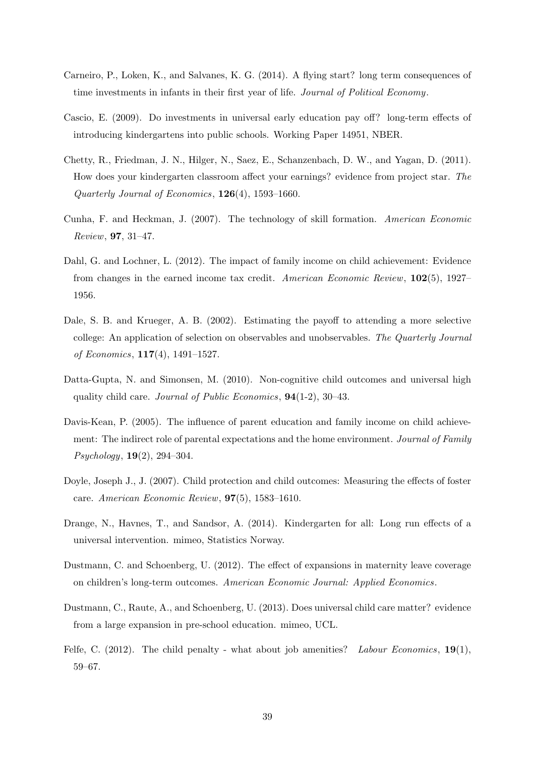Carneiro, P., Loken, K., and Salvanes, K. G. (2014). A flying start? long term consequences of time investments in infants in their first year of life. *Journal of Political Economy*.

Cascio, E. (2009). Do investments in universal early education pay off? long-term effects of introducing kindergartens into public schools. Working Paper 14951, NBER.

Chetty, R., Friedman, J. N., Hilger, N., Saez, E., Schanzenbach, D. W., and Yagan, D. (2011). How does your kindergarten classroom affect your earnings? evidence from project star. *The Quarterly Journal of Economics*, **126**(4), 1593–1660.

Cunha, F. and Heckman, J. (2007). The technology of skill formation. *American Economic Review*, **97**, 31–47.

Dahl, G. and Lochner, L. (2012). The impact of family income on child achievement: Evidence from changes in the earned income tax credit. *American Economic Review*, **102**(5), 1927–1956.

Dale, S. B. and Krueger, A. B. (2002). Estimating the payoff to attending a more selective college: An application of selection on observables and unobservables. *The Quarterly Journal of Economics*, **117**(4), 1491–1527.

Datta-Gupta, N. and Simonsen, M. (2010). Non-cognitive child outcomes and universal high quality child care. *Journal of Public Economics*, **94**(1-2), 30–43.

Davis-Kean, P. (2005). The influence of parent education and family income on child achievement: The indirect role of parental expectations and the home environment. *Journal of Family Psychology*, **19**(2), 294–304.

Doyle, Joseph J., J. (2007). Child protection and child outcomes: Measuring the effects of foster care. *American Economic Review*, **97**(5), 1583–1610.

Drange, N., Havnes, T., and Sandsor, A. (2014). Kindergarten for all: Long run effects of a universal intervention. mimeo, Statistics Norway.

Dustmann, C. and Schoenberg, U. (2012). The effect of expansions in maternity leave coverage on children's long-term outcomes. *American Economic Journal: Applied Economics*.

Dustmann, C., Raute, A., and Schoenberg, U. (2013). Does universal child care matter? evidence from a large expansion in pre-school education. mimeo, UCL.

Felfe, C. (2012). The child penalty - what about job amenities? *Labour Economics*, **19**(1), 59–67.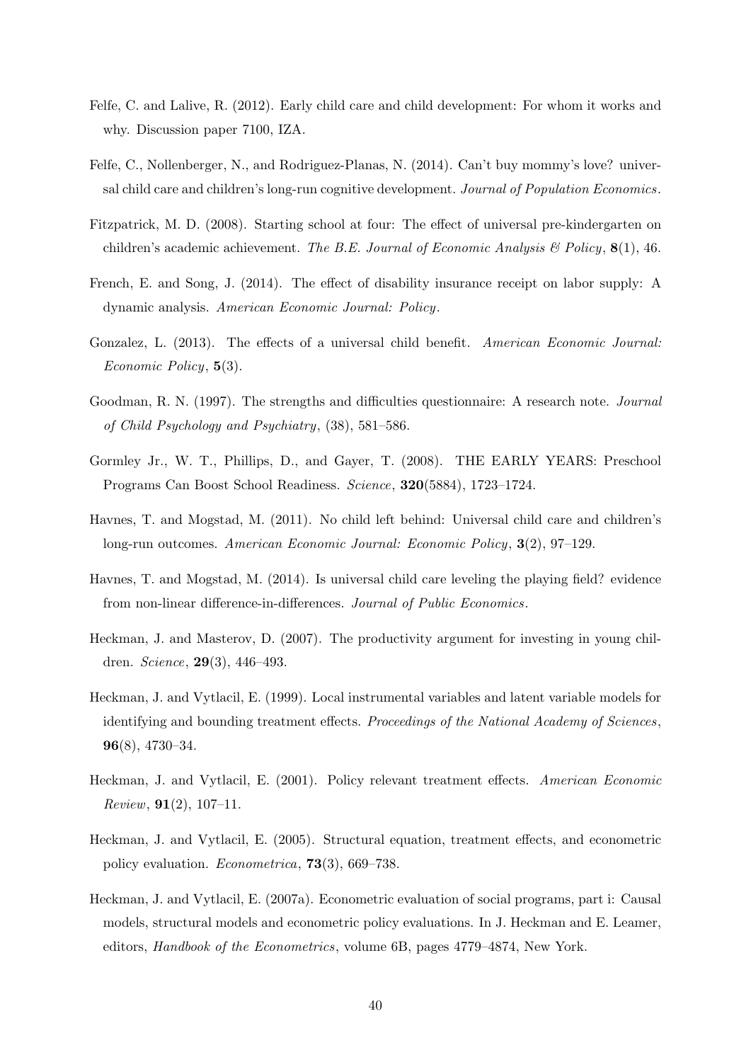Felfe, C. and Lalive, R. (2012). Early child care and child development: For whom it works and why. Discussion paper 7100, IZA.

Felfe, C., Nollenberger, N., and Rodriguez-Planas, N. (2014). Can't buy mommy's love? universal child care and children's long-run cognitive development. *Journal of Population Economics*.

Fitzpatrick, M. D. (2008). Starting school at four: The effect of universal pre-kindergarten on children's academic achievement. *The B.E. Journal of Economic Analysis & Policy*, **8**(1), 46.

French, E. and Song, J. (2014). The effect of disability insurance receipt on labor supply: A dynamic analysis. *American Economic Journal: Policy*.

Gonzalez, L. (2013). The effects of a universal child benefit. *American Economic Journal: Economic Policy*, **5**(3).

Goodman, R. N. (1997). The strengths and difficulties questionnaire: A research note. *Journal of Child Psychology and Psychiatry*, (38), 581–586.

Gormley Jr., W. T., Phillips, D., and Gayer, T. (2008). THE EARLY YEARS: Preschool Programs Can Boost School Readiness. *Science*, **320**(5884), 1723–1724.

Havnes, T. and Mogstad, M. (2011). No child left behind: Universal child care and children's long-run outcomes. *American Economic Journal: Economic Policy*, **3**(2), 97–129.

Havnes, T. and Mogstad, M. (2014). Is universal child care leveling the playing field? evidence from non-linear difference-in-differences. *Journal of Public Economics*.

Heckman, J. and Masterov, D. (2007). The productivity argument for investing in young children. *Science*, **29**(3), 446–493.

Heckman, J. and Vytlacil, E. (1999). Local instrumental variables and latent variable models for identifying and bounding treatment effects. *Proceedings of the National Academy of Sciences*, **96**(8), 4730–34.

Heckman, J. and Vytlacil, E. (2001). Policy relevant treatment effects. *American Economic Review*, **91**(2), 107–11.

Heckman, J. and Vytlacil, E. (2005). Structural equation, treatment effects, and econometric policy evaluation. *Econometrica*, **73**(3), 669–738.

Heckman, J. and Vytlacil, E. (2007a). Econometric evaluation of social programs, part i: Causal models, structural models and econometric policy evaluations. In J. Heckman and E. Leamer, editors, *Handbook of the Econometrics*, volume 6B, pages 4779–4874, New York.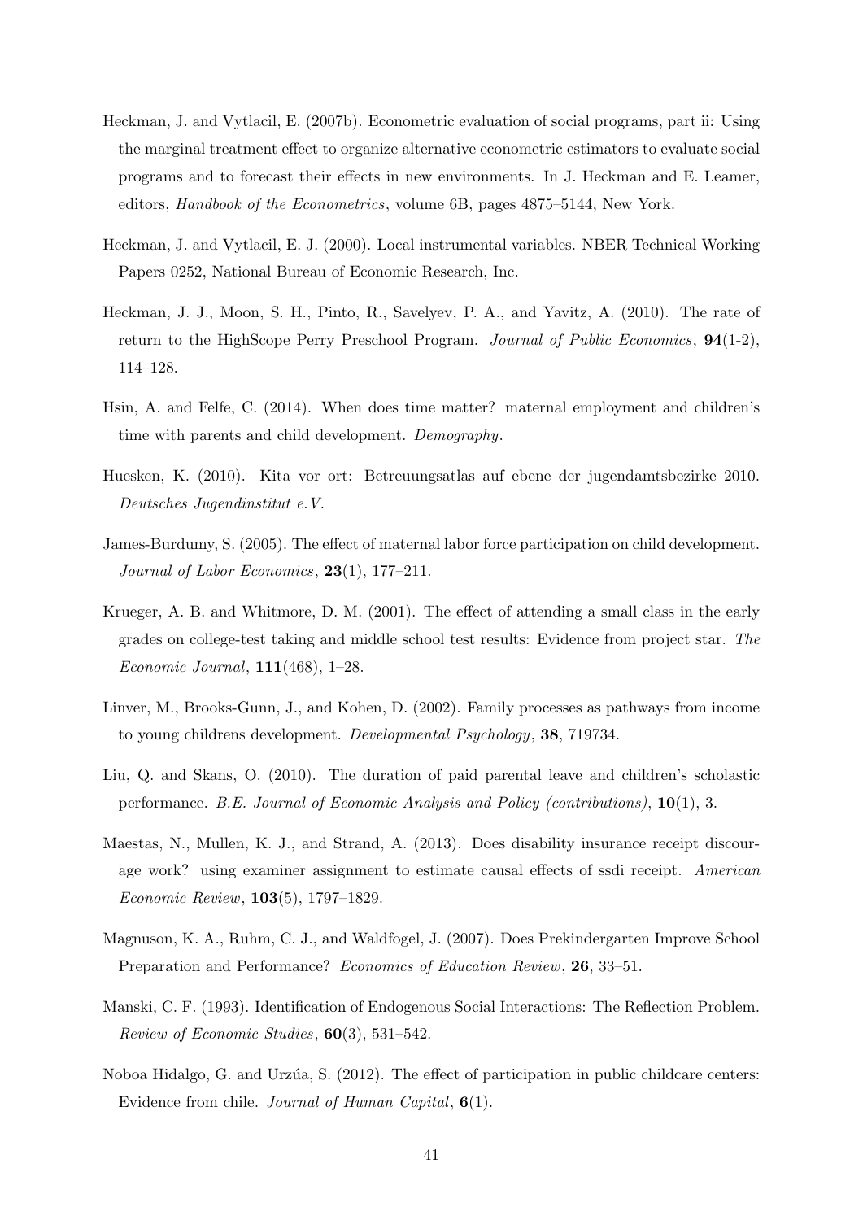Heckman, J. and Vytlacil, E. (2007b). Econometric evaluation of social programs, part ii: Using the marginal treatment effect to organize alternative econometric estimators to evaluate social programs and to forecast their effects in new environments. In J. Heckman and E. Leamer, editors, *Handbook of the Econometrics*, volume 6B, pages 4875–5144, New York.

Heckman, J. and Vytlacil, E. J. (2000). Local instrumental variables. NBER Technical Working Papers 0252, National Bureau of Economic Research, Inc.

Heckman, J. J., Moon, S. H., Pinto, R., Savelyev, P. A., and Yavitz, A. (2010). The rate of return to the HighScope Perry Preschool Program. *Journal of Public Economics*, **94**(1-2), 114–128.

Hsin, A. and Felfe, C. (2014). When does time matter? maternal employment and children's time with parents and child development. *Demography*.

Huesken, K. (2010). Kita vor ort: Betreuungsatlas auf ebene der jugendamtsbezirke 2010. *Deutsches Jugendinstitut e.V.*

James-Burdumy, S. (2005). The effect of maternal labor force participation on child development. *Journal of Labor Economics*, **23**(1), 177–211.

Krueger, A. B. and Whitmore, D. M. (2001). The effect of attending a small class in the early grades on college-test taking and middle school test results: Evidence from project star. *The Economic Journal*, **111**(468), 1–28.

Linver, M., Brooks-Gunn, J., and Kohen, D. (2002). Family processes as pathways from income to young childrens development. *Developmental Psychology*, **38**, 719734.

Liu, Q. and Skans, O. (2010). The duration of paid parental leave and children's scholastic performance. *B.E. Journal of Economic Analysis and Policy (contributions)*, **10**(1), 3.

Maestas, N., Mullen, K. J., and Strand, A. (2013). Does disability insurance receipt discourage work? using examiner assignment to estimate causal effects of ssdi receipt. *American Economic Review*, **103**(5), 1797–1829.

Magnuson, K. A., Ruhm, C. J., and Waldfogel, J. (2007). Does Prekindergarten Improve School Preparation and Performance? *Economics of Education Review*, **26**, 33–51.

Manski, C. F. (1993). Identification of Endogenous Social Interactions: The Reflection Problem. *Review of Economic Studies*, **60**(3), 531–542.

Noboa Hidalgo, G. and Urzúa, S. (2012). The effect of participation in public childcare centers: Evidence from chile. *Journal of Human Capital*, **6**(1).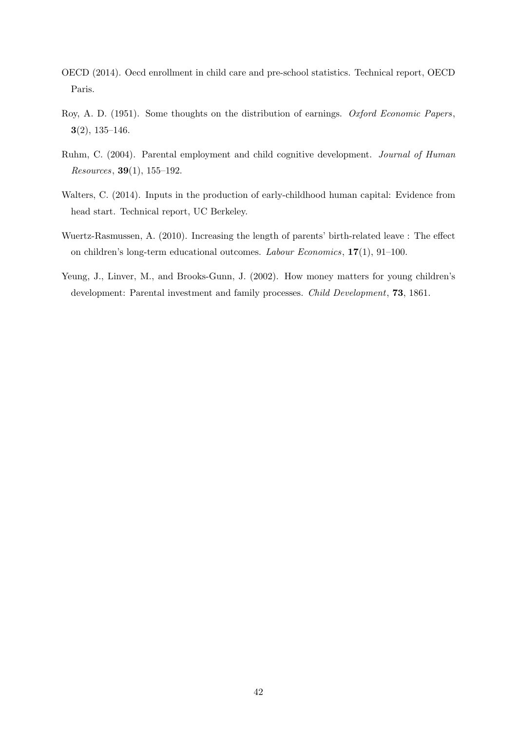OECD (2014). Oecd enrollment in child care and pre-school statistics. Technical report, OECD Paris.

Roy, A. D. (1951). Some thoughts on the distribution of earnings. *Oxford Economic Papers*, **3**(2), 135–146.

Ruhm, C. (2004). Parental employment and child cognitive development. *Journal of Human Resources*, **39**(1), 155–192.

Walters, C. (2014). Inputs in the production of early-childhood human capital: Evidence from head start. Technical report, UC Berkeley.

Wuertz-Rasmussen, A. (2010). Increasing the length of parents' birth-related leave : The effect on children's long-term educational outcomes. *Labour Economics*, **17**(1), 91–100.

Yeung, J., Linver, M., and Brooks-Gunn, J. (2002). How money matters for young children's development: Parental investment and family processes. *Child Development*, **73**, 1861.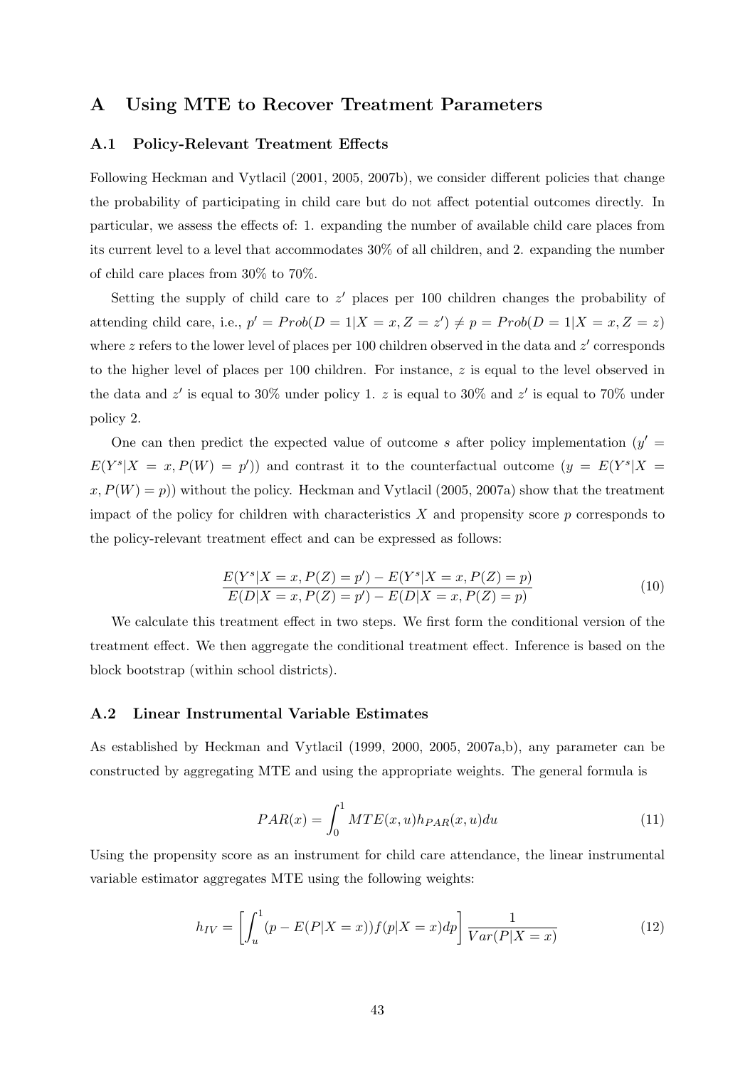# A Using MTE to Recover Treatment Parameters

## A.1 Policy-Relevant Treatment Effects

Following Heckman and Vytlacil (2001, 2005, 2007b), we consider different policies that change the probability of participating in child care but do not affect potential outcomes directly. In particular, we assess the effects of: 1. expanding the number of available child care places from its current level to a level that accommodates 30% of all children, and 2. expanding the number of child care places from 30% to 70%.

Setting the supply of child care to $z'$ places per 100 children changes the probability of attending child care, i.e., $p' = Prob(D = 1|X = x, Z = z') \neq p = Prob(D = 1|X = x, Z = z)$ where $z$ refers to the lower level of places per 100 children observed in the data and $z'$ corresponds to the higher level of places per 100 children. For instance, $z$ is equal to the level observed in the data and $z'$ is equal to 30% under policy 1. $z$ is equal to 30% and $z'$ is equal to 70% under policy 2.

One can then predict the expected value of outcome $s$ after policy implementation ($y' = E(Y^s|X = x, P(W) = p')$) and contrast it to the counterfactual outcome ($y = E(Y^s|X = x, P(W) = p)$) without the policy. Heckman and Vytlacil (2005, 2007a) show that the treatment impact of the policy for children with characteristics $X$ and propensity score $p$ corresponds to the policy-relevant treatment effect and can be expressed as follows:

$$\frac{E(Y^s|X = x, P(Z) = p') - E(Y^s|X = x, P(Z) = p)}{E(D|X = x, P(Z) = p') - E(D|X = x, P(Z) = p)} \tag{10}$$

We calculate this treatment effect in two steps. We first form the conditional version of the treatment effect. We then aggregate the conditional treatment effect. Inference is based on the block bootstrap (within school districts).

## A.2 Linear Instrumental Variable Estimates

As established by Heckman and Vytlacil (1999, 2000, 2005, 2007a,b), any parameter can be constructed by aggregating MTE and using the appropriate weights. The general formula is

$$PAR(x) = \int_0^1 MTE(x, u) h_{PAR}(x, u) du \tag{11}$$

Using the propensity score as an instrument for child care attendance, the linear instrumental variable estimator aggregates MTE using the following weights:

$$h_{IV} = \left[ \int_u^1 (p - E(P|X = x)) f(p|X = x) dp \right] \frac{1}{Var(P|X = x)} \tag{12}$$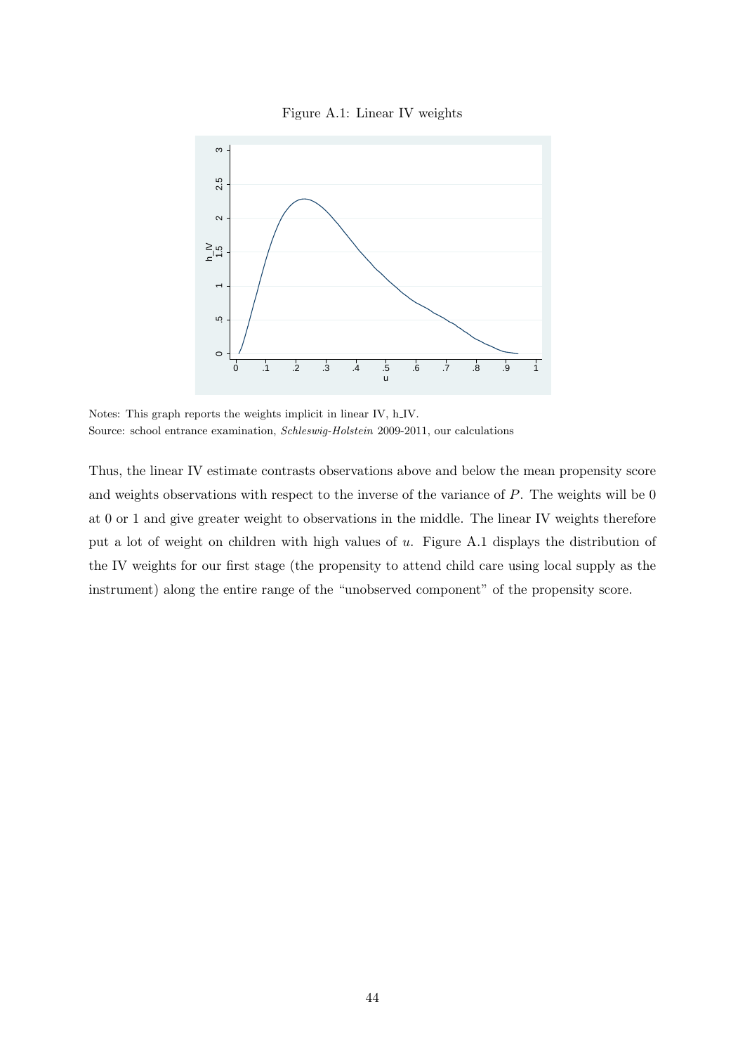Figure A.1: Linear IV weights

Notes: This graph reports the weights implicit in linear IV, h_IV.
Source: school entrance examination, *Schleswig-Holstein* 2009-2011, our calculations

Thus, the linear IV estimate contrasts observations above and below the mean propensity score and weights observations with respect to the inverse of the variance of $P$. The weights will be 0 at 0 or 1 and give greater weight to observations in the middle. The linear IV weights therefore put a lot of weight on children with high values of $u$. Figure A.1 displays the distribution of the IV weights for our first stage (the propensity to attend child care using local supply as the instrument) along the entire range of the "unobserved component" of the propensity score.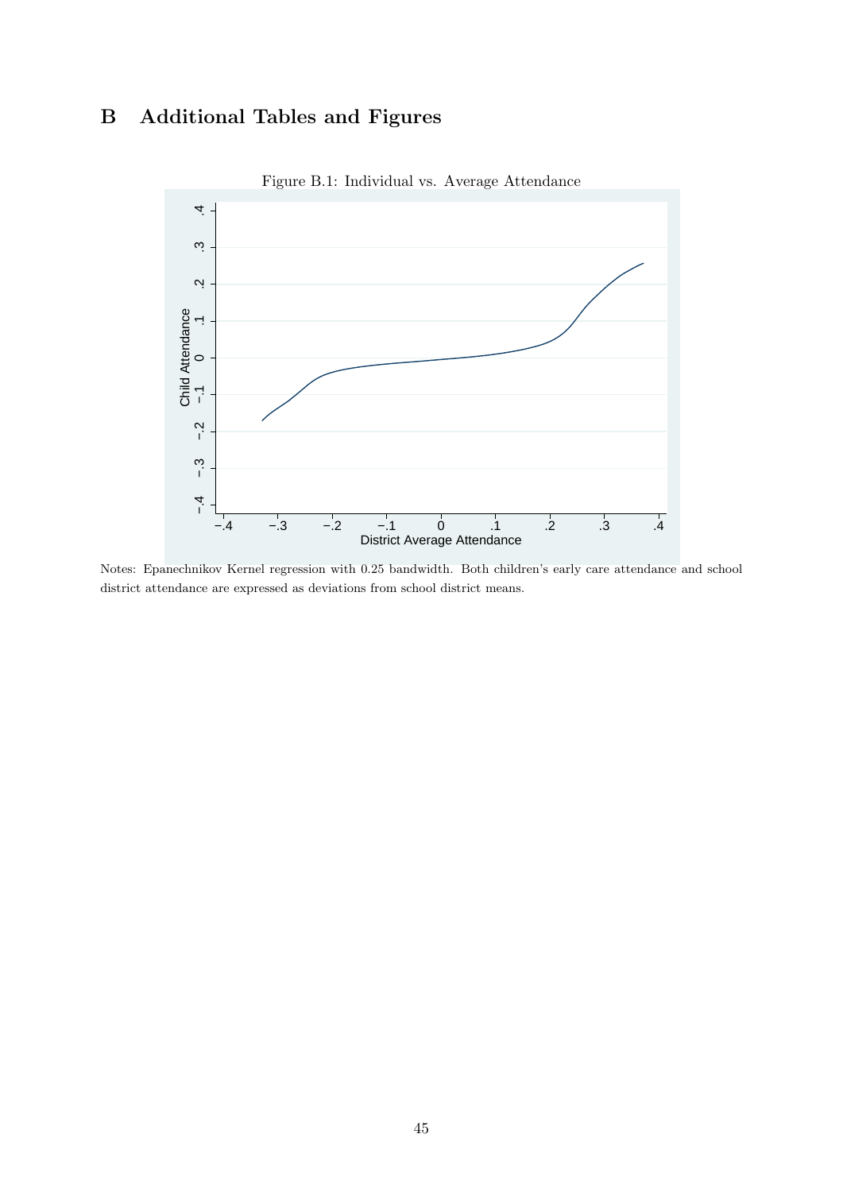# B Additional Tables and Figures

Figure B.1: Individual vs. Average Attendance

Notes: Epanechnikov Kernel regression with 0.25 bandwidth. Both children's early care attendance and school district attendance are expressed as deviations from school district means.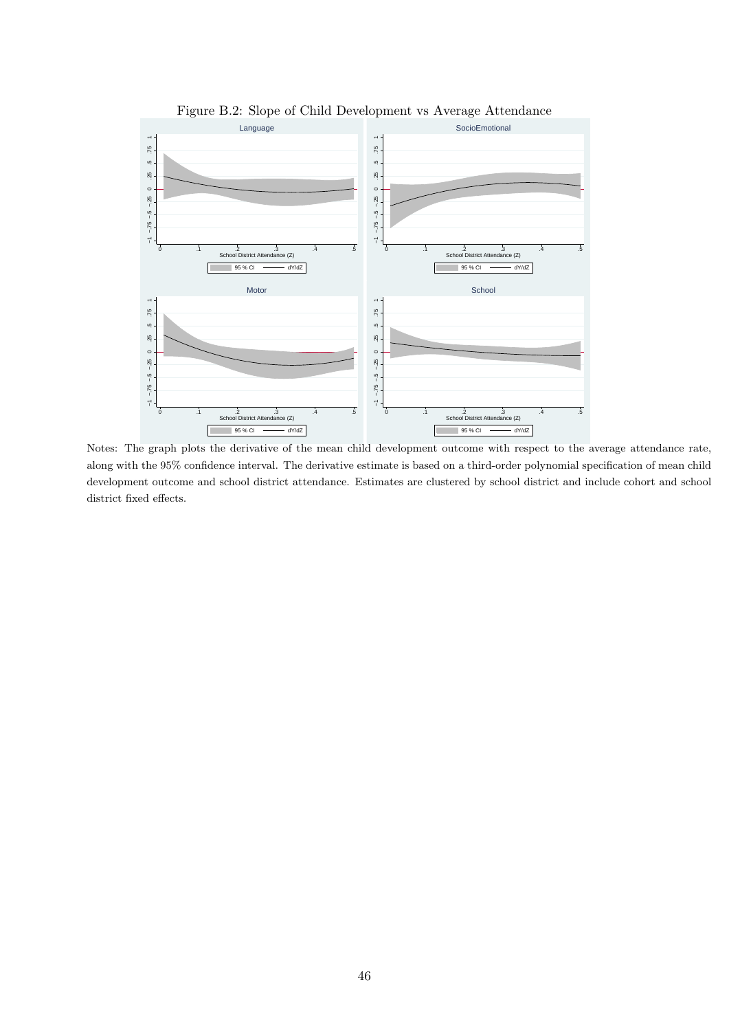Figure B.2: Slope of Child Development vs Average Attendance

Notes: The graph plots the derivative of the mean child development outcome with respect to the average attendance rate, along with the 95% confidence interval. The derivative estimate is based on a third-order polynomial specification of mean child development outcome and school district attendance. Estimates are clustered by school district and include cohort and school district fixed effects.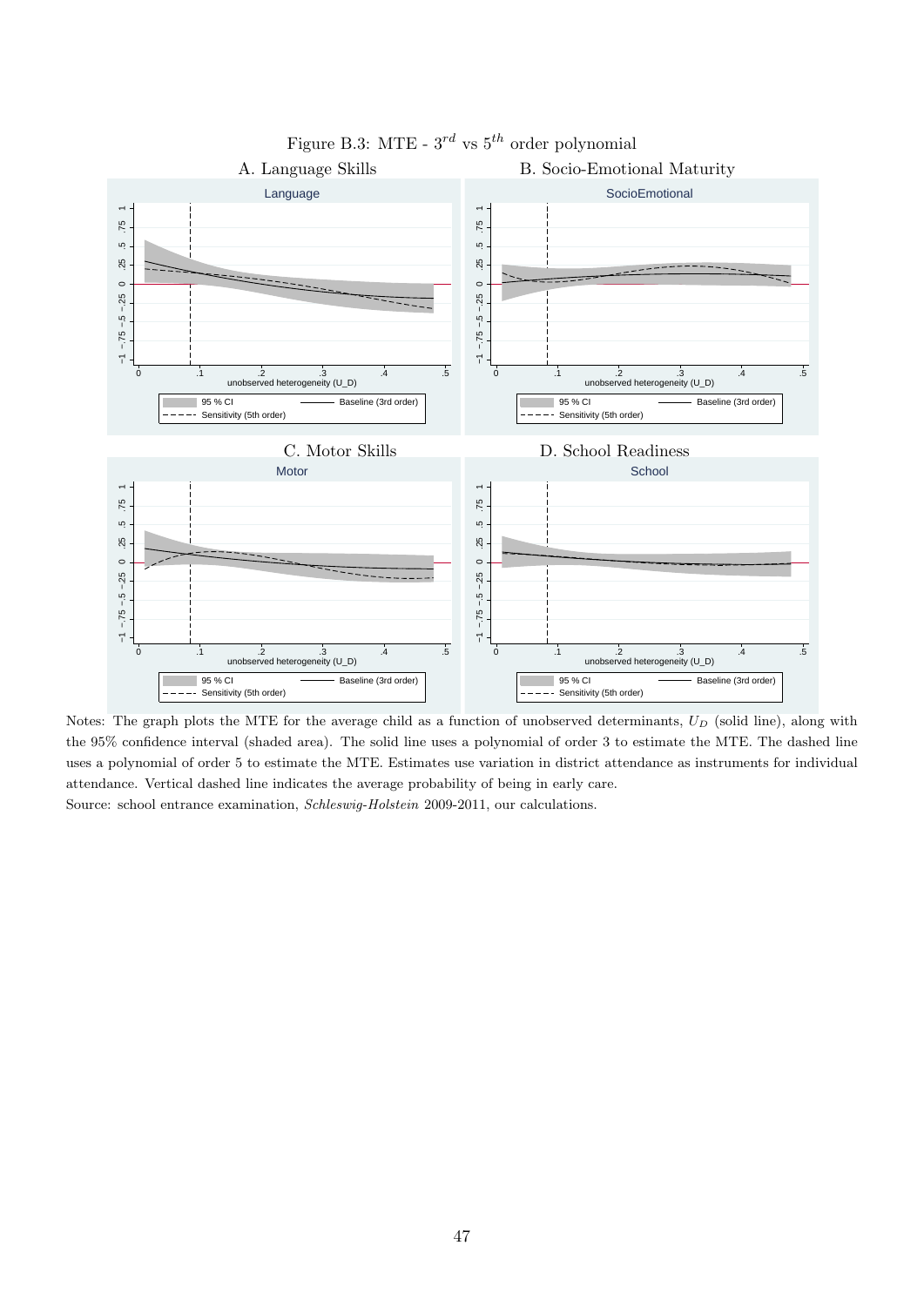Figure B.3: MTE - $3^{rd}$ vs $5^{th}$ order polynomial

A. Language Skills

B. Socio-Emotional Maturity

C. Motor Skills

D. School Readiness

Notes: The graph plots the MTE for the average child as a function of unobserved determinants, $U_D$ (solid line), along with the 95% confidence interval (shaded area). The solid line uses a polynomial of order 3 to estimate the MTE. The dashed line uses a polynomial of order 5 to estimate the MTE. Estimates use variation in district attendance as instruments for individual attendance. Vertical dashed line indicates the average probability of being in early care.

Source: school entrance examination, *Schleswig-Holstein* 2009-2011, our calculations.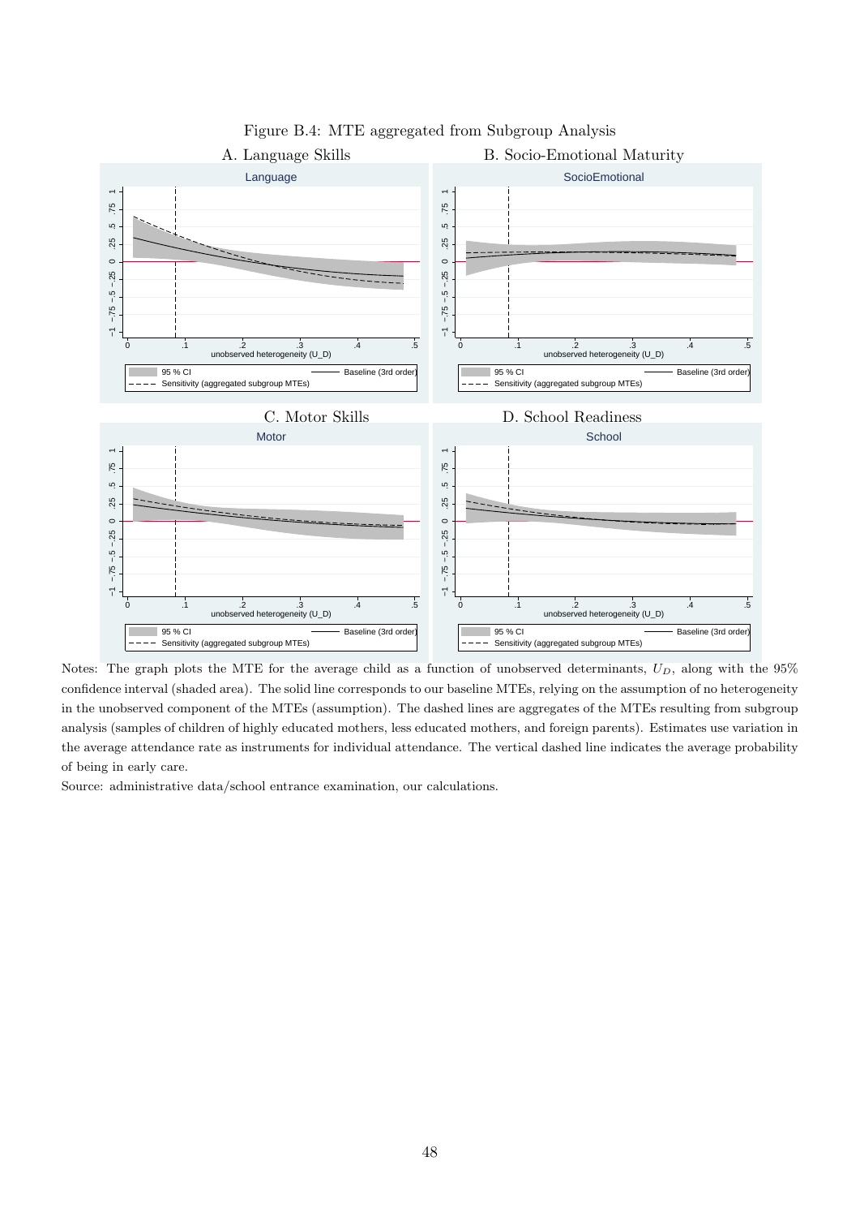Figure B.4: MTE aggregated from Subgroup Analysis

A. Language Skills

B. Socio-Emotional Maturity

C. Motor Skills

D. School Readiness

Notes: The graph plots the MTE for the average child as a function of unobserved determinants, $U_D$, along with the 95% confidence interval (shaded area). The solid line corresponds to our baseline MTEs, relying on the assumption of no heterogeneity in the unobserved component of the MTEs (assumption). The dashed lines are aggregates of the MTEs resulting from subgroup analysis (samples of children of highly educated mothers, less educated mothers, and foreign parents). Estimates use variation in the average attendance rate as instruments for individual attendance. The vertical dashed line indicates the average probability of being in early care.

Source: administrative data/school entrance examination, our calculations.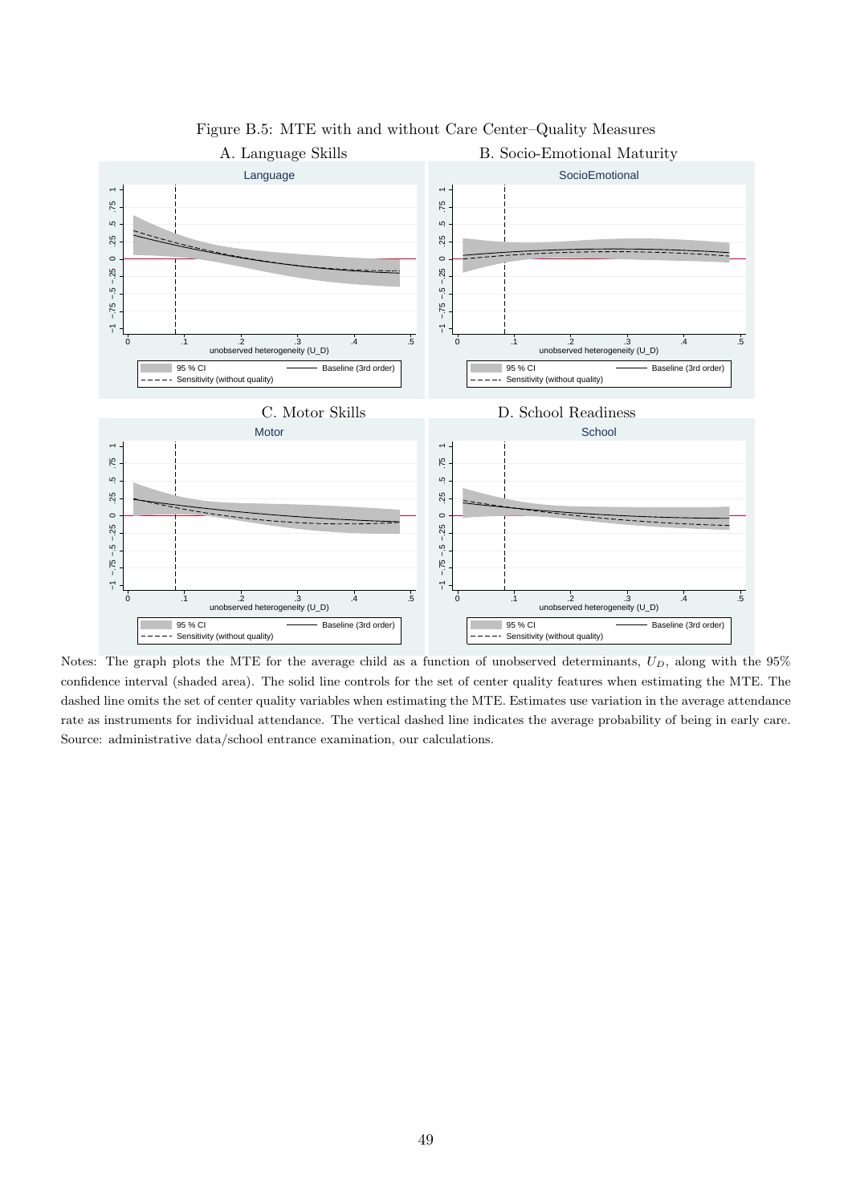Figure B.5: MTE with and without Care Center–Quality Measures

A. Language Skills

B. Socio-Emotional Maturity

C. Motor Skills

D. School Readiness

Notes: The graph plots the MTE for the average child as a function of unobserved determinants, $U_D$, along with the 95% confidence interval (shaded area). The solid line controls for the set of center quality features when estimating the MTE. The dashed line omits the set of center quality variables when estimating the MTE. Estimates use variation in the average attendance rate as instruments for individual attendance. The vertical dashed line indicates the average probability of being in early care. Source: administrative data/school entrance examination, our calculations.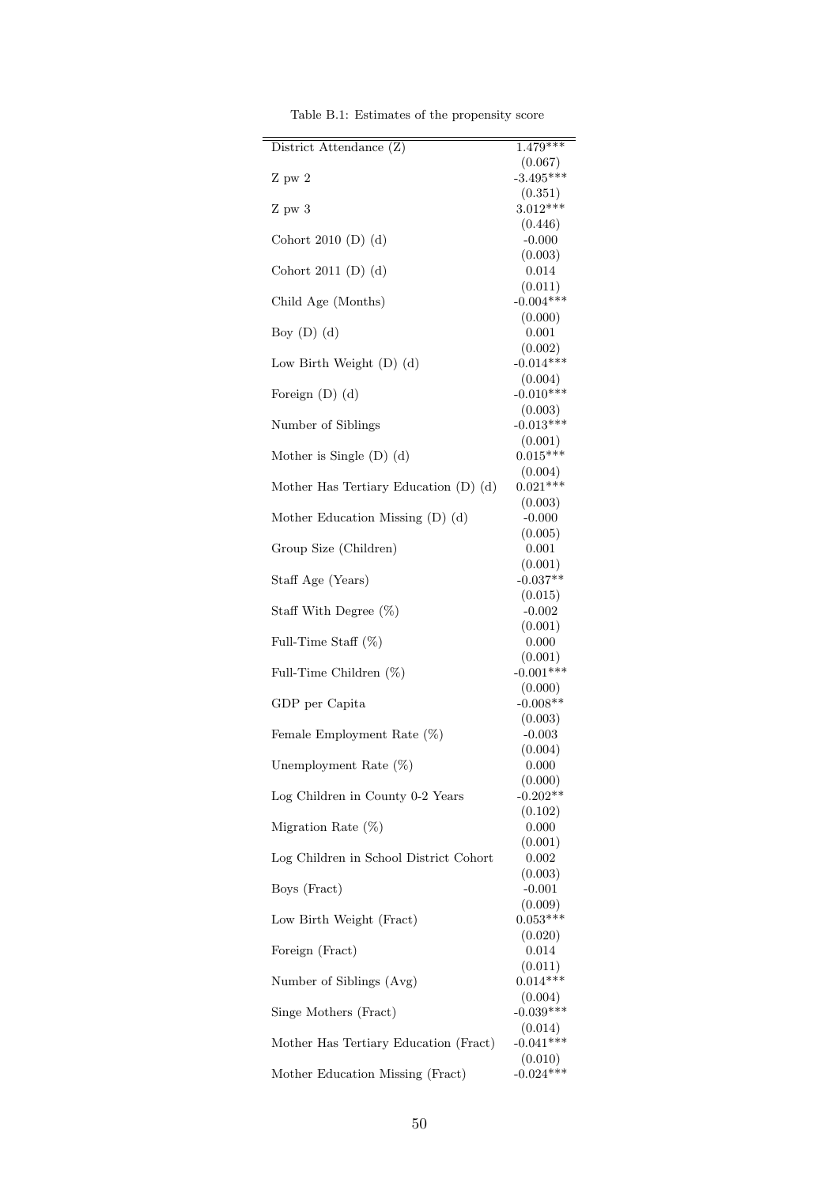Table B.1: Estimates of the propensity score

| | |
|---|---|
| District Attendance (Z) | 1.479*** |
| | (0.067) |
| Z pw 2 | -3.495*** |
| | (0.351) |
| Z pw 3 | 3.012*** |
| | (0.446) |
| Cohort 2010 (D) (d) | -0.000 |
| | (0.003) |
| Cohort 2011 (D) (d) | 0.014 |
| | (0.011) |
| Child Age (Months) | -0.004*** |
| | (0.000) |
| Boy (D) (d) | 0.001 |
| | (0.002) |
| Low Birth Weight (D) (d) | -0.014*** |
| | (0.004) |
| Foreign (D) (d) | -0.010*** |
| | (0.003) |
| Number of Siblings | -0.013*** |
| | (0.001) |
| Mother is Single (D) (d) | 0.015*** |
| | (0.004) |
| Mother Has Tertiary Education (D) (d) | 0.021*** |
| | (0.003) |
| Mother Education Missing (D) (d) | -0.000 |
| | (0.005) |
| Group Size (Children) | 0.001 |
| | (0.001) |
| Staff Age (Years) | -0.037** |
| | (0.015) |
| Staff With Degree (%) | -0.002 |
| | (0.001) |
| Full-Time Staff (%) | 0.000 |
| | (0.001) |
| Full-Time Children (%) | -0.001*** |
| | (0.000) |
| GDP per Capita | -0.008** |
| | (0.003) |
| Female Employment Rate (%) | -0.003 |
| | (0.004) |
| Unemployment Rate (%) | 0.000 |
| | (0.000) |
| Log Children in County 0-2 Years | -0.202** |
| | (0.102) |
| Migration Rate (%) | 0.000 |
| | (0.001) |
| Log Children in School District Cohort | 0.002 |
| | (0.003) |
| Boys (Fract) | -0.001 |
| | (0.009) |
| Low Birth Weight (Fract) | 0.053*** |
| | (0.020) |
| Foreign (Fract) | 0.014 |
| | (0.011) |
| Number of Siblings (Avg) | 0.014*** |
| | (0.004) |
| Singe Mothers (Fract) | -0.039*** |
| | (0.014) |
| Mother Has Tertiary Education (Fract) | -0.041*** |
| | (0.010) |
| Mother Education Missing (Fract) | -0.024*** |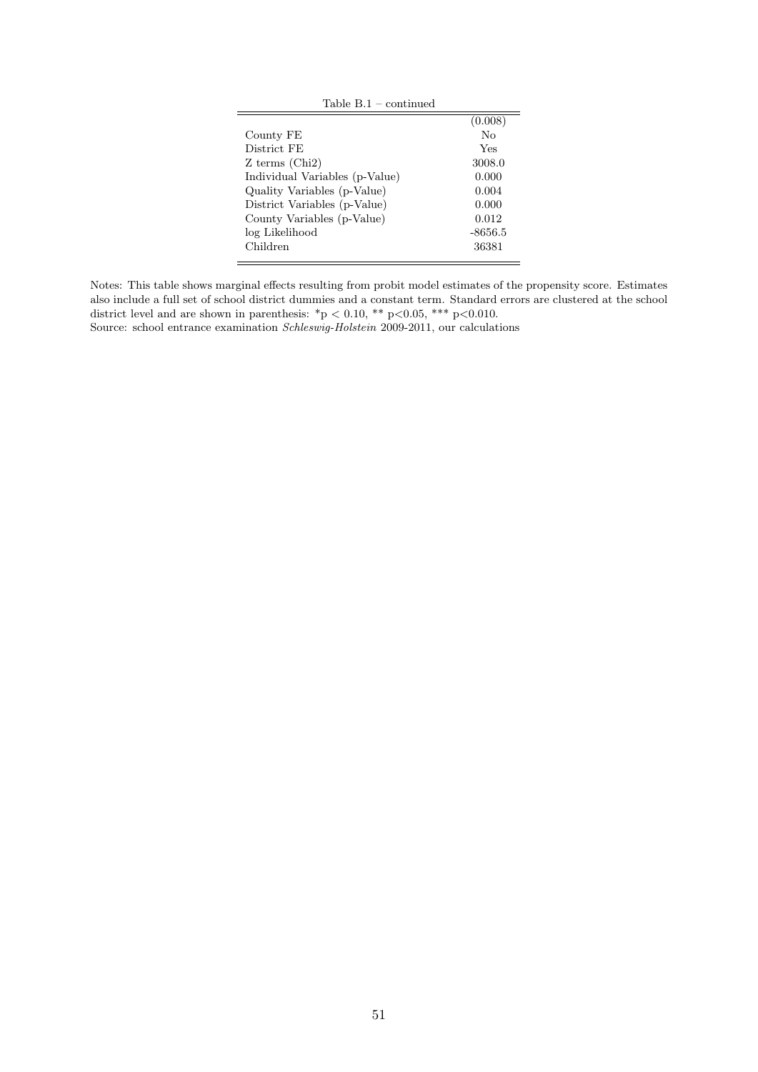Table B.1 – continued

| | |
|---|---|
| | (0.008) |
| County FE | No |
| District FE | Yes |
| Z terms (Chi2) | 3008.0 |
| Individual Variables (p-Value) | 0.000 |
| Quality Variables (p-Value) | 0.004 |
| District Variables (p-Value) | 0.000 |
| County Variables (p-Value) | 0.012 |
| log Likelihood | -8656.5 |
| Children | 36381 |

Notes: This table shows marginal effects resulting from probit model estimates of the propensity score. Estimates also include a full set of school district dummies and a constant term. Standard errors are clustered at the school district level and are shown in parenthesis: *p $< 0.10$, ** p$<0.05$, *** p$<0.010$.
Source: school entrance examination *Schleswig-Holstein* 2009-2011, our calculations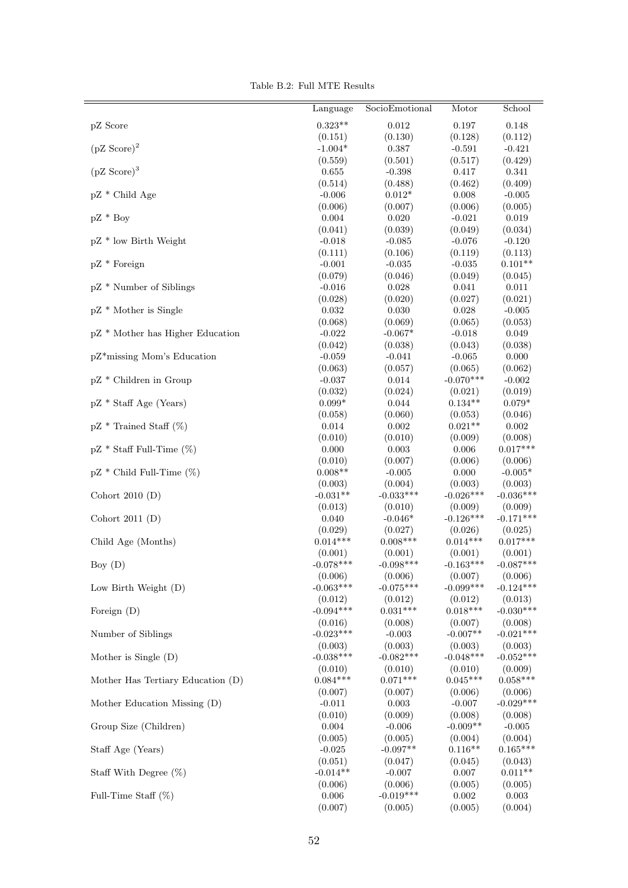Table B.2: Full MTE Results

| | Language | SocioEmotional | Motor | School |
|---|---|---|---|---|
| pZ Score | 0.323** | 0.012 | 0.197 | 0.148 |
| | (0.151) | (0.130) | (0.128) | (0.112) |
| $(\text{pZ Score})^2$ | -1.004* | 0.387 | -0.591 | -0.421 |
| | (0.559) | (0.501) | (0.517) | (0.429) |
| $(\text{pZ Score})^3$ | 0.655 | -0.398 | 0.417 | 0.341 |
| | (0.514) | (0.488) | (0.462) | (0.409) |
| pZ * Child Age | -0.006 | 0.012* | 0.008 | -0.005 |
| | (0.006) | (0.007) | (0.006) | (0.005) |
| pZ * Boy | 0.004 | 0.020 | -0.021 | 0.019 |
| | (0.041) | (0.039) | (0.049) | (0.034) |
| pZ * low Birth Weight | -0.018 | -0.085 | -0.076 | -0.120 |
| | (0.111) | (0.106) | (0.119) | (0.113) |
| pZ * Foreign | -0.001 | -0.035 | -0.035 | 0.101** |
| | (0.079) | (0.046) | (0.049) | (0.045) |
| pZ * Number of Siblings | -0.016 | 0.028 | 0.041 | 0.011 |
| | (0.028) | (0.020) | (0.027) | (0.021) |
| pZ * Mother is Single | 0.032 | 0.030 | 0.028 | -0.005 |
| | (0.068) | (0.069) | (0.065) | (0.053) |
| pZ * Mother has Higher Education | -0.022 | -0.067* | -0.018 | 0.049 |
| | (0.042) | (0.038) | (0.043) | (0.038) |
| pZ*missing Mom's Education | -0.059 | -0.041 | -0.065 | 0.000 |
| | (0.063) | (0.057) | (0.065) | (0.062) |
| pZ * Children in Group | -0.037 | 0.014 | -0.070*** | -0.002 |
| | (0.032) | (0.024) | (0.021) | (0.019) |
| pZ * Staff Age (Years) | 0.099* | 0.044 | 0.134** | 0.079* |
| | (0.058) | (0.060) | (0.053) | (0.046) |
| pZ * Trained Staff (%) | 0.014 | 0.002 | 0.021** | 0.002 |
| | (0.010) | (0.010) | (0.009) | (0.008) |
| pZ * Staff Full-Time (%) | 0.000 | 0.003 | 0.006 | 0.017*** |
| | (0.010) | (0.007) | (0.006) | (0.006) |
| pZ * Child Full-Time (%) | 0.008** | -0.005 | 0.000 | -0.005* |
| | (0.003) | (0.004) | (0.003) | (0.003) |
| Cohort 2010 (D) | -0.031** | -0.033*** | -0.026*** | -0.036*** |
| | (0.013) | (0.010) | (0.009) | (0.009) |
| Cohort 2011 (D) | 0.040 | -0.046* | -0.126*** | -0.171*** |
| | (0.029) | (0.027) | (0.026) | (0.025) |
| Child Age (Months) | 0.014*** | 0.008*** | 0.014*** | 0.017*** |
| | (0.001) | (0.001) | (0.001) | (0.001) |
| Boy (D) | -0.078*** | -0.098*** | -0.163*** | -0.087*** |
| | (0.006) | (0.006) | (0.007) | (0.006) |
| Low Birth Weight (D) | -0.063*** | -0.075*** | -0.099*** | -0.124*** |
| | (0.012) | (0.012) | (0.012) | (0.013) |
| Foreign (D) | -0.094*** | 0.031*** | 0.018*** | -0.030*** |
| | (0.016) | (0.008) | (0.007) | (0.008) |
| Number of Siblings | -0.023*** | -0.003 | -0.007** | -0.021*** |
| | (0.003) | (0.003) | (0.003) | (0.003) |
| Mother is Single (D) | -0.038*** | -0.082*** | -0.048*** | -0.052*** |
| | (0.010) | (0.010) | (0.010) | (0.009) |
| Mother Has Tertiary Education (D) | 0.084*** | 0.071*** | 0.045*** | 0.058*** |
| | (0.007) | (0.007) | (0.006) | (0.006) |
| Mother Education Missing (D) | -0.011 | 0.003 | -0.007 | -0.029*** |
| | (0.010) | (0.009) | (0.008) | (0.008) |
| Group Size (Children) | 0.004 | -0.006 | -0.009** | -0.005 |
| | (0.005) | (0.005) | (0.004) | (0.004) |
| Staff Age (Years) | -0.025 | -0.097** | 0.116** | 0.165*** |
| | (0.051) | (0.047) | (0.045) | (0.043) |
| Staff With Degree (%) | -0.014** | -0.007 | 0.007 | 0.011** |
| | (0.006) | (0.006) | (0.005) | (0.005) |
| Full-Time Staff (%) | 0.006 | -0.019*** | 0.002 | 0.003 |
| | (0.007) | (0.005) | (0.005) | (0.004) |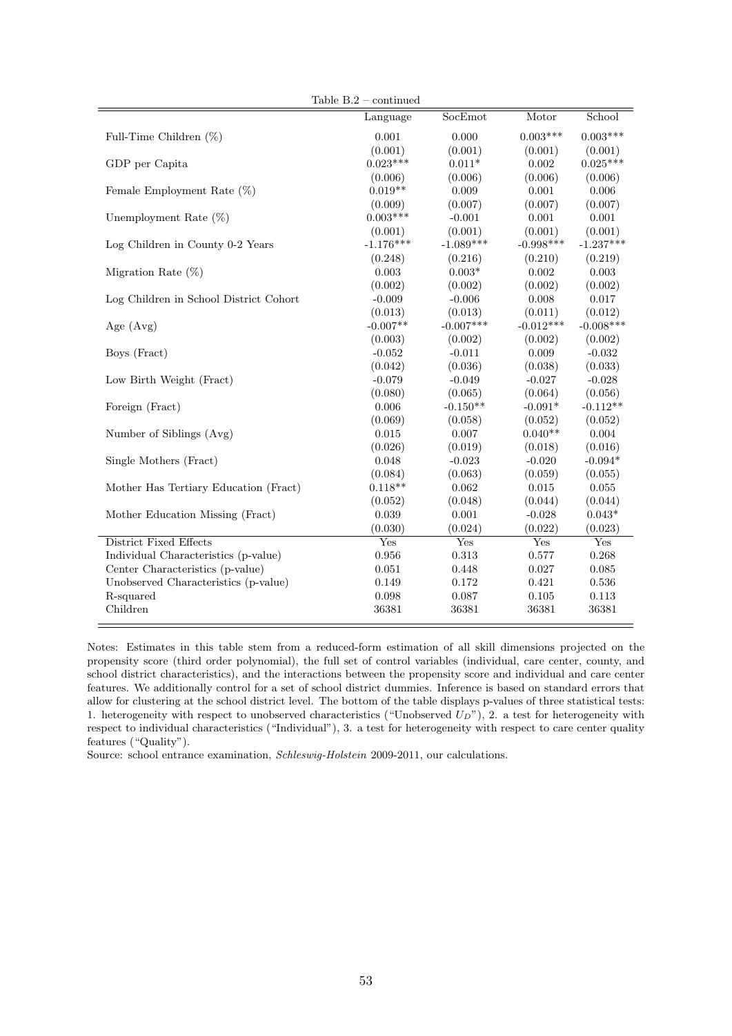Table B.2 – continued

| | Language | SocEmot | Motor | School |
|---|---|---|---|---|
| Full-Time Children (%) | 0.001 | 0.000 | 0.003*** | 0.003*** |
| | (0.001) | (0.001) | (0.001) | (0.001) |
| GDP per Capita | 0.023*** | 0.011* | 0.002 | 0.025*** |
| | (0.006) | (0.006) | (0.006) | (0.006) |
| Female Employment Rate (%) | 0.019** | 0.009 | 0.001 | 0.006 |
| | (0.009) | (0.007) | (0.007) | (0.007) |
| Unemployment Rate (%) | 0.003*** | -0.001 | 0.001 | 0.001 |
| | (0.001) | (0.001) | (0.001) | (0.001) |
| Log Children in County 0-2 Years | -1.176*** | -1.089*** | -0.998*** | -1.237*** |
| | (0.248) | (0.216) | (0.210) | (0.219) |
| Migration Rate (%) | 0.003 | 0.003* | 0.002 | 0.003 |
| | (0.002) | (0.002) | (0.002) | (0.002) |
| Log Children in School District Cohort | -0.009 | -0.006 | 0.008 | 0.017 |
| | (0.013) | (0.013) | (0.011) | (0.012) |
| Age (Avg) | -0.007** | -0.007*** | -0.012*** | -0.008*** |
| | (0.003) | (0.002) | (0.002) | (0.002) |
| Boys (Fract) | -0.052 | -0.011 | 0.009 | -0.032 |
| | (0.042) | (0.036) | (0.038) | (0.033) |
| Low Birth Weight (Fract) | -0.079 | -0.049 | -0.027 | -0.028 |
| | (0.080) | (0.065) | (0.064) | (0.056) |
| Foreign (Fract) | 0.006 | -0.150** | -0.091* | -0.112** |
| | (0.069) | (0.058) | (0.052) | (0.052) |
| Number of Siblings (Avg) | 0.015 | 0.007 | 0.040** | 0.004 |
| | (0.026) | (0.019) | (0.018) | (0.016) |
| Single Mothers (Fract) | 0.048 | -0.023 | -0.020 | -0.094* |
| | (0.084) | (0.063) | (0.059) | (0.055) |
| Mother Has Tertiary Education (Fract) | 0.118** | 0.062 | 0.015 | 0.055 |
| | (0.052) | (0.048) | (0.044) | (0.044) |
| Mother Education Missing (Fract) | 0.039 | 0.001 | -0.028 | 0.043* |
| | (0.030) | (0.024) | (0.022) | (0.023) |
| District Fixed Effects | Yes | Yes | Yes | Yes |
| Individual Characteristics (p-value) | 0.956 | 0.313 | 0.577 | 0.268 |
| Center Characteristics (p-value) | 0.051 | 0.448 | 0.027 | 0.085 |
| Unobserved Characteristics (p-value) | 0.149 | 0.172 | 0.421 | 0.536 |
| R-squared | 0.098 | 0.087 | 0.105 | 0.113 |
| Children | 36381 | 36381 | 36381 | 36381 |

Notes: Estimates in this table stem from a reduced-form estimation of all skill dimensions projected on the propensity score (third order polynomial), the full set of control variables (individual, care center, county, and school district characteristics), and the interactions between the propensity score and individual and care center features. We additionally control for a set of school district dummies. Inference is based on standard errors that allow for clustering at the school district level. The bottom of the table displays p-values of three statistical tests: 1. heterogeneity with respect to unobserved characteristics ("Unobserved $U_D$"), 2. a test for heterogeneity with respect to individual characteristics ("Individual"), 3. a test for heterogeneity with respect to care center quality features ("Quality").

Source: school entrance examination, *Schleswig-Holstein* 2009-2011, our calculations.